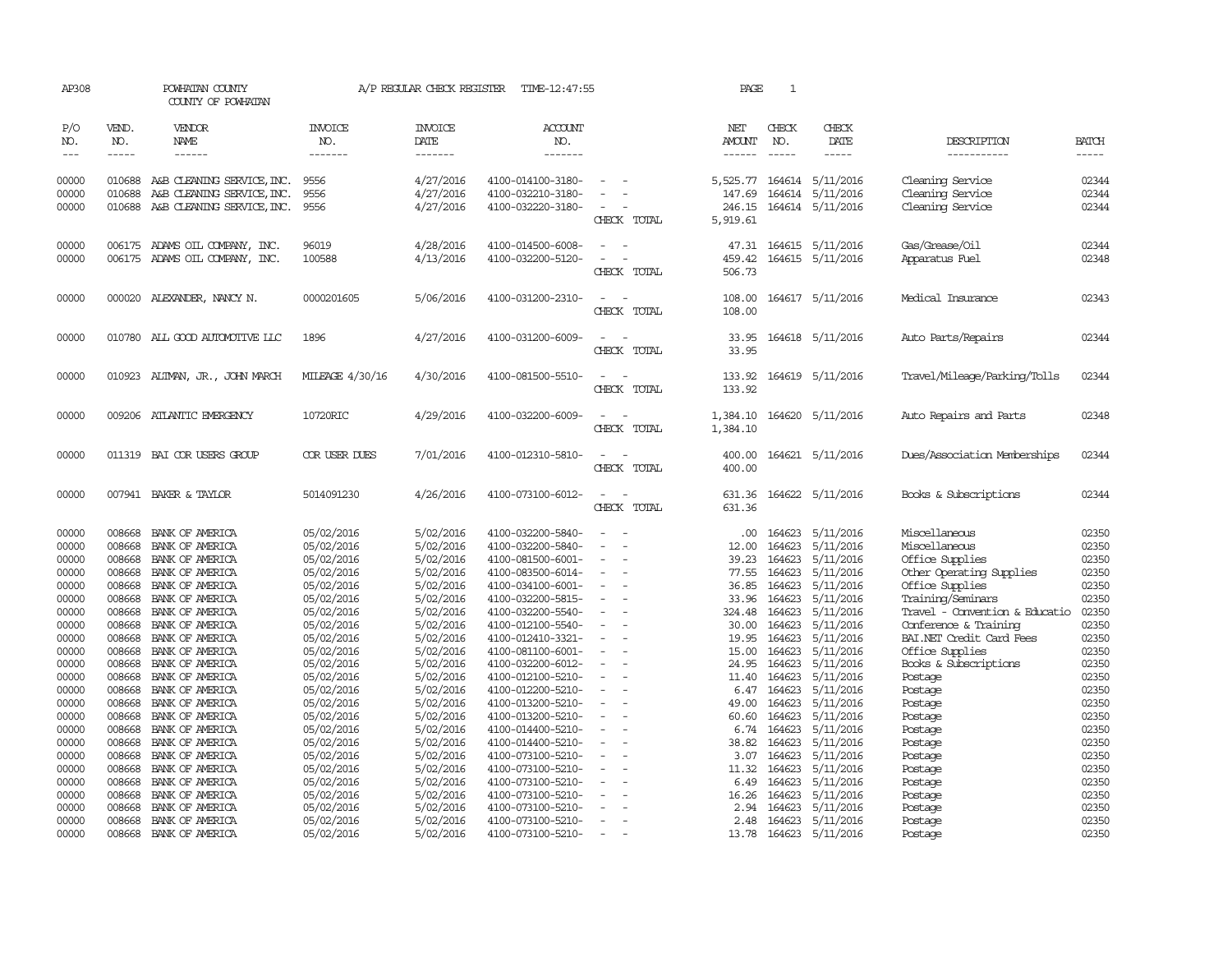AP308 POWHATAN COUNTY A/P REGULAR CHECK REGISTER TIME-12:47:55

COUNTY OF POWHATAN

| P/O NO. | VEND. NO. | VENDOR NAME | INVOICE NO. | INVOICE DATE | ACCOUNT NO. | | NET AMOUNT | CHECK NO. | CHECK DATE | DESCRIPTION | BATCH |
|---|---|---|---|---|---|---|---|---|---|---|---|
| 00000 | 010688 | A&B CLEANING SERVICE,INC. | 9556 | 4/27/2016 | 4100-014100-3180- | - - | 5,525.77 | 164614 | 5/11/2016 | Cleaning Service | 02344 |
| 00000 | 010688 | A&B CLEANING SERVICE,INC. | 9556 | 4/27/2016 | 4100-032210-3180- | - - | 147.69 | 164614 | 5/11/2016 | Cleaning Service | 02344 |
| 00000 | 010688 | A&B CLEANING SERVICE,INC. | 9556 | 4/27/2016 | 4100-032220-3180- | - - | 246.15 | 164614 | 5/11/2016 | Cleaning Service | 02344 |
| | | | | | | CHECK TOTAL | 5,919.61 | | | | |
| 00000 | 006175 | ADAMS OIL COMPANY, INC. | 96019 | 4/28/2016 | 4100-014500-6008- | - - | 47.31 | 164615 | 5/11/2016 | Gas/Grease/Oil | 02344 |
| 00000 | 006175 | ADAMS OIL COMPANY, INC. | 100588 | 4/13/2016 | 4100-032200-5120- | - - | 459.42 | 164615 | 5/11/2016 | Apparatus Fuel | 02348 |
| | | | | | | CHECK TOTAL | 506.73 | | | | |
| 00000 | 000020 | ALEXANDER, NANCY N. | 0000201605 | 5/06/2016 | 4100-031200-2310- | - - | 108.00 | 164617 | 5/11/2016 | Medical Insurance | 02343 |
| | | | | | | CHECK TOTAL | 108.00 | | | | |
| 00000 | 010780 | ALL GOOD AUTOMOTIVE LLC | 1896 | 4/27/2016 | 4100-031200-6009- | - - | 33.95 | 164618 | 5/11/2016 | Auto Parts/Repairs | 02344 |
| | | | | | | CHECK TOTAL | 33.95 | | | | |
| 00000 | 010923 | ALTMAN, JR., JOHN MARCH | MILEAGE 4/30/16 | 4/30/2016 | 4100-081500-5510- | - - | 133.92 | 164619 | 5/11/2016 | Travel/Mileage/Parking/Tolls | 02344 |
| | | | | | | CHECK TOTAL | 133.92 | | | | |
| 00000 | 009206 | ATLANTIC EMERGENCY | 10720RIC | 4/29/2016 | 4100-032200-6009- | - - | 1,384.10 | 164620 | 5/11/2016 | Auto Repairs and Parts | 02348 |
| | | | | | | CHECK TOTAL | 1,384.10 | | | | |
| 00000 | 011319 | BAI COR USERS GROUP | COR USER DUES | 7/01/2016 | 4100-012310-5810- | - - | 400.00 | 164621 | 5/11/2016 | Dues/Association Memberships | 02344 |
| | | | | | | CHECK TOTAL | 400.00 | | | | |
| 00000 | 007941 | BAKER & TAYLOR | 5014091230 | 4/26/2016 | 4100-073100-6012- | - - | 631.36 | 164622 | 5/11/2016 | Books & Subscriptions | 02344 |
| | | | | | | CHECK TOTAL | 631.36 | | | | |
| 00000 | 008668 | BANK OF AMERICA | 05/02/2016 | 5/02/2016 | 4100-032200-5840- | - - | .00 | 164623 | 5/11/2016 | Miscellaneous | 02350 |
| 00000 | 008668 | BANK OF AMERICA | 05/02/2016 | 5/02/2016 | 4100-032200-5840- | - - | 12.00 | 164623 | 5/11/2016 | Miscellaneous | 02350 |
| 00000 | 008668 | BANK OF AMERICA | 05/02/2016 | 5/02/2016 | 4100-081500-6001- | - - | 39.23 | 164623 | 5/11/2016 | Office Supplies | 02350 |
| 00000 | 008668 | BANK OF AMERICA | 05/02/2016 | 5/02/2016 | 4100-083500-6014- | - - | 77.55 | 164623 | 5/11/2016 | Other Operating Supplies | 02350 |
| 00000 | 008668 | BANK OF AMERICA | 05/02/2016 | 5/02/2016 | 4100-034100-6001- | - - | 36.85 | 164623 | 5/11/2016 | Office Supplies | 02350 |
| 00000 | 008668 | BANK OF AMERICA | 05/02/2016 | 5/02/2016 | 4100-032200-5815- | - - | 33.96 | 164623 | 5/11/2016 | Training/Seminars | 02350 |
| 00000 | 008668 | BANK OF AMERICA | 05/02/2016 | 5/02/2016 | 4100-032200-5540- | - - | 324.48 | 164623 | 5/11/2016 | Travel - Convention & Educatio | 02350 |
| 00000 | 008668 | BANK OF AMERICA | 05/02/2016 | 5/02/2016 | 4100-012100-5540- | - - | 30.00 | 164623 | 5/11/2016 | Conference & Training | 02350 |
| 00000 | 008668 | BANK OF AMERICA | 05/02/2016 | 5/02/2016 | 4100-012410-3321- | - - | 19.95 | 164623 | 5/11/2016 | BAI.NET Credit Card Fees | 02350 |
| 00000 | 008668 | BANK OF AMERICA | 05/02/2016 | 5/02/2016 | 4100-081100-6001- | - - | 15.00 | 164623 | 5/11/2016 | Office Supplies | 02350 |
| 00000 | 008668 | BANK OF AMERICA | 05/02/2016 | 5/02/2016 | 4100-032200-6012- | - - | 24.95 | 164623 | 5/11/2016 | Books & Subscriptions | 02350 |
| 00000 | 008668 | BANK OF AMERICA | 05/02/2016 | 5/02/2016 | 4100-012100-5210- | - - | 11.40 | 164623 | 5/11/2016 | Postage | 02350 |
| 00000 | 008668 | BANK OF AMERICA | 05/02/2016 | 5/02/2016 | 4100-012200-5210- | - - | 6.47 | 164623 | 5/11/2016 | Postage | 02350 |
| 00000 | 008668 | BANK OF AMERICA | 05/02/2016 | 5/02/2016 | 4100-013200-5210- | - - | 49.00 | 164623 | 5/11/2016 | Postage | 02350 |
| 00000 | 008668 | BANK OF AMERICA | 05/02/2016 | 5/02/2016 | 4100-013200-5210- | - - | 60.60 | 164623 | 5/11/2016 | Postage | 02350 |
| 00000 | 008668 | BANK OF AMERICA | 05/02/2016 | 5/02/2016 | 4100-014400-5210- | - - | 6.74 | 164623 | 5/11/2016 | Postage | 02350 |
| 00000 | 008668 | BANK OF AMERICA | 05/02/2016 | 5/02/2016 | 4100-014400-5210- | - - | 38.82 | 164623 | 5/11/2016 | Postage | 02350 |
| 00000 | 008668 | BANK OF AMERICA | 05/02/2016 | 5/02/2016 | 4100-073100-5210- | - - | 3.07 | 164623 | 5/11/2016 | Postage | 02350 |
| 00000 | 008668 | BANK OF AMERICA | 05/02/2016 | 5/02/2016 | 4100-073100-5210- | - - | 11.32 | 164623 | 5/11/2016 | Postage | 02350 |
| 00000 | 008668 | BANK OF AMERICA | 05/02/2016 | 5/02/2016 | 4100-073100-5210- | - - | 6.49 | 164623 | 5/11/2016 | Postage | 02350 |
| 00000 | 008668 | BANK OF AMERICA | 05/02/2016 | 5/02/2016 | 4100-073100-5210- | - - | 16.26 | 164623 | 5/11/2016 | Postage | 02350 |
| 00000 | 008668 | BANK OF AMERICA | 05/02/2016 | 5/02/2016 | 4100-073100-5210- | - - | 2.94 | 164623 | 5/11/2016 | Postage | 02350 |
| 00000 | 008668 | BANK OF AMERICA | 05/02/2016 | 5/02/2016 | 4100-073100-5210- | - - | 2.48 | 164623 | 5/11/2016 | Postage | 02350 |
| 00000 | 008668 | BANK OF AMERICA | 05/02/2016 | 5/02/2016 | 4100-073100-5210- | - - | 13.78 | 164623 | 5/11/2016 | Postage | 02350 |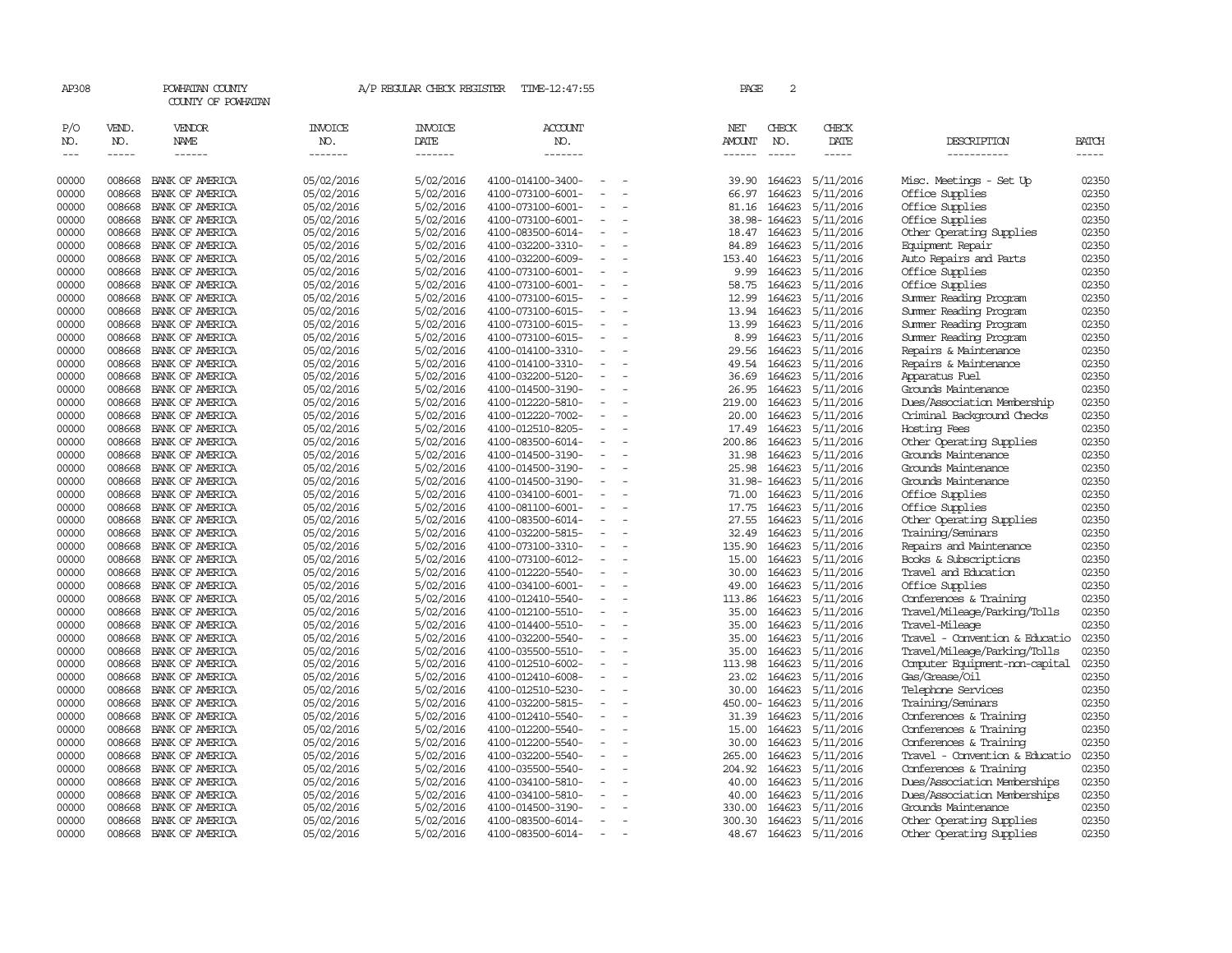AP308 POWHATAN COUNTY A/P REGULAR CHECK REGISTER TIME-12:47:55 PAGE 2

COUNTY OF POWHATAN

| P/O NO. | VEND. NO. | VENDOR NAME | INVOICE NO. | INVOICE DATE | ACCOUNT NO. | NET AMOUNT | CHECK NO. | CHECK DATE | DESCRIPTION | BATCH |
|---|---|---|---|---|---|---|---|---|---|---|
| 00000 | 008668 | BANK OF AMERICA | 05/02/2016 | 5/02/2016 | 4100-014100-3400- - - | 39.90 | 164623 | 5/11/2016 | Misc. Meetings - Set Up | 02350 |
| 00000 | 008668 | BANK OF AMERICA | 05/02/2016 | 5/02/2016 | 4100-073100-6001- - - | 66.97 | 164623 | 5/11/2016 | Office Supplies | 02350 |
| 00000 | 008668 | BANK OF AMERICA | 05/02/2016 | 5/02/2016 | 4100-073100-6001- - - | 81.16 | 164623 | 5/11/2016 | Office Supplies | 02350 |
| 00000 | 008668 | BANK OF AMERICA | 05/02/2016 | 5/02/2016 | 4100-073100-6001- - - | 38.98- | 164623 | 5/11/2016 | Office Supplies | 02350 |
| 00000 | 008668 | BANK OF AMERICA | 05/02/2016 | 5/02/2016 | 4100-083500-6014- - - | 18.47 | 164623 | 5/11/2016 | Other Operating Supplies | 02350 |
| 00000 | 008668 | BANK OF AMERICA | 05/02/2016 | 5/02/2016 | 4100-032200-3310- - - | 84.89 | 164623 | 5/11/2016 | Equipment Repair | 02350 |
| 00000 | 008668 | BANK OF AMERICA | 05/02/2016 | 5/02/2016 | 4100-032200-6009- - - | 153.40 | 164623 | 5/11/2016 | Auto Repairs and Parts | 02350 |
| 00000 | 008668 | BANK OF AMERICA | 05/02/2016 | 5/02/2016 | 4100-073100-6001- - - | 9.99 | 164623 | 5/11/2016 | Office Supplies | 02350 |
| 00000 | 008668 | BANK OF AMERICA | 05/02/2016 | 5/02/2016 | 4100-073100-6001- - - | 58.75 | 164623 | 5/11/2016 | Office Supplies | 02350 |
| 00000 | 008668 | BANK OF AMERICA | 05/02/2016 | 5/02/2016 | 4100-073100-6015- - - | 12.99 | 164623 | 5/11/2016 | Summer Reading Program | 02350 |
| 00000 | 008668 | BANK OF AMERICA | 05/02/2016 | 5/02/2016 | 4100-073100-6015- - - | 13.94 | 164623 | 5/11/2016 | Summer Reading Program | 02350 |
| 00000 | 008668 | BANK OF AMERICA | 05/02/2016 | 5/02/2016 | 4100-073100-6015- - - | 13.99 | 164623 | 5/11/2016 | Summer Reading Program | 02350 |
| 00000 | 008668 | BANK OF AMERICA | 05/02/2016 | 5/02/2016 | 4100-073100-6015- - - | 8.99 | 164623 | 5/11/2016 | Summer Reading Program | 02350 |
| 00000 | 008668 | BANK OF AMERICA | 05/02/2016 | 5/02/2016 | 4100-014100-3310- - - | 29.56 | 164623 | 5/11/2016 | Repairs & Maintenance | 02350 |
| 00000 | 008668 | BANK OF AMERICA | 05/02/2016 | 5/02/2016 | 4100-014100-3310- - - | 49.54 | 164623 | 5/11/2016 | Repairs & Maintenance | 02350 |
| 00000 | 008668 | BANK OF AMERICA | 05/02/2016 | 5/02/2016 | 4100-032200-5120- - - | 36.69 | 164623 | 5/11/2016 | Apparatus Fuel | 02350 |
| 00000 | 008668 | BANK OF AMERICA | 05/02/2016 | 5/02/2016 | 4100-014500-3190- - - | 26.95 | 164623 | 5/11/2016 | Grounds Maintenance | 02350 |
| 00000 | 008668 | BANK OF AMERICA | 05/02/2016 | 5/02/2016 | 4100-012220-5810- - - | 219.00 | 164623 | 5/11/2016 | Dues/Association Membership | 02350 |
| 00000 | 008668 | BANK OF AMERICA | 05/02/2016 | 5/02/2016 | 4100-012220-7002- - - | 20.00 | 164623 | 5/11/2016 | Criminal Background Checks | 02350 |
| 00000 | 008668 | BANK OF AMERICA | 05/02/2016 | 5/02/2016 | 4100-012510-8205- - - | 17.49 | 164623 | 5/11/2016 | Hosting Fees | 02350 |
| 00000 | 008668 | BANK OF AMERICA | 05/02/2016 | 5/02/2016 | 4100-083500-6014- - - | 200.86 | 164623 | 5/11/2016 | Other Operating Supplies | 02350 |
| 00000 | 008668 | BANK OF AMERICA | 05/02/2016 | 5/02/2016 | 4100-014500-3190- - - | 31.98 | 164623 | 5/11/2016 | Grounds Maintenance | 02350 |
| 00000 | 008668 | BANK OF AMERICA | 05/02/2016 | 5/02/2016 | 4100-014500-3190- - - | 25.98 | 164623 | 5/11/2016 | Grounds Maintenance | 02350 |
| 00000 | 008668 | BANK OF AMERICA | 05/02/2016 | 5/02/2016 | 4100-014500-3190- - - | 31.98- | 164623 | 5/11/2016 | Grounds Maintenance | 02350 |
| 00000 | 008668 | BANK OF AMERICA | 05/02/2016 | 5/02/2016 | 4100-034100-6001- - - | 71.00 | 164623 | 5/11/2016 | Office Supplies | 02350 |
| 00000 | 008668 | BANK OF AMERICA | 05/02/2016 | 5/02/2016 | 4100-081100-6001- - - | 17.75 | 164623 | 5/11/2016 | Office Supplies | 02350 |
| 00000 | 008668 | BANK OF AMERICA | 05/02/2016 | 5/02/2016 | 4100-083500-6014- - - | 27.55 | 164623 | 5/11/2016 | Other Operating Supplies | 02350 |
| 00000 | 008668 | BANK OF AMERICA | 05/02/2016 | 5/02/2016 | 4100-032200-5815- - - | 32.49 | 164623 | 5/11/2016 | Training/Seminars | 02350 |
| 00000 | 008668 | BANK OF AMERICA | 05/02/2016 | 5/02/2016 | 4100-073100-3310- - - | 135.90 | 164623 | 5/11/2016 | Repairs and Maintenance | 02350 |
| 00000 | 008668 | BANK OF AMERICA | 05/02/2016 | 5/02/2016 | 4100-073100-6012- - - | 15.00 | 164623 | 5/11/2016 | Books & Subscriptions | 02350 |
| 00000 | 008668 | BANK OF AMERICA | 05/02/2016 | 5/02/2016 | 4100-012220-5540- - - | 30.00 | 164623 | 5/11/2016 | Travel and Education | 02350 |
| 00000 | 008668 | BANK OF AMERICA | 05/02/2016 | 5/02/2016 | 4100-034100-6001- - - | 49.00 | 164623 | 5/11/2016 | Office Supplies | 02350 |
| 00000 | 008668 | BANK OF AMERICA | 05/02/2016 | 5/02/2016 | 4100-012410-5540- - - | 113.86 | 164623 | 5/11/2016 | Conferences & Training | 02350 |
| 00000 | 008668 | BANK OF AMERICA | 05/02/2016 | 5/02/2016 | 4100-012100-5510- - - | 35.00 | 164623 | 5/11/2016 | Travel/Mileage/Parking/Tolls | 02350 |
| 00000 | 008668 | BANK OF AMERICA | 05/02/2016 | 5/02/2016 | 4100-014400-5510- - - | 35.00 | 164623 | 5/11/2016 | Travel-Mileage | 02350 |
| 00000 | 008668 | BANK OF AMERICA | 05/02/2016 | 5/02/2016 | 4100-032200-5540- - - | 35.00 | 164623 | 5/11/2016 | Travel - Convention & Educatio | 02350 |
| 00000 | 008668 | BANK OF AMERICA | 05/02/2016 | 5/02/2016 | 4100-035500-5510- - - | 35.00 | 164623 | 5/11/2016 | Travel/Mileage/Parking/Tolls | 02350 |
| 00000 | 008668 | BANK OF AMERICA | 05/02/2016 | 5/02/2016 | 4100-012510-6002- - - | 113.98 | 164623 | 5/11/2016 | Computer Equipment-non-capital | 02350 |
| 00000 | 008668 | BANK OF AMERICA | 05/02/2016 | 5/02/2016 | 4100-012410-6008- - - | 23.02 | 164623 | 5/11/2016 | Gas/Grease/Oil | 02350 |
| 00000 | 008668 | BANK OF AMERICA | 05/02/2016 | 5/02/2016 | 4100-012510-5230- - - | 30.00 | 164623 | 5/11/2016 | Telephone Services | 02350 |
| 00000 | 008668 | BANK OF AMERICA | 05/02/2016 | 5/02/2016 | 4100-032200-5815- - - | 450.00- | 164623 | 5/11/2016 | Training/Seminars | 02350 |
| 00000 | 008668 | BANK OF AMERICA | 05/02/2016 | 5/02/2016 | 4100-012410-5540- - - | 31.39 | 164623 | 5/11/2016 | Conferences & Training | 02350 |
| 00000 | 008668 | BANK OF AMERICA | 05/02/2016 | 5/02/2016 | 4100-012200-5540- - - | 15.00 | 164623 | 5/11/2016 | Conferences & Training | 02350 |
| 00000 | 008668 | BANK OF AMERICA | 05/02/2016 | 5/02/2016 | 4100-012200-5540- - - | 30.00 | 164623 | 5/11/2016 | Conferences & Training | 02350 |
| 00000 | 008668 | BANK OF AMERICA | 05/02/2016 | 5/02/2016 | 4100-032200-5540- - - | 265.00 | 164623 | 5/11/2016 | Travel - Convention & Educatio | 02350 |
| 00000 | 008668 | BANK OF AMERICA | 05/02/2016 | 5/02/2016 | 4100-035500-5540- - - | 204.92 | 164623 | 5/11/2016 | Conferences & Training | 02350 |
| 00000 | 008668 | BANK OF AMERICA | 05/02/2016 | 5/02/2016 | 4100-034100-5810- - - | 40.00 | 164623 | 5/11/2016 | Dues/Association Memberships | 02350 |
| 00000 | 008668 | BANK OF AMERICA | 05/02/2016 | 5/02/2016 | 4100-034100-5810- - - | 40.00 | 164623 | 5/11/2016 | Dues/Association Memberships | 02350 |
| 00000 | 008668 | BANK OF AMERICA | 05/02/2016 | 5/02/2016 | 4100-014500-3190- - - | 330.00 | 164623 | 5/11/2016 | Grounds Maintenance | 02350 |
| 00000 | 008668 | BANK OF AMERICA | 05/02/2016 | 5/02/2016 | 4100-083500-6014- - - | 300.30 | 164623 | 5/11/2016 | Other Operating Supplies | 02350 |
| 00000 | 008668 | BANK OF AMERICA | 05/02/2016 | 5/02/2016 | 4100-083500-6014- - - | 48.67 | 164623 | 5/11/2016 | Other Operating Supplies | 02350 |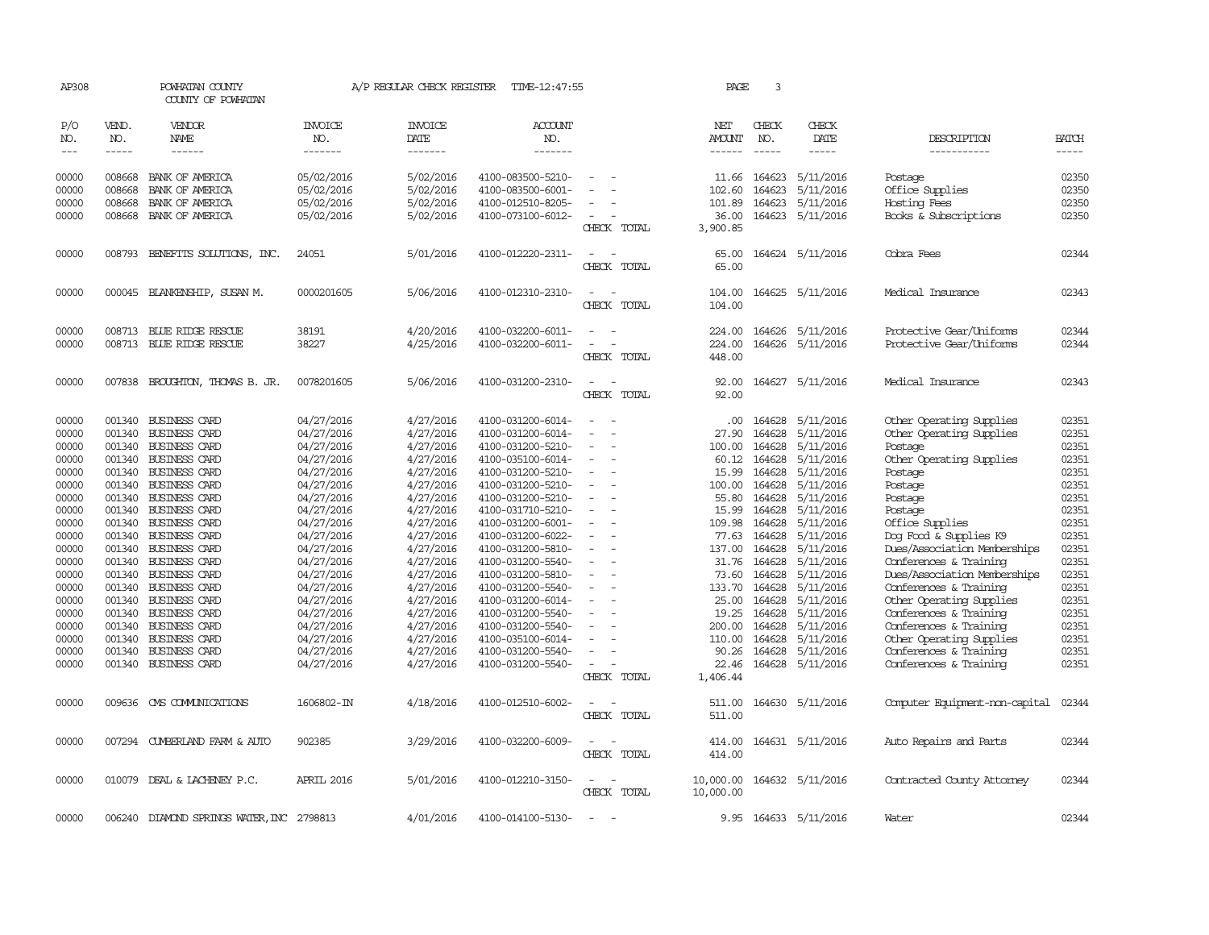AP308 POWHATAN COUNTY A/P REGULAR CHECK REGISTER TIME-12:47:55 PAGE 3

COUNTY OF POWHATAN

| P/O NO. | VEND. NO. | VENDOR NAME | INVOICE NO. | INVOICE DATE | ACCOUNT NO. | | NET AMOUNT | CHECK NO. | CHECK DATE | DESCRIPTION | BATCH |
|---|---|---|---|---|---|---|---|---|---|---|---|
| 00000 | 008668 | BANK OF AMERICA | 05/02/2016 | 5/02/2016 | 4100-083500-5210- | - - | 11.66 | 164623 | 5/11/2016 | Postage | 02350 |
| 00000 | 008668 | BANK OF AMERICA | 05/02/2016 | 5/02/2016 | 4100-083500-6001- | - - | 102.60 | 164623 | 5/11/2016 | Office Supplies | 02350 |
| 00000 | 008668 | BANK OF AMERICA | 05/02/2016 | 5/02/2016 | 4100-012510-8205- | - - | 101.89 | 164623 | 5/11/2016 | Hosting Fees | 02350 |
| 00000 | 008668 | BANK OF AMERICA | 05/02/2016 | 5/02/2016 | 4100-073100-6012- | - - | 36.00 | 164623 | 5/11/2016 | Books & Subscriptions | 02350 |
| | | | | | | CHECK TOTAL | 3,900.85 | | | | |
| 00000 | 008793 | BENEFITS SOLUTIONS, INC. | 24051 | 5/01/2016 | 4100-012220-2311- | - - | 65.00 | 164624 | 5/11/2016 | Cobra Fees | 02344 |
| | | | | | | CHECK TOTAL | 65.00 | | | | |
| 00000 | 000045 | BLANKENSHIP, SUSAN M. | 0000201605 | 5/06/2016 | 4100-012310-2310- | - - | 104.00 | 164625 | 5/11/2016 | Medical Insurance | 02343 |
| | | | | | | CHECK TOTAL | 104.00 | | | | |
| 00000 | 008713 | BLUE RIDGE RESCUE | 38191 | 4/20/2016 | 4100-032200-6011- | - - | 224.00 | 164626 | 5/11/2016 | Protective Gear/Uniforms | 02344 |
| 00000 | 008713 | BLUE RIDGE RESCUE | 38227 | 4/25/2016 | 4100-032200-6011- | - - | 224.00 | 164626 | 5/11/2016 | Protective Gear/Uniforms | 02344 |
| | | | | | | CHECK TOTAL | 448.00 | | | | |
| 00000 | 007838 | BROUGHTON, THOMAS B. JR. | 0078201605 | 5/06/2016 | 4100-031200-2310- | - - | 92.00 | 164627 | 5/11/2016 | Medical Insurance | 02343 |
| | | | | | | CHECK TOTAL | 92.00 | | | | |
| 00000 | 001340 | BUSINESS CARD | 04/27/2016 | 4/27/2016 | 4100-031200-6014- | - - | .00 | 164628 | 5/11/2016 | Other Operating Supplies | 02351 |
| 00000 | 001340 | BUSINESS CARD | 04/27/2016 | 4/27/2016 | 4100-031200-6014- | - - | 27.90 | 164628 | 5/11/2016 | Other Operating Supplies | 02351 |
| 00000 | 001340 | BUSINESS CARD | 04/27/2016 | 4/27/2016 | 4100-031200-5210- | - - | 100.00 | 164628 | 5/11/2016 | Postage | 02351 |
| 00000 | 001340 | BUSINESS CARD | 04/27/2016 | 4/27/2016 | 4100-035100-6014- | - - | 60.12 | 164628 | 5/11/2016 | Other Operating Supplies | 02351 |
| 00000 | 001340 | BUSINESS CARD | 04/27/2016 | 4/27/2016 | 4100-031200-5210- | - - | 15.99 | 164628 | 5/11/2016 | Postage | 02351 |
| 00000 | 001340 | BUSINESS CARD | 04/27/2016 | 4/27/2016 | 4100-031200-5210- | - - | 100.00 | 164628 | 5/11/2016 | Postage | 02351 |
| 00000 | 001340 | BUSINESS CARD | 04/27/2016 | 4/27/2016 | 4100-031200-5210- | - - | 55.80 | 164628 | 5/11/2016 | Postage | 02351 |
| 00000 | 001340 | BUSINESS CARD | 04/27/2016 | 4/27/2016 | 4100-031710-5210- | - - | 15.99 | 164628 | 5/11/2016 | Postage | 02351 |
| 00000 | 001340 | BUSINESS CARD | 04/27/2016 | 4/27/2016 | 4100-031200-6001- | - - | 109.98 | 164628 | 5/11/2016 | Office Supplies | 02351 |
| 00000 | 001340 | BUSINESS CARD | 04/27/2016 | 4/27/2016 | 4100-031200-6022- | - - | 77.63 | 164628 | 5/11/2016 | Dog Food & Supplies K9 | 02351 |
| 00000 | 001340 | BUSINESS CARD | 04/27/2016 | 4/27/2016 | 4100-031200-5810- | - - | 137.00 | 164628 | 5/11/2016 | Dues/Association Memberships | 02351 |
| 00000 | 001340 | BUSINESS CARD | 04/27/2016 | 4/27/2016 | 4100-031200-5540- | - - | 31.76 | 164628 | 5/11/2016 | Conferences & Training | 02351 |
| 00000 | 001340 | BUSINESS CARD | 04/27/2016 | 4/27/2016 | 4100-031200-5810- | - - | 73.60 | 164628 | 5/11/2016 | Dues/Association Memberships | 02351 |
| 00000 | 001340 | BUSINESS CARD | 04/27/2016 | 4/27/2016 | 4100-031200-5540- | - - | 133.70 | 164628 | 5/11/2016 | Conferences & Training | 02351 |
| 00000 | 001340 | BUSINESS CARD | 04/27/2016 | 4/27/2016 | 4100-031200-6014- | - - | 25.00 | 164628 | 5/11/2016 | Other Operating Supplies | 02351 |
| 00000 | 001340 | BUSINESS CARD | 04/27/2016 | 4/27/2016 | 4100-031200-5540- | - - | 19.25 | 164628 | 5/11/2016 | Conferences & Training | 02351 |
| 00000 | 001340 | BUSINESS CARD | 04/27/2016 | 4/27/2016 | 4100-031200-5540- | - - | 200.00 | 164628 | 5/11/2016 | Conferences & Training | 02351 |
| 00000 | 001340 | BUSINESS CARD | 04/27/2016 | 4/27/2016 | 4100-035100-6014- | - - | 110.00 | 164628 | 5/11/2016 | Other Operating Supplies | 02351 |
| 00000 | 001340 | BUSINESS CARD | 04/27/2016 | 4/27/2016 | 4100-031200-5540- | - - | 90.26 | 164628 | 5/11/2016 | Conferences & Training | 02351 |
| 00000 | 001340 | BUSINESS CARD | 04/27/2016 | 4/27/2016 | 4100-031200-5540- | - - | 22.46 | 164628 | 5/11/2016 | Conferences & Training | 02351 |
| | | | | | | CHECK TOTAL | 1,406.44 | | | | |
| 00000 | 009636 | CMS COMMUNICATIONS | 1606802-IN | 4/18/2016 | 4100-012510-6002- | - - | 511.00 | 164630 | 5/11/2016 | Computer Equipment-non-capital | 02344 |
| | | | | | | CHECK TOTAL | 511.00 | | | | |
| 00000 | 007294 | CUMBERLAND FARM & AUTO | 902385 | 3/29/2016 | 4100-032200-6009- | - - | 414.00 | 164631 | 5/11/2016 | Auto Repairs and Parts | 02344 |
| | | | | | | CHECK TOTAL | 414.00 | | | | |
| 00000 | 010079 | DEAL & LACHENEY P.C. | APRIL 2016 | 5/01/2016 | 4100-012210-3150- | - - | 10,000.00 | 164632 | 5/11/2016 | Contracted County Attorney | 02344 |
| | | | | | | CHECK TOTAL | 10,000.00 | | | | |
| 00000 | 006240 | DIAMOND SPRINGS WATER,INC | 2798813 | 4/01/2016 | 4100-014100-5130- | - - | 9.95 | 164633 | 5/11/2016 | Water | 02344 |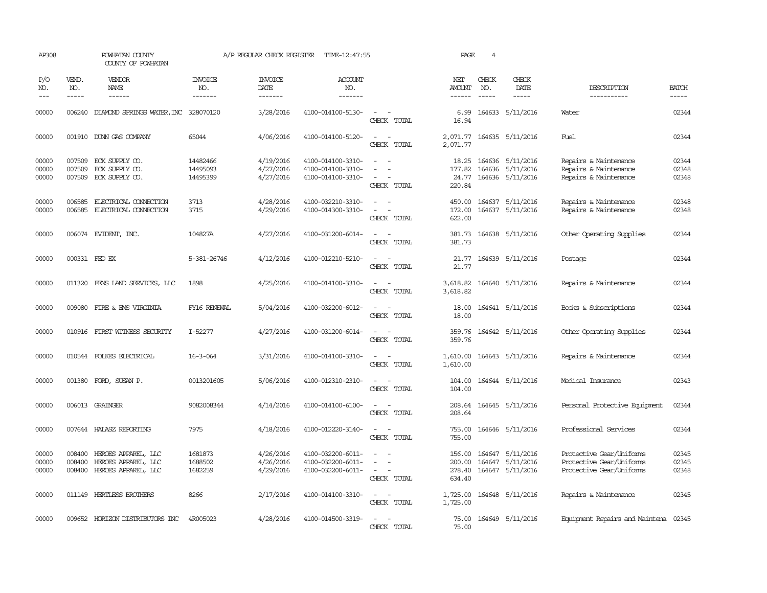AP308 POWHATAN COUNTY A/P REGULAR CHECK REGISTER TIME-12:47:55
COUNTY OF POWHATAN

| P/O NO. | VEND. NO. | VENDOR NAME | INVOICE NO. | INVOICE DATE | ACCOUNT NO. | | NET AMOUNT | CHECK NO. | CHECK DATE | DESCRIPTION | BATCH |
|---|---|---|---|---|---|---|---|---|---|---|---|
| 00000 | 006240 | DIAMOND SPRINGS WATER,INC | 328070120 | 3/28/2016 | 4100-014100-5130- | - - | 6.99 | 164633 | 5/11/2016 | Water | 02344 |
| | | | | | | CHECK TOTAL | 16.94 | | | | |
| 00000 | 001910 | DUNN GAS COMPANY | 65044 | 4/06/2016 | 4100-014100-5120- | - - | 2,071.77 | 164635 | 5/11/2016 | Fuel | 02344 |
| | | | | | | CHECK TOTAL | 2,071.77 | | | | |
| 00000 | 007509 | ECK SUPPLY CO. | 14482466 | 4/19/2016 | 4100-014100-3310- | - - | 18.25 | 164636 | 5/11/2016 | Repairs & Maintenance | 02344 |
| 00000 | 007509 | ECK SUPPLY CO. | 14495093 | 4/27/2016 | 4100-014100-3310- | - - | 177.82 | 164636 | 5/11/2016 | Repairs & Maintenance | 02348 |
| 00000 | 007509 | ECK SUPPLY CO. | 14495399 | 4/27/2016 | 4100-014100-3310- | - - | 24.77 | 164636 | 5/11/2016 | Repairs & Maintenance | 02348 |
| | | | | | | CHECK TOTAL | 220.84 | | | | |
| 00000 | 006585 | ELECTRICAL CONNECTION | 3713 | 4/28/2016 | 4100-032210-3310- | - - | 450.00 | 164637 | 5/11/2016 | Repairs & Maintenance | 02348 |
| 00000 | 006585 | ELECTRICAL CONNECTION | 3715 | 4/29/2016 | 4100-014300-3310- | - - | 172.00 | 164637 | 5/11/2016 | Repairs & Maintenance | 02348 |
| | | | | | | CHECK TOTAL | 622.00 | | | | |
| 00000 | 006074 | EVIDENT, INC. | 104827A | 4/27/2016 | 4100-031200-6014- | - - | 381.73 | 164638 | 5/11/2016 | Other Operating Supplies | 02344 |
| | | | | | | CHECK TOTAL | 381.73 | | | | |
| 00000 | 000331 | FED EX | 5-381-26746 | 4/12/2016 | 4100-012210-5210- | - - | 21.77 | 164639 | 5/11/2016 | Postage | 02344 |
| | | | | | | CHECK TOTAL | 21.77 | | | | |
| 00000 | 011320 | FENS LAND SERVICES, LLC | 1898 | 4/25/2016 | 4100-014100-3310- | - - | 3,618.82 | 164640 | 5/11/2016 | Repairs & Maintenance | 02344 |
| | | | | | | CHECK TOTAL | 3,618.82 | | | | |
| 00000 | 009080 | FIRE & EMS VIRGINIA | FY16 RENEWAL | 5/04/2016 | 4100-032200-6012- | - - | 18.00 | 164641 | 5/11/2016 | Books & Subscriptions | 02344 |
| | | | | | | CHECK TOTAL | 18.00 | | | | |
| 00000 | 010916 | FIRST WITNESS SECURITY | I-52277 | 4/27/2016 | 4100-031200-6014- | - - | 359.76 | 164642 | 5/11/2016 | Other Operating Supplies | 02344 |
| | | | | | | CHECK TOTAL | 359.76 | | | | |
| 00000 | 010544 | FOLKES ELECTRICAL | 16-3-064 | 3/31/2016 | 4100-014100-3310- | - - | 1,610.00 | 164643 | 5/11/2016 | Repairs & Maintenance | 02344 |
| | | | | | | CHECK TOTAL | 1,610.00 | | | | |
| 00000 | 001380 | FORD, SUSAN P. | 0013201605 | 5/06/2016 | 4100-012310-2310- | - - | 104.00 | 164644 | 5/11/2016 | Medical Insurance | 02343 |
| | | | | | | CHECK TOTAL | 104.00 | | | | |
| 00000 | 006013 | GRAINGER | 9082008344 | 4/14/2016 | 4100-014100-6100- | - - | 208.64 | 164645 | 5/11/2016 | Personal Protective Equipment | 02344 |
| | | | | | | CHECK TOTAL | 208.64 | | | | |
| 00000 | 007644 | HALASZ REPORTING | 7975 | 4/18/2016 | 4100-012220-3140- | - - | 755.00 | 164646 | 5/11/2016 | Professional Services | 02344 |
| | | | | | | CHECK TOTAL | 755.00 | | | | |
| 00000 | 008400 | HEROES APPAREL, LLC | 1681873 | 4/26/2016 | 4100-032200-6011- | - - | 156.00 | 164647 | 5/11/2016 | Protective Gear/Uniforms | 02345 |
| 00000 | 008400 | HEROES APPAREL, LLC | 1688502 | 4/26/2016 | 4100-032200-6011- | - - | 200.00 | 164647 | 5/11/2016 | Protective Gear/Uniforms | 02345 |
| 00000 | 008400 | HEROES APPAREL, LLC | 1682259 | 4/29/2016 | 4100-032200-6011- | - - | 278.40 | 164647 | 5/11/2016 | Protective Gear/Uniforms | 02348 |
| | | | | | | CHECK TOTAL | 634.40 | | | | |
| 00000 | 011149 | HERTLESS BROTHERS | 8266 | 2/17/2016 | 4100-014100-3310- | - - | 1,725.00 | 164648 | 5/11/2016 | Repairs & Maintenance | 02345 |
| | | | | | | CHECK TOTAL | 1,725.00 | | | | |
| 00000 | 009652 | HORIZON DISTRIBUTORS INC | 4R005023 | 4/28/2016 | 4100-014500-3319- | - - | 75.00 | 164649 | 5/11/2016 | Equipment Repairs and Maintena | 02345 |
| | | | | | | CHECK TOTAL | 75.00 | | | | |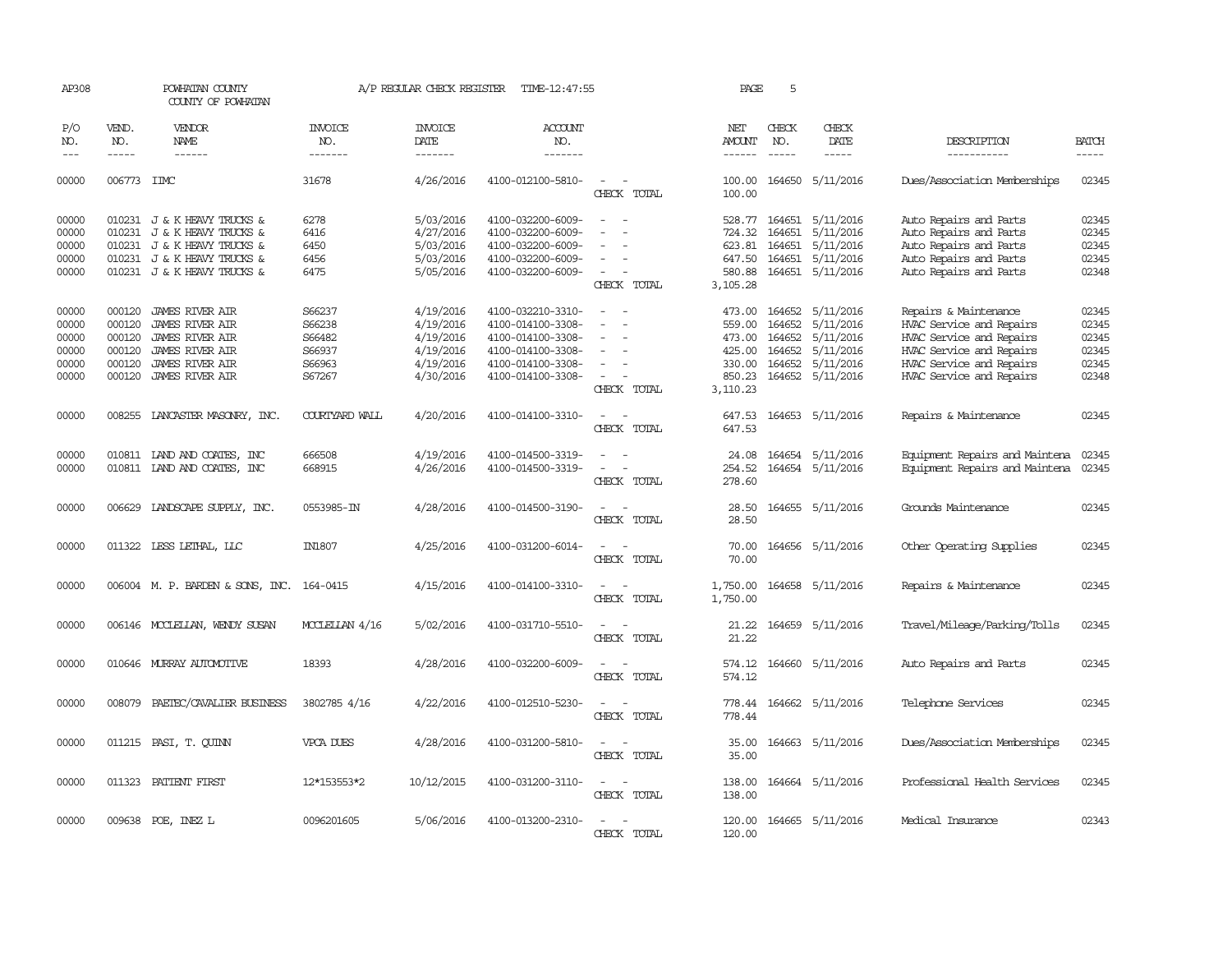AP308 POWHATAN COUNTY COUNTY OF POWHATAN A/P REGULAR CHECK REGISTER TIME-12:47:55

| P/O NO. | VEND. NO. | VENDOR NAME | INVOICE NO. | INVOICE DATE | ACCOUNT NO. | | NET AMOUNT | CHECK NO. | CHECK DATE | DESCRIPTION | BATCH |
|---|---|---|---|---|---|---|---|---|---|---|---|
| 00000 | 006773 | IIMC | 31678 | 4/26/2016 | 4100-012100-5810- | - - | 100.00 | 164650 | 5/11/2016 | Dues/Association Memberships | 02345 |
| | | | | | | CHECK TOTAL | 100.00 | | | | |
| 00000 | 010231 | J & K HEAVY TRUCKS & | 6278 | 5/03/2016 | 4100-032200-6009- | - - | 528.77 | 164651 | 5/11/2016 | Auto Repairs and Parts | 02345 |
| 00000 | 010231 | J & K HEAVY TRUCKS & | 6416 | 4/27/2016 | 4100-032200-6009- | - - | 724.32 | 164651 | 5/11/2016 | Auto Repairs and Parts | 02345 |
| 00000 | 010231 | J & K HEAVY TRUCKS & | 6450 | 5/03/2016 | 4100-032200-6009- | - - | 623.81 | 164651 | 5/11/2016 | Auto Repairs and Parts | 02345 |
| 00000 | 010231 | J & K HEAVY TRUCKS & | 6456 | 5/03/2016 | 4100-032200-6009- | - - | 647.50 | 164651 | 5/11/2016 | Auto Repairs and Parts | 02345 |
| 00000 | 010231 | J & K HEAVY TRUCKS & | 6475 | 5/05/2016 | 4100-032200-6009- | - - | 580.88 | 164651 | 5/11/2016 | Auto Repairs and Parts | 02348 |
| | | | | | | CHECK TOTAL | 3,105.28 | | | | |
| 00000 | 000120 | JAMES RIVER AIR | S66237 | 4/19/2016 | 4100-032210-3310- | - - | 473.00 | 164652 | 5/11/2016 | Repairs & Maintenance | 02345 |
| 00000 | 000120 | JAMES RIVER AIR | S66238 | 4/19/2016 | 4100-014100-3308- | - - | 559.00 | 164652 | 5/11/2016 | HVAC Service and Repairs | 02345 |
| 00000 | 000120 | JAMES RIVER AIR | S66482 | 4/19/2016 | 4100-014100-3308- | - - | 473.00 | 164652 | 5/11/2016 | HVAC Service and Repairs | 02345 |
| 00000 | 000120 | JAMES RIVER AIR | S66937 | 4/19/2016 | 4100-014100-3308- | - - | 425.00 | 164652 | 5/11/2016 | HVAC Service and Repairs | 02345 |
| 00000 | 000120 | JAMES RIVER AIR | S66963 | 4/19/2016 | 4100-014100-3308- | - - | 330.00 | 164652 | 5/11/2016 | HVAC Service and Repairs | 02345 |
| 00000 | 000120 | JAMES RIVER AIR | S67267 | 4/30/2016 | 4100-014100-3308- | - - | 850.23 | 164652 | 5/11/2016 | HVAC Service and Repairs | 02348 |
| | | | | | | CHECK TOTAL | 3,110.23 | | | | |
| 00000 | 008255 | LANCASTER MASONRY, INC. | COURTYARD WALL | 4/20/2016 | 4100-014100-3310- | - - | 647.53 | 164653 | 5/11/2016 | Repairs & Maintenance | 02345 |
| | | | | | | CHECK TOTAL | 647.53 | | | | |
| 00000 | 010811 | LAND AND COATES, INC | 666508 | 4/19/2016 | 4100-014500-3319- | - - | 24.08 | 164654 | 5/11/2016 | Equipment Repairs and Maintena | 02345 |
| 00000 | 010811 | LAND AND COATES, INC | 668915 | 4/26/2016 | 4100-014500-3319- | - - | 254.52 | 164654 | 5/11/2016 | Equipment Repairs and Maintena | 02345 |
| | | | | | | CHECK TOTAL | 278.60 | | | | |
| 00000 | 006629 | LANDSCAPE SUPPLY, INC. | 0553985-IN | 4/28/2016 | 4100-014500-3190- | - - | 28.50 | 164655 | 5/11/2016 | Grounds Maintenance | 02345 |
| | | | | | | CHECK TOTAL | 28.50 | | | | |
| 00000 | 011322 | LESS LETHAL, LLC | IN1807 | 4/25/2016 | 4100-031200-6014- | - - | 70.00 | 164656 | 5/11/2016 | Other Operating Supplies | 02345 |
| | | | | | | CHECK TOTAL | 70.00 | | | | |
| 00000 | 006004 | M. P. BARDEN & SONS, INC. | 164-0415 | 4/15/2016 | 4100-014100-3310- | - - | 1,750.00 | 164658 | 5/11/2016 | Repairs & Maintenance | 02345 |
| | | | | | | CHECK TOTAL | 1,750.00 | | | | |
| 00000 | 006146 | MCCLELLAN, WENDY SUSAN | MCCLELLAN 4/16 | 5/02/2016 | 4100-031710-5510- | - - | 21.22 | 164659 | 5/11/2016 | Travel/Mileage/Parking/Tolls | 02345 |
| | | | | | | CHECK TOTAL | 21.22 | | | | |
| 00000 | 010646 | MURRAY AUTOMOTIVE | 18393 | 4/28/2016 | 4100-032200-6009- | - - | 574.12 | 164660 | 5/11/2016 | Auto Repairs and Parts | 02345 |
| | | | | | | CHECK TOTAL | 574.12 | | | | |
| 00000 | 008079 | PAETEC/CAVALIER BUSINESS | 3802785 4/16 | 4/22/2016 | 4100-012510-5230- | - - | 778.44 | 164662 | 5/11/2016 | Telephone Services | 02345 |
| | | | | | | CHECK TOTAL | 778.44 | | | | |
| 00000 | 011215 | PASI, T. QUINN | VPCA DUES | 4/28/2016 | 4100-031200-5810- | - - | 35.00 | 164663 | 5/11/2016 | Dues/Association Memberships | 02345 |
| | | | | | | CHECK TOTAL | 35.00 | | | | |
| 00000 | 011323 | PATIENT FIRST | 12*153553*2 | 10/12/2015 | 4100-031200-3110- | - - | 138.00 | 164664 | 5/11/2016 | Professional Health Services | 02345 |
| | | | | | | CHECK TOTAL | 138.00 | | | | |
| 00000 | 009638 | POE, INEZ L | 0096201605 | 5/06/2016 | 4100-013200-2310- | - - | 120.00 | 164665 | 5/11/2016 | Medical Insurance | 02343 |
| | | | | | | CHECK TOTAL | 120.00 | | | | |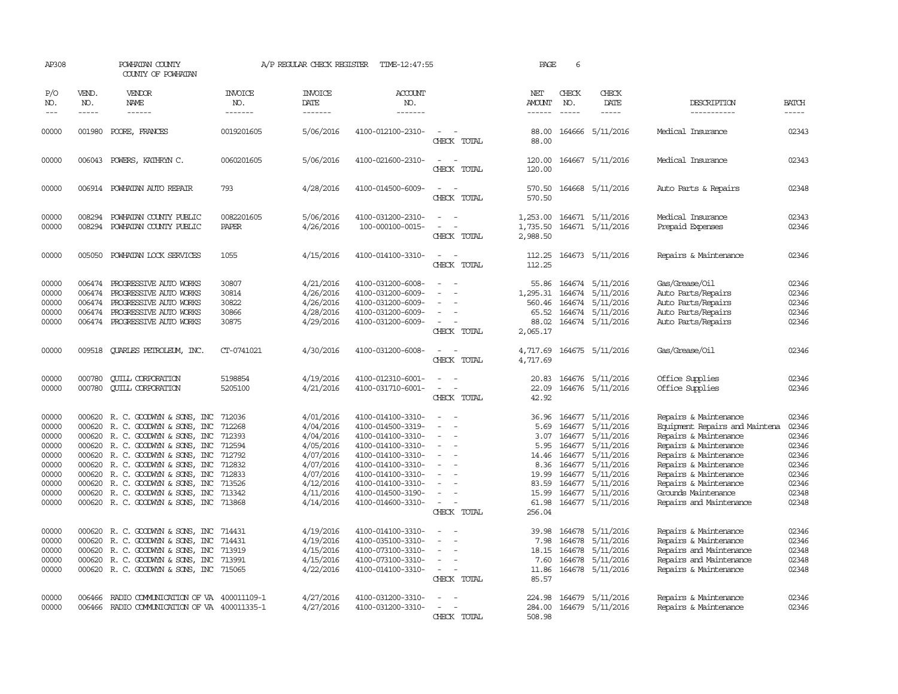AP308 POWHATAN COUNTY A/P REGULAR CHECK REGISTER TIME-12:47:55 PAGE 6
COUNTY OF POWHATAN

| P/O NO. | VEND. NO. | VENDOR NAME | INVOICE NO. | INVOICE DATE | ACCOUNT NO. | | NET AMOUNT | CHECK NO. | CHECK DATE | DESCRIPTION | BATCH |
|---|---|---|---|---|---|---|---|---|---|---|---|
| 00000 | 001980 | POORE, FRANCES | 0019201605 | 5/06/2016 | 4100-012100-2310- | - - | 88.00 | 164666 | 5/11/2016 | Medical Insurance | 02343 |
| | | | | | | CHECK TOTAL | 88.00 | | | | |
| 00000 | 006043 | POWERS, KATHRYN C. | 0060201605 | 5/06/2016 | 4100-021600-2310- | - - | 120.00 | 164667 | 5/11/2016 | Medical Insurance | 02343 |
| | | | | | | CHECK TOTAL | 120.00 | | | | |
| 00000 | 006914 | POWHATAN AUTO REPAIR | 793 | 4/28/2016 | 4100-014500-6009- | - - | 570.50 | 164668 | 5/11/2016 | Auto Parts & Repairs | 02348 |
| | | | | | | CHECK TOTAL | 570.50 | | | | |
| 00000 | 008294 | POWHATAN COUNTY PUBLIC | 0082201605 | 5/06/2016 | 4100-031200-2310- | - - | 1,253.00 | 164671 | 5/11/2016 | Medical Insurance | 02343 |
| 00000 | 008294 | POWHATAN COUNTY PUBLIC | PAPER | 4/26/2016 | 100-000100-0015- | - - | 1,735.50 | 164671 | 5/11/2016 | Prepaid Expenses | 02346 |
| | | | | | | CHECK TOTAL | 2,988.50 | | | | |
| 00000 | 005050 | POWHATAN LOCK SERVICES | 1055 | 4/15/2016 | 4100-014100-3310- | - - | 112.25 | 164673 | 5/11/2016 | Repairs & Maintenance | 02346 |
| | | | | | | CHECK TOTAL | 112.25 | | | | |
| 00000 | 006474 | PROGRESSIVE AUTO WORKS | 30807 | 4/21/2016 | 4100-031200-6008- | - - | 55.86 | 164674 | 5/11/2016 | Gas/Grease/Oil | 02346 |
| 00000 | 006474 | PROGRESSIVE AUTO WORKS | 30814 | 4/26/2016 | 4100-031200-6009- | - - | 1,295.31 | 164674 | 5/11/2016 | Auto Parts/Repairs | 02346 |
| 00000 | 006474 | PROGRESSIVE AUTO WORKS | 30822 | 4/26/2016 | 4100-031200-6009- | - - | 560.46 | 164674 | 5/11/2016 | Auto Parts/Repairs | 02346 |
| 00000 | 006474 | PROGRESSIVE AUTO WORKS | 30866 | 4/28/2016 | 4100-031200-6009- | - - | 65.52 | 164674 | 5/11/2016 | Auto Parts/Repairs | 02346 |
| 00000 | 006474 | PROGRESSIVE AUTO WORKS | 30875 | 4/29/2016 | 4100-031200-6009- | - - | 88.02 | 164674 | 5/11/2016 | Auto Parts/Repairs | 02346 |
| | | | | | | CHECK TOTAL | 2,065.17 | | | | |
| 00000 | 009518 | QUARLES PETROLEUM, INC. | CT-0741021 | 4/30/2016 | 4100-031200-6008- | - - | 4,717.69 | 164675 | 5/11/2016 | Gas/Grease/Oil | 02346 |
| | | | | | | CHECK TOTAL | 4,717.69 | | | | |
| 00000 | 000780 | QUILL CORPORATION | 5198854 | 4/19/2016 | 4100-012310-6001- | - - | 20.83 | 164676 | 5/11/2016 | Office Supplies | 02346 |
| 00000 | 000780 | QUILL CORPORATION | 5205100 | 4/21/2016 | 4100-031710-6001- | - - | 22.09 | 164676 | 5/11/2016 | Office Supplies | 02346 |
| | | | | | | CHECK TOTAL | 42.92 | | | | |
| 00000 | 000620 | R. C. GOODWYN & SONS, INC | 712036 | 4/01/2016 | 4100-014100-3310- | - - | 36.96 | 164677 | 5/11/2016 | Repairs & Maintenance | 02346 |
| 00000 | 000620 | R. C. GOODWYN & SONS, INC | 712268 | 4/04/2016 | 4100-014500-3319- | - - | 5.69 | 164677 | 5/11/2016 | Equipment Repairs and Maintena | 02346 |
| 00000 | 000620 | R. C. GOODWYN & SONS, INC | 712393 | 4/04/2016 | 4100-014100-3310- | - - | 3.07 | 164677 | 5/11/2016 | Repairs & Maintenance | 02346 |
| 00000 | 000620 | R. C. GOODWYN & SONS, INC | 712594 | 4/05/2016 | 4100-014100-3310- | - - | 5.95 | 164677 | 5/11/2016 | Repairs & Maintenance | 02346 |
| 00000 | 000620 | R. C. GOODWYN & SONS, INC | 712792 | 4/07/2016 | 4100-014100-3310- | - - | 14.46 | 164677 | 5/11/2016 | Repairs & Maintenance | 02346 |
| 00000 | 000620 | R. C. GOODWYN & SONS, INC | 712832 | 4/07/2016 | 4100-014100-3310- | - - | 8.36 | 164677 | 5/11/2016 | Repairs & Maintenance | 02346 |
| 00000 | 000620 | R. C. GOODWYN & SONS, INC | 712833 | 4/07/2016 | 4100-014100-3310- | - - | 19.99 | 164677 | 5/11/2016 | Repairs & Maintenance | 02346 |
| 00000 | 000620 | R. C. GOODWYN & SONS, INC | 713526 | 4/12/2016 | 4100-014100-3310- | - - | 83.59 | 164677 | 5/11/2016 | Repairs & Maintenance | 02346 |
| 00000 | 000620 | R. C. GOODWYN & SONS, INC | 713342 | 4/11/2016 | 4100-014500-3190- | - - | 15.99 | 164677 | 5/11/2016 | Grounds Maintenance | 02348 |
| 00000 | 000620 | R. C. GOODWYN & SONS, INC | 713868 | 4/14/2016 | 4100-014600-3310- | - - | 61.98 | 164677 | 5/11/2016 | Repairs and Maintenance | 02348 |
| | | | | | | CHECK TOTAL | 256.04 | | | | |
| 00000 | 000620 | R. C. GOODWYN & SONS, INC | 714431 | 4/19/2016 | 4100-014100-3310- | - - | 39.98 | 164678 | 5/11/2016 | Repairs & Maintenance | 02346 |
| 00000 | 000620 | R. C. GOODWYN & SONS, INC | 714431 | 4/19/2016 | 4100-035100-3310- | - - | 7.98 | 164678 | 5/11/2016 | Repairs & Maintenance | 02346 |
| 00000 | 000620 | R. C. GOODWYN & SONS, INC | 713919 | 4/15/2016 | 4100-073100-3310- | - - | 18.15 | 164678 | 5/11/2016 | Repairs and Maintenance | 02348 |
| 00000 | 000620 | R. C. GOODWYN & SONS, INC | 713991 | 4/15/2016 | 4100-073100-3310- | - - | 7.60 | 164678 | 5/11/2016 | Repairs and Maintenance | 02348 |
| 00000 | 000620 | R. C. GOODWYN & SONS, INC | 715065 | 4/22/2016 | 4100-014100-3310- | - - | 11.86 | 164678 | 5/11/2016 | Repairs & Maintenance | 02348 |
| | | | | | | CHECK TOTAL | 85.57 | | | | |
| 00000 | 006466 | RADIO COMMUNICATION OF VA | 400011109-1 | 4/27/2016 | 4100-031200-3310- | - - | 224.98 | 164679 | 5/11/2016 | Repairs & Maintenance | 02346 |
| 00000 | 006466 | RADIO COMMUNICATION OF VA | 400011335-1 | 4/27/2016 | 4100-031200-3310- | - - | 284.00 | 164679 | 5/11/2016 | Repairs & Maintenance | 02346 |
| | | | | | | CHECK TOTAL | 508.98 | | | | |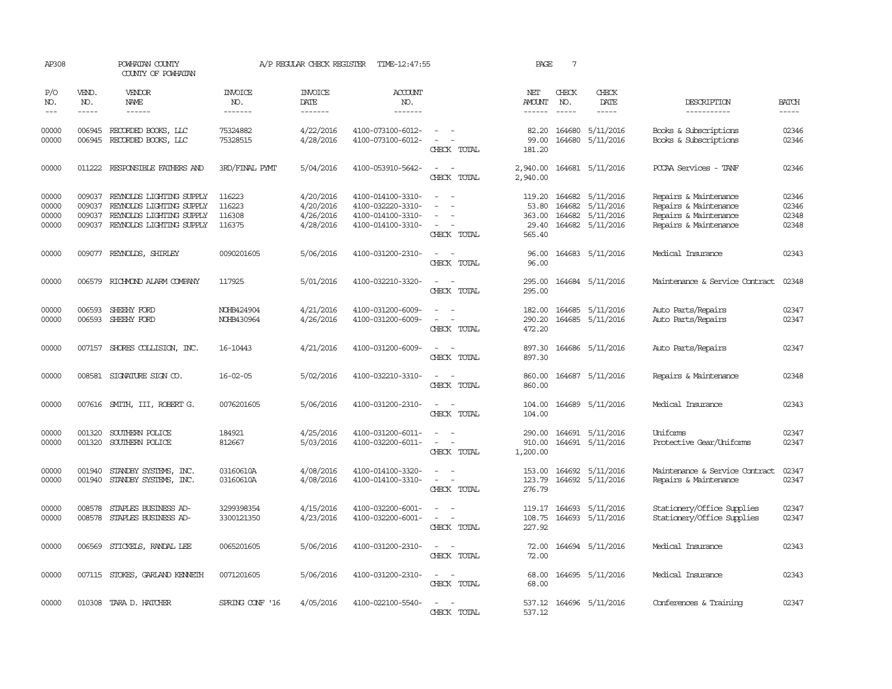AP308 POWHATAN COUNTY A/P REGULAR CHECK REGISTER TIME-12:47:55 PAGE 7

COUNTY OF POWHATAN

| P/O NO. | VEND. NO. | VENDOR NAME | INVOICE NO. | INVOICE DATE | ACCOUNT NO. | | NET AMOUNT | CHECK NO. | CHECK DATE | DESCRIPTION | BATCH |
|---|---|---|---|---|---|---|---|---|---|---|---|
| 00000 | 006945 | RECORDED BOOKS, LLC | 75324882 | 4/22/2016 | 4100-073100-6012- | - - | 82.20 | 164680 | 5/11/2016 | Books & Subscriptions | 02346 |
| 00000 | 006945 | RECORDED BOOKS, LLC | 75328515 | 4/28/2016 | 4100-073100-6012- | - - | 99.00 | 164680 | 5/11/2016 | Books & Subscriptions | 02346 |
| | | | | | | CHECK TOTAL | 181.20 | | | | |
| 00000 | 011222 | RESPONSIBLE FATHERS AND | 3RD/FINAL PYMT | 5/04/2016 | 4100-053910-5642- | - - | 2,940.00 | 164681 | 5/11/2016 | PCCAA Services - TANF | 02346 |
| | | | | | | CHECK TOTAL | 2,940.00 | | | | |
| 00000 | 009037 | REYNOLDS LIGHTING SUPPLY | 116223 | 4/20/2016 | 4100-014100-3310- | - - | 119.20 | 164682 | 5/11/2016 | Repairs & Maintenance | 02346 |
| 00000 | 009037 | REYNOLDS LIGHTING SUPPLY | 116223 | 4/20/2016 | 4100-032220-3310- | - - | 53.80 | 164682 | 5/11/2016 | Repairs & Maintenance | 02346 |
| 00000 | 009037 | REYNOLDS LIGHTING SUPPLY | 116308 | 4/26/2016 | 4100-014100-3310- | - - | 363.00 | 164682 | 5/11/2016 | Repairs & Maintenance | 02348 |
| 00000 | 009037 | REYNOLDS LIGHTING SUPPLY | 116375 | 4/28/2016 | 4100-014100-3310- | - - | 29.40 | 164682 | 5/11/2016 | Repairs & Maintenance | 02348 |
| | | | | | | CHECK TOTAL | 565.40 | | | | |
| 00000 | 009077 | REYNOLDS, SHIRLEY | 0090201605 | 5/06/2016 | 4100-031200-2310- | - - | 96.00 | 164683 | 5/11/2016 | Medical Insurance | 02343 |
| | | | | | | CHECK TOTAL | 96.00 | | | | |
| 00000 | 006579 | RICHMOND ALARM COMPANY | 117925 | 5/01/2016 | 4100-032210-3320- | - - | 295.00 | 164684 | 5/11/2016 | Maintenance & Service Contract | 02348 |
| | | | | | | CHECK TOTAL | 295.00 | | | | |
| 00000 | 006593 | SHEEHY FORD | NOHB424904 | 4/21/2016 | 4100-031200-6009- | - - | 182.00 | 164685 | 5/11/2016 | Auto Parts/Repairs | 02347 |
| 00000 | 006593 | SHEEHY FORD | NOHB430964 | 4/26/2016 | 4100-031200-6009- | - - | 290.20 | 164685 | 5/11/2016 | Auto Parts/Repairs | 02347 |
| | | | | | | CHECK TOTAL | 472.20 | | | | |
| 00000 | 007157 | SHORES COLLISION, INC. | 16-10443 | 4/21/2016 | 4100-031200-6009- | - - | 897.30 | 164686 | 5/11/2016 | Auto Parts/Repairs | 02347 |
| | | | | | | CHECK TOTAL | 897.30 | | | | |
| 00000 | 008581 | SIGNATURE SIGN CO. | 16-02-05 | 5/02/2016 | 4100-032210-3310- | - - | 860.00 | 164687 | 5/11/2016 | Repairs & Maintenance | 02348 |
| | | | | | | CHECK TOTAL | 860.00 | | | | |
| 00000 | 007616 | SMITH, III, ROBERT G. | 0076201605 | 5/06/2016 | 4100-031200-2310- | - - | 104.00 | 164689 | 5/11/2016 | Medical Insurance | 02343 |
| | | | | | | CHECK TOTAL | 104.00 | | | | |
| 00000 | 001320 | SOUTHERN POLICE | 184921 | 4/25/2016 | 4100-031200-6011- | - - | 290.00 | 164691 | 5/11/2016 | Uniforms | 02347 |
| 00000 | 001320 | SOUTHERN POLICE | 812667 | 5/03/2016 | 4100-032200-6011- | - - | 910.00 | 164691 | 5/11/2016 | Protective Gear/Uniforms | 02347 |
| | | | | | | CHECK TOTAL | 1,200.00 | | | | |
| 00000 | 001940 | STANDBY SYSTEMS, INC. | 03160610A | 4/08/2016 | 4100-014100-3320- | - - | 153.00 | 164692 | 5/11/2016 | Maintenance & Service Contract | 02347 |
| 00000 | 001940 | STANDBY SYSTEMS, INC. | 03160610A | 4/08/2016 | 4100-014100-3310- | - - | 123.79 | 164692 | 5/11/2016 | Repairs & Maintenance | 02347 |
| | | | | | | CHECK TOTAL | 276.79 | | | | |
| 00000 | 008578 | STAPLES BUSINESS AD- | 3299398354 | 4/15/2016 | 4100-032200-6001- | - - | 119.17 | 164693 | 5/11/2016 | Stationery/Office Supplies | 02347 |
| 00000 | 008578 | STAPLES BUSINESS AD- | 3300121350 | 4/23/2016 | 4100-032200-6001- | - - | 108.75 | 164693 | 5/11/2016 | Stationery/Office Supplies | 02347 |
| | | | | | | CHECK TOTAL | 227.92 | | | | |
| 00000 | 006569 | STICKELS, RANDAL LEE | 0065201605 | 5/06/2016 | 4100-031200-2310- | - - | 72.00 | 164694 | 5/11/2016 | Medical Insurance | 02343 |
| | | | | | | CHECK TOTAL | 72.00 | | | | |
| 00000 | 007115 | STOKES, GARLAND KENNETH | 0071201605 | 5/06/2016 | 4100-031200-2310- | - - | 68.00 | 164695 | 5/11/2016 | Medical Insurance | 02343 |
| | | | | | | CHECK TOTAL | 68.00 | | | | |
| 00000 | 010308 | TARA D. HATCHER | SPRING CONF '16 | 4/05/2016 | 4100-022100-5540- | - - | 537.12 | 164696 | 5/11/2016 | Conferences & Training | 02347 |
| | | | | | | CHECK TOTAL | 537.12 | | | | |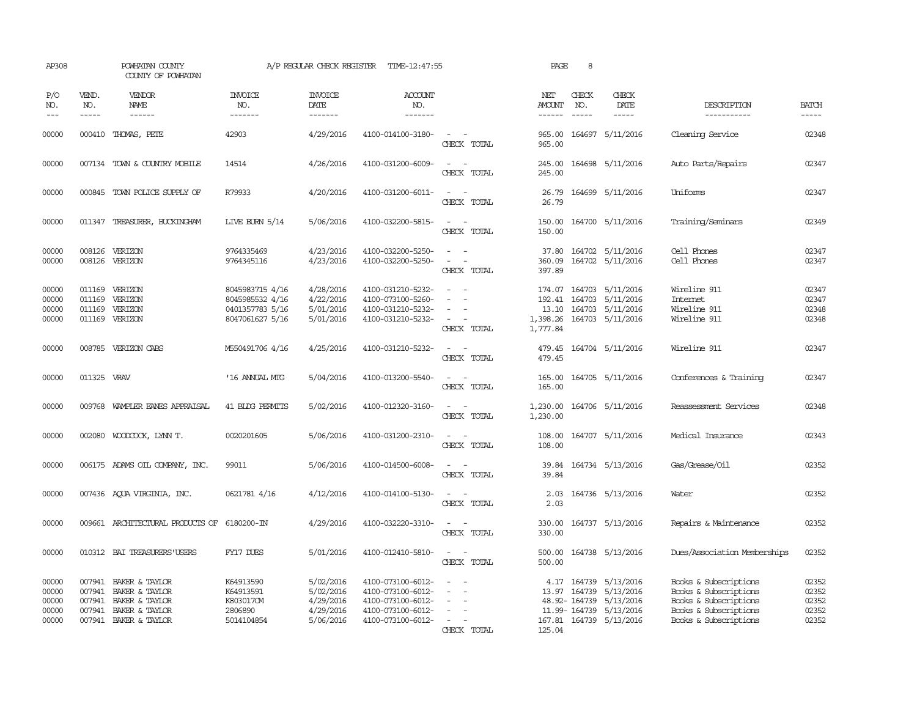AP308 POWHATAN COUNTY A/P REGULAR CHECK REGISTER TIME-12:47:55 PAGE 8
COUNTY OF POWHATAN

| P/O NO. | VEND. NO. | VENDOR NAME | INVOICE NO. | INVOICE DATE | ACCOUNT NO. | | NET AMOUNT | CHECK NO. | CHECK DATE | DESCRIPTION | BATCH |
|---|---|---|---|---|---|---|---|---|---|---|---|
| 00000 | 000410 | THOMAS, PETE | 42903 | 4/29/2016 | 4100-014100-3180- | - - | 965.00 | 164697 | 5/11/2016 | Cleaning Service | 02348 |
| | | | | | | CHECK TOTAL | 965.00 | | | | |
| 00000 | 007134 | TOWN & COUNTRY MOBILE | 14514 | 4/26/2016 | 4100-031200-6009- | - - | 245.00 | 164698 | 5/11/2016 | Auto Parts/Repairs | 02347 |
| | | | | | | CHECK TOTAL | 245.00 | | | | |
| 00000 | 000845 | TOWN POLICE SUPPLY OF | R79933 | 4/20/2016 | 4100-031200-6011- | - - | 26.79 | 164699 | 5/11/2016 | Uniforms | 02347 |
| | | | | | | CHECK TOTAL | 26.79 | | | | |
| 00000 | 011347 | TREASURER, BUCKINGHAM | LIVE BURN 5/14 | 5/06/2016 | 4100-032200-5815- | - - | 150.00 | 164700 | 5/11/2016 | Training/Seminars | 02349 |
| | | | | | | CHECK TOTAL | 150.00 | | | | |
| 00000 | 008126 | VERIZON | 9764335469 | 4/23/2016 | 4100-032200-5250- | - - | 37.80 | 164702 | 5/11/2016 | Cell Phones | 02347 |
| 00000 | 008126 | VERIZON | 9764345116 | 4/23/2016 | 4100-032200-5250- | - - | 360.09 | 164702 | 5/11/2016 | Cell Phones | 02347 |
| | | | | | | CHECK TOTAL | 397.89 | | | | |
| 00000 | 011169 | VERIZON | 8045983715 4/16 | 4/28/2016 | 4100-031210-5232- | - - | 174.07 | 164703 | 5/11/2016 | Wireline 911 | 02347 |
| 00000 | 011169 | VERIZON | 8045985532 4/16 | 4/22/2016 | 4100-073100-5260- | - - | 192.41 | 164703 | 5/11/2016 | Internet | 02347 |
| 00000 | 011169 | VERIZON | 0401357783 5/16 | 5/01/2016 | 4100-031210-5232- | - - | 13.10 | 164703 | 5/11/2016 | Wireline 911 | 02348 |
| 00000 | 011169 | VERIZON | 8047061627 5/16 | 5/01/2016 | 4100-031210-5232- | - - | 1,398.26 | 164703 | 5/11/2016 | Wireline 911 | 02348 |
| | | | | | | CHECK TOTAL | 1,777.84 | | | | |
| 00000 | 008785 | VERIZON CABS | M550491706 4/16 | 4/25/2016 | 4100-031210-5232- | - - | 479.45 | 164704 | 5/11/2016 | Wireline 911 | 02347 |
| | | | | | | CHECK TOTAL | 479.45 | | | | |
| 00000 | 011325 | VRAV | '16 ANNUAL MTG | 5/04/2016 | 4100-013200-5540- | - - | 165.00 | 164705 | 5/11/2016 | Conferences & Training | 02347 |
| | | | | | | CHECK TOTAL | 165.00 | | | | |
| 00000 | 009768 | WAMPLER EANES APPRAISAL | 41 BLDG PERMITS | 5/02/2016 | 4100-012320-3160- | - - | 1,230.00 | 164706 | 5/11/2016 | Reassessment Services | 02348 |
| | | | | | | CHECK TOTAL | 1,230.00 | | | | |
| 00000 | 002080 | WOODCOCK, LYNN T. | 0020201605 | 5/06/2016 | 4100-031200-2310- | - - | 108.00 | 164707 | 5/11/2016 | Medical Insurance | 02343 |
| | | | | | | CHECK TOTAL | 108.00 | | | | |
| 00000 | 006175 | ADAMS OIL COMPANY, INC. | 99011 | 5/06/2016 | 4100-014500-6008- | - - | 39.84 | 164734 | 5/13/2016 | Gas/Grease/Oil | 02352 |
| | | | | | | CHECK TOTAL | 39.84 | | | | |
| 00000 | 007436 | AQUA VIRGINIA, INC. | 0621781 4/16 | 4/12/2016 | 4100-014100-5130- | - - | 2.03 | 164736 | 5/13/2016 | Water | 02352 |
| | | | | | | CHECK TOTAL | 2.03 | | | | |
| 00000 | 009661 | ARCHITECTURAL PRODUCTS OF | 6180200-IN | 4/29/2016 | 4100-032220-3310- | - - | 330.00 | 164737 | 5/13/2016 | Repairs & Maintenance | 02352 |
| | | | | | | CHECK TOTAL | 330.00 | | | | |
| 00000 | 010312 | BAI TREASURERS'USERS | FY17 DUES | 5/01/2016 | 4100-012410-5810- | - - | 500.00 | 164738 | 5/13/2016 | Dues/Association Memberships | 02352 |
| | | | | | | CHECK TOTAL | 500.00 | | | | |
| 00000 | 007941 | BAKER & TAYLOR | K64913590 | 5/02/2016 | 4100-073100-6012- | - - | 4.17 | 164739 | 5/13/2016 | Books & Subscriptions | 02352 |
| 00000 | 007941 | BAKER & TAYLOR | K64913591 | 5/02/2016 | 4100-073100-6012- | - - | 13.97 | 164739 | 5/13/2016 | Books & Subscriptions | 02352 |
| 00000 | 007941 | BAKER & TAYLOR | K803017CM | 4/29/2016 | 4100-073100-6012- | - - | 48.92- | 164739 | 5/13/2016 | Books & Subscriptions | 02352 |
| 00000 | 007941 | BAKER & TAYLOR | 2806890 | 4/29/2016 | 4100-073100-6012- | - - | 11.99- | 164739 | 5/13/2016 | Books & Subscriptions | 02352 |
| 00000 | 007941 | BAKER & TAYLOR | 5014104854 | 5/06/2016 | 4100-073100-6012- | - - | 167.81 | 164739 | 5/13/2016 | Books & Subscriptions | 02352 |
| | | | | | | CHECK TOTAL | 125.04 | | | | |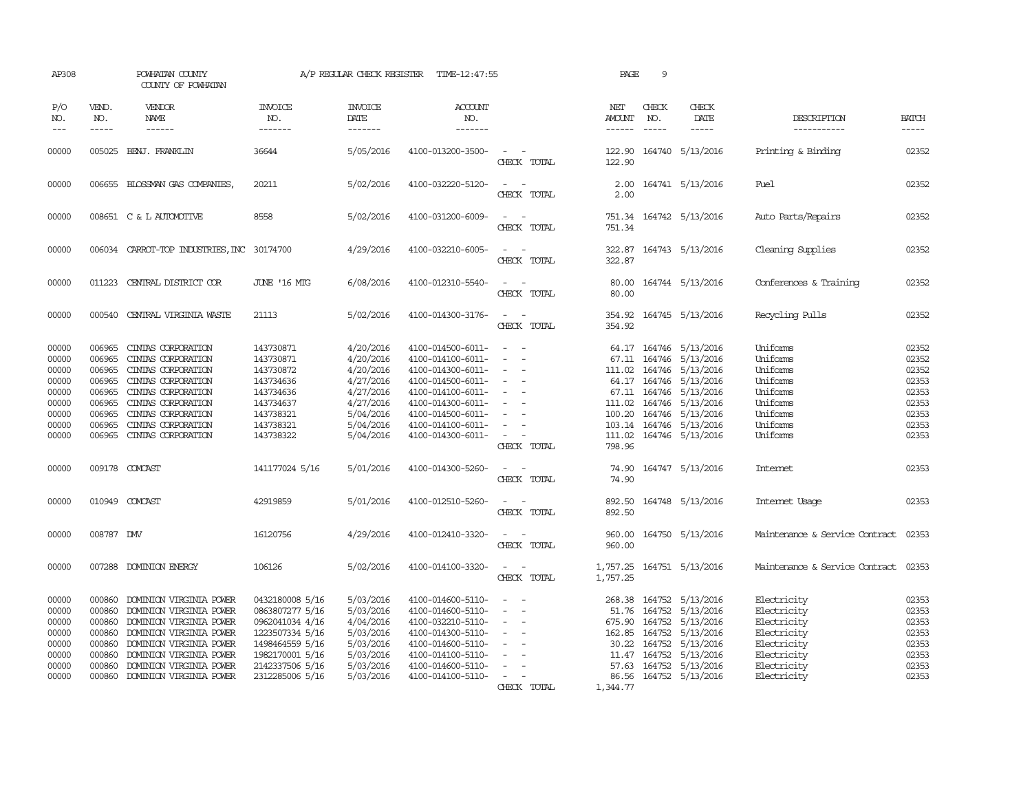AP308 POWHATAN COUNTY A/P REGULAR CHECK REGISTER TIME-12:47:55 PAGE 9

COUNTY OF POWHATAN

| P/O NO. | VEND. NO. | VENDOR NAME | INVOICE NO. | INVOICE DATE | ACCOUNT NO. | | NET AMOUNT | CHECK NO. | CHECK DATE | DESCRIPTION | BATCH |
|---|---|---|---|---|---|---|---|---|---|---|---|
| --- | ----- | ------ | ------- | ------- | ------- | | ------ | ----- | ----- | ----------- | ----- |
| 00000 | 005025 | BENJ. FRANKLIN | 36644 | 5/05/2016 | 4100-013200-3500- | - - | 122.90 | 164740 | 5/13/2016 | Printing & Binding | 02352 |
| | | | | | | CHECK TOTAL | 122.90 | | | | |
| 00000 | 006655 | BLOSSMAN GAS COMPANIES, | 20211 | 5/02/2016 | 4100-032220-5120- | - - | 2.00 | 164741 | 5/13/2016 | Fuel | 02352 |
| | | | | | | CHECK TOTAL | 2.00 | | | | |
| 00000 | 008651 | C & L AUTOMOTIVE | 8558 | 5/02/2016 | 4100-031200-6009- | - - | 751.34 | 164742 | 5/13/2016 | Auto Parts/Repairs | 02352 |
| | | | | | | CHECK TOTAL | 751.34 | | | | |
| 00000 | 006034 | CARROT-TOP INDUSTRIES,INC | 30174700 | 4/29/2016 | 4100-032210-6005- | - - | 322.87 | 164743 | 5/13/2016 | Cleaning Supplies | 02352 |
| | | | | | | CHECK TOTAL | 322.87 | | | | |
| 00000 | 011223 | CENTRAL DISTRICT COR | JUNE '16 MTG | 6/08/2016 | 4100-012310-5540- | - - | 80.00 | 164744 | 5/13/2016 | Conferences & Training | 02352 |
| | | | | | | CHECK TOTAL | 80.00 | | | | |
| 00000 | 000540 | CENTRAL VIRGINIA WASTE | 21113 | 5/02/2016 | 4100-014300-3176- | - - | 354.92 | 164745 | 5/13/2016 | Recycling Pulls | 02352 |
| | | | | | | CHECK TOTAL | 354.92 | | | | |
| 00000 | 006965 | CINTAS CORPORATION | 143730871 | 4/20/2016 | 4100-014500-6011- | - - | 64.17 | 164746 | 5/13/2016 | Uniforms | 02352 |
| 00000 | 006965 | CINTAS CORPORATION | 143730871 | 4/20/2016 | 4100-014100-6011- | - - | 67.11 | 164746 | 5/13/2016 | Uniforms | 02352 |
| 00000 | 006965 | CINTAS CORPORATION | 143730872 | 4/20/2016 | 4100-014300-6011- | - - | 111.02 | 164746 | 5/13/2016 | Uniforms | 02352 |
| 00000 | 006965 | CINTAS CORPORATION | 143734636 | 4/27/2016 | 4100-014500-6011- | - - | 64.17 | 164746 | 5/13/2016 | Uniforms | 02353 |
| 00000 | 006965 | CINTAS CORPORATION | 143734636 | 4/27/2016 | 4100-014100-6011- | - - | 67.11 | 164746 | 5/13/2016 | Uniforms | 02353 |
| 00000 | 006965 | CINTAS CORPORATION | 143734637 | 4/27/2016 | 4100-014300-6011- | - - | 111.02 | 164746 | 5/13/2016 | Uniforms | 02353 |
| 00000 | 006965 | CINTAS CORPORATION | 143738321 | 5/04/2016 | 4100-014500-6011- | - - | 100.20 | 164746 | 5/13/2016 | Uniforms | 02353 |
| 00000 | 006965 | CINTAS CORPORATION | 143738321 | 5/04/2016 | 4100-014100-6011- | - - | 103.14 | 164746 | 5/13/2016 | Uniforms | 02353 |
| 00000 | 006965 | CINTAS CORPORATION | 143738322 | 5/04/2016 | 4100-014300-6011- | - - | 111.02 | 164746 | 5/13/2016 | Uniforms | 02353 |
| | | | | | | CHECK TOTAL | 798.96 | | | | |
| 00000 | 009178 | COMCAST | 141177024 5/16 | 5/01/2016 | 4100-014300-5260- | - - | 74.90 | 164747 | 5/13/2016 | Internet | 02353 |
| | | | | | | CHECK TOTAL | 74.90 | | | | |
| 00000 | 010949 | COMCAST | 42919859 | 5/01/2016 | 4100-012510-5260- | - - | 892.50 | 164748 | 5/13/2016 | Internet Usage | 02353 |
| | | | | | | CHECK TOTAL | 892.50 | | | | |
| 00000 | 008787 | DMV | 16120756 | 4/29/2016 | 4100-012410-3320- | - - | 960.00 | 164750 | 5/13/2016 | Maintenance & Service Contract | 02353 |
| | | | | | | CHECK TOTAL | 960.00 | | | | |
| 00000 | 007288 | DOMINION ENERGY | 106126 | 5/02/2016 | 4100-014100-3320- | - - | 1,757.25 | 164751 | 5/13/2016 | Maintenance & Service Contract | 02353 |
| | | | | | | CHECK TOTAL | 1,757.25 | | | | |
| 00000 | 000860 | DOMINION VIRGINIA POWER | 0432180008 5/16 | 5/03/2016 | 4100-014600-5110- | - - | 268.38 | 164752 | 5/13/2016 | Electricity | 02353 |
| 00000 | 000860 | DOMINION VIRGINIA POWER | 0863807277 5/16 | 5/03/2016 | 4100-014600-5110- | - - | 51.76 | 164752 | 5/13/2016 | Electricity | 02353 |
| 00000 | 000860 | DOMINION VIRGINIA POWER | 0962041034 4/16 | 4/04/2016 | 4100-032210-5110- | - - | 675.90 | 164752 | 5/13/2016 | Electricity | 02353 |
| 00000 | 000860 | DOMINION VIRGINIA POWER | 1223507334 5/16 | 5/03/2016 | 4100-014300-5110- | - - | 162.85 | 164752 | 5/13/2016 | Electricity | 02353 |
| 00000 | 000860 | DOMINION VIRGINIA POWER | 1498464559 5/16 | 5/03/2016 | 4100-014600-5110- | - - | 30.22 | 164752 | 5/13/2016 | Electricity | 02353 |
| 00000 | 000860 | DOMINION VIRGINIA POWER | 1982170001 5/16 | 5/03/2016 | 4100-014100-5110- | - - | 11.47 | 164752 | 5/13/2016 | Electricity | 02353 |
| 00000 | 000860 | DOMINION VIRGINIA POWER | 2142337506 5/16 | 5/03/2016 | 4100-014600-5110- | - - | 57.63 | 164752 | 5/13/2016 | Electricity | 02353 |
| 00000 | 000860 | DOMINION VIRGINIA POWER | 2312285006 5/16 | 5/03/2016 | 4100-014100-5110- | - - | 86.56 | 164752 | 5/13/2016 | Electricity | 02353 |
| | | | | | | CHECK TOTAL | 1,344.77 | | | | |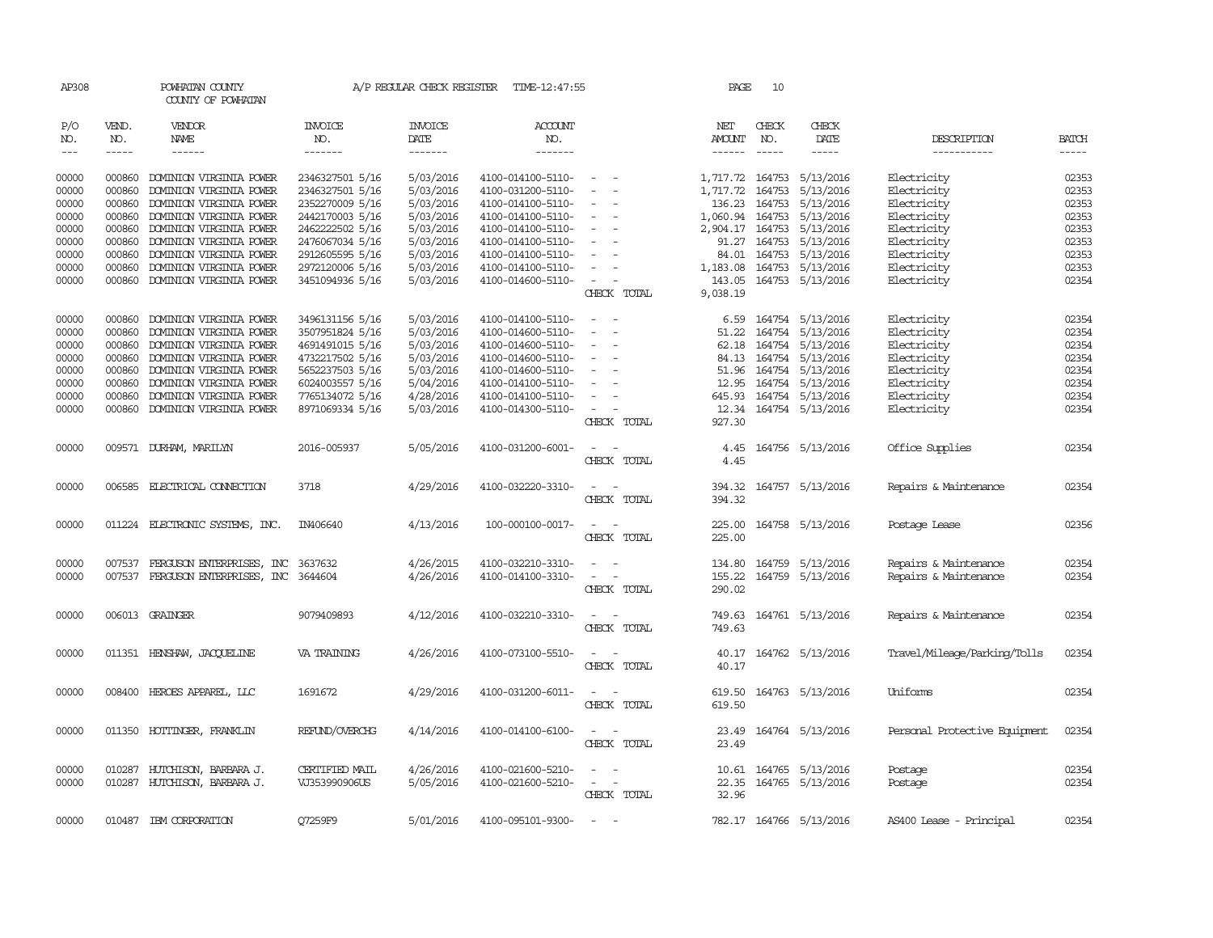AP308 POWHATAN COUNTY A/P REGULAR CHECK REGISTER TIME-12:47:55

COUNTY OF POWHATAN

| P/O NO. | VEND. NO. | VENDOR NAME | INVOICE NO. | INVOICE DATE | ACCOUNT NO. | | NET AMOUNT | CHECK NO. | CHECK DATE | DESCRIPTION | BATCH |
|---|---|---|---|---|---|---|---|---|---|---|---|
| --- | ----- | ------ | ------- | ------- | ------- | | ------ | ----- | ----- | ----------- | ----- |
| 00000 | 000860 | DOMINION VIRGINIA POWER | 2346327501 5/16 | 5/03/2016 | 4100-014100-5110- | - - | 1,717.72 | 164753 | 5/13/2016 | Electricity | 02353 |
| 00000 | 000860 | DOMINION VIRGINIA POWER | 2346327501 5/16 | 5/03/2016 | 4100-031200-5110- | - - | 1,717.72 | 164753 | 5/13/2016 | Electricity | 02353 |
| 00000 | 000860 | DOMINION VIRGINIA POWER | 2352270009 5/16 | 5/03/2016 | 4100-014100-5110- | - - | 136.23 | 164753 | 5/13/2016 | Electricity | 02353 |
| 00000 | 000860 | DOMINION VIRGINIA POWER | 2442170003 5/16 | 5/03/2016 | 4100-014100-5110- | - - | 1,060.94 | 164753 | 5/13/2016 | Electricity | 02353 |
| 00000 | 000860 | DOMINION VIRGINIA POWER | 2462222502 5/16 | 5/03/2016 | 4100-014100-5110- | - - | 2,904.17 | 164753 | 5/13/2016 | Electricity | 02353 |
| 00000 | 000860 | DOMINION VIRGINIA POWER | 2476067034 5/16 | 5/03/2016 | 4100-014100-5110- | - - | 91.27 | 164753 | 5/13/2016 | Electricity | 02353 |
| 00000 | 000860 | DOMINION VIRGINIA POWER | 2912605595 5/16 | 5/03/2016 | 4100-014100-5110- | - - | 84.01 | 164753 | 5/13/2016 | Electricity | 02353 |
| 00000 | 000860 | DOMINION VIRGINIA POWER | 2972120006 5/16 | 5/03/2016 | 4100-014100-5110- | - - | 1,183.08 | 164753 | 5/13/2016 | Electricity | 02353 |
| 00000 | 000860 | DOMINION VIRGINIA POWER | 3451094936 5/16 | 5/03/2016 | 4100-014600-5110- | - - | 143.05 | 164753 | 5/13/2016 | Electricity | 02354 |
| | | | | | | CHECK TOTAL | 9,038.19 | | | | |
| 00000 | 000860 | DOMINION VIRGINIA POWER | 3496131156 5/16 | 5/03/2016 | 4100-014100-5110- | - - | 6.59 | 164754 | 5/13/2016 | Electricity | 02354 |
| 00000 | 000860 | DOMINION VIRGINIA POWER | 3507951824 5/16 | 5/03/2016 | 4100-014600-5110- | - - | 51.22 | 164754 | 5/13/2016 | Electricity | 02354 |
| 00000 | 000860 | DOMINION VIRGINIA POWER | 4691491015 5/16 | 5/03/2016 | 4100-014600-5110- | - - | 62.18 | 164754 | 5/13/2016 | Electricity | 02354 |
| 00000 | 000860 | DOMINION VIRGINIA POWER | 4732217502 5/16 | 5/03/2016 | 4100-014600-5110- | - - | 84.13 | 164754 | 5/13/2016 | Electricity | 02354 |
| 00000 | 000860 | DOMINION VIRGINIA POWER | 5652237503 5/16 | 5/03/2016 | 4100-014600-5110- | - - | 51.96 | 164754 | 5/13/2016 | Electricity | 02354 |
| 00000 | 000860 | DOMINION VIRGINIA POWER | 6024003557 5/16 | 5/04/2016 | 4100-014100-5110- | - - | 12.95 | 164754 | 5/13/2016 | Electricity | 02354 |
| 00000 | 000860 | DOMINION VIRGINIA POWER | 7765134072 5/16 | 4/28/2016 | 4100-014100-5110- | - - | 645.93 | 164754 | 5/13/2016 | Electricity | 02354 |
| 00000 | 000860 | DOMINION VIRGINIA POWER | 8971069334 5/16 | 5/03/2016 | 4100-014300-5110- | - - | 12.34 | 164754 | 5/13/2016 | Electricity | 02354 |
| | | | | | | CHECK TOTAL | 927.30 | | | | |
| 00000 | 009571 | DURHAM, MARILYN | 2016-005937 | 5/05/2016 | 4100-031200-6001- | - - | 4.45 | 164756 | 5/13/2016 | Office Supplies | 02354 |
| | | | | | | CHECK TOTAL | 4.45 | | | | |
| 00000 | 006585 | ELECTRICAL CONNECTION | 3718 | 4/29/2016 | 4100-032220-3310- | - - | 394.32 | 164757 | 5/13/2016 | Repairs & Maintenance | 02354 |
| | | | | | | CHECK TOTAL | 394.32 | | | | |
| 00000 | 011224 | ELECTRONIC SYSTEMS, INC. | IN406640 | 4/13/2016 | 100-000100-0017- | - - | 225.00 | 164758 | 5/13/2016 | Postage Lease | 02356 |
| | | | | | | CHECK TOTAL | 225.00 | | | | |
| 00000 | 007537 | FERGUSON ENTERPRISES, INC | 3637632 | 4/26/2015 | 4100-032210-3310- | - - | 134.80 | 164759 | 5/13/2016 | Repairs & Maintenance | 02354 |
| 00000 | 007537 | FERGUSON ENTERPRISES, INC | 3644604 | 4/26/2016 | 4100-014100-3310- | - - | 155.22 | 164759 | 5/13/2016 | Repairs & Maintenance | 02354 |
| | | | | | | CHECK TOTAL | 290.02 | | | | |
| 00000 | 006013 | GRAINGER | 9079409893 | 4/12/2016 | 4100-032210-3310- | - - | 749.63 | 164761 | 5/13/2016 | Repairs & Maintenance | 02354 |
| | | | | | | CHECK TOTAL | 749.63 | | | | |
| 00000 | 011351 | HENSHAW, JACQUELINE | VA TRAINING | 4/26/2016 | 4100-073100-5510- | - - | 40.17 | 164762 | 5/13/2016 | Travel/Mileage/Parking/Tolls | 02354 |
| | | | | | | CHECK TOTAL | 40.17 | | | | |
| 00000 | 008400 | HEROES APPAREL, LLC | 1691672 | 4/29/2016 | 4100-031200-6011- | - - | 619.50 | 164763 | 5/13/2016 | Uniforms | 02354 |
| | | | | | | CHECK TOTAL | 619.50 | | | | |
| 00000 | 011350 | HOTTINGER, FRANKLIN | REFUND/OVERCHG | 4/14/2016 | 4100-014100-6100- | - - | 23.49 | 164764 | 5/13/2016 | Personal Protective Equipment | 02354 |
| | | | | | | CHECK TOTAL | 23.49 | | | | |
| 00000 | 010287 | HUTCHISON, BARBARA J. | CERTIFIED MAIL | 4/26/2016 | 4100-021600-5210- | - - | 10.61 | 164765 | 5/13/2016 | Postage | 02354 |
| 00000 | 010287 | HUTCHISON, BARBARA J. | VJ353990906US | 5/05/2016 | 4100-021600-5210- | - - | 22.35 | 164765 | 5/13/2016 | Postage | 02354 |
| | | | | | | CHECK TOTAL | 32.96 | | | | |
| 00000 | 010487 | IBM CORPORATION | Q7259F9 | 5/01/2016 | 4100-095101-9300- | - - | 782.17 | 164766 | 5/13/2016 | AS400 Lease - Principal | 02354 |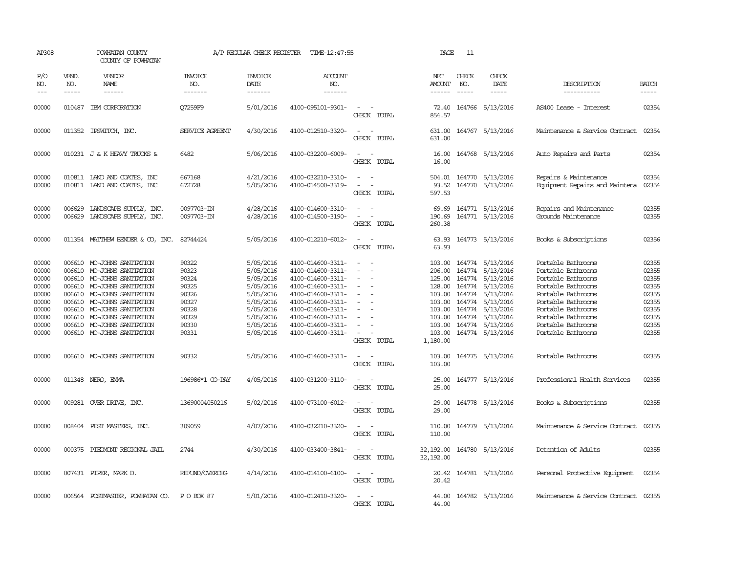AP308 POWHATAN COUNTY A/P REGULAR CHECK REGISTER TIME-12:47:55 PAGE 11

COUNTY OF POWHATAN

| P/O NO. | VEND. NO. | VENDOR NAME | INVOICE NO. | INVOICE DATE | ACCOUNT NO. | | NET AMOUNT | CHECK NO. | CHECK DATE | DESCRIPTION | BATCH |
|---|---|---|---|---|---|---|---|---|---|---|---|
| 00000 | 010487 | IBM CORPORATION | Q7259F9 | 5/01/2016 | 4100-095101-9301- | - - | 72.40 | 164766 | 5/13/2016 | AS400 Lease - Interest | 02354 |
| | | | | | | CHECK TOTAL | 854.57 | | | | |
| 00000 | 011352 | IPSWITCH, INC. | SERVICE AGREEMT | 4/30/2016 | 4100-012510-3320- | - - | 631.00 | 164767 | 5/13/2016 | Maintenance & Service Contract | 02354 |
| | | | | | | CHECK TOTAL | 631.00 | | | | |
| 00000 | 010231 | J & K HEAVY TRUCKS & | 6482 | 5/06/2016 | 4100-032200-6009- | - - | 16.00 | 164768 | 5/13/2016 | Auto Repairs and Parts | 02354 |
| | | | | | | CHECK TOTAL | 16.00 | | | | |
| 00000 | 010811 | LAND AND COATES, INC | 667168 | 4/21/2016 | 4100-032210-3310- | - - | 504.01 | 164770 | 5/13/2016 | Repairs & Maintenance | 02354 |
| 00000 | 010811 | LAND AND COATES, INC | 672728 | 5/05/2016 | 4100-014500-3319- | - - | 93.52 | 164770 | 5/13/2016 | Equipment Repairs and Maintena | 02354 |
| | | | | | | CHECK TOTAL | 597.53 | | | | |
| 00000 | 006629 | LANDSCAPE SUPPLY, INC. | 0097703-IN | 4/28/2016 | 4100-014600-3310- | - - | 69.69 | 164771 | 5/13/2016 | Repairs and Maintenance | 02355 |
| 00000 | 006629 | LANDSCAPE SUPPLY, INC. | 0097703-IN | 4/28/2016 | 4100-014500-3190- | - - | 190.69 | 164771 | 5/13/2016 | Grounds Maintenance | 02355 |
| | | | | | | CHECK TOTAL | 260.38 | | | | |
| 00000 | 011354 | MATTHEW BENDER & CO, INC. | 82744424 | 5/05/2016 | 4100-012210-6012- | - - | 63.93 | 164773 | 5/13/2016 | Books & Subscriptions | 02356 |
| | | | | | | CHECK TOTAL | 63.93 | | | | |
| 00000 | 006610 | MO-JOHNS SANITATION | 90322 | 5/05/2016 | 4100-014600-3311- | - - | 103.00 | 164774 | 5/13/2016 | Portable Bathrooms | 02355 |
| 00000 | 006610 | MO-JOHNS SANITATION | 90323 | 5/05/2016 | 4100-014600-3311- | - - | 206.00 | 164774 | 5/13/2016 | Portable Bathrooms | 02355 |
| 00000 | 006610 | MO-JOHNS SANITATION | 90324 | 5/05/2016 | 4100-014600-3311- | - - | 125.00 | 164774 | 5/13/2016 | Portable Bathrooms | 02355 |
| 00000 | 006610 | MO-JOHNS SANITATION | 90325 | 5/05/2016 | 4100-014600-3311- | - - | 128.00 | 164774 | 5/13/2016 | Portable Bathrooms | 02355 |
| 00000 | 006610 | MO-JOHNS SANITATION | 90326 | 5/05/2016 | 4100-014600-3311- | - - | 103.00 | 164774 | 5/13/2016 | Portable Bathrooms | 02355 |
| 00000 | 006610 | MO-JOHNS SANITATION | 90327 | 5/05/2016 | 4100-014600-3311- | - - | 103.00 | 164774 | 5/13/2016 | Portable Bathrooms | 02355 |
| 00000 | 006610 | MO-JOHNS SANITATION | 90328 | 5/05/2016 | 4100-014600-3311- | - - | 103.00 | 164774 | 5/13/2016 | Portable Bathrooms | 02355 |
| 00000 | 006610 | MO-JOHNS SANITATION | 90329 | 5/05/2016 | 4100-014600-3311- | - - | 103.00 | 164774 | 5/13/2016 | Portable Bathrooms | 02355 |
| 00000 | 006610 | MO-JOHNS SANITATION | 90330 | 5/05/2016 | 4100-014600-3311- | - - | 103.00 | 164774 | 5/13/2016 | Portable Bathrooms | 02355 |
| 00000 | 006610 | MO-JOHNS SANITATION | 90331 | 5/05/2016 | 4100-014600-3311- | - - | 103.00 | 164774 | 5/13/2016 | Portable Bathrooms | 02355 |
| | | | | | | CHECK TOTAL | 1,180.00 | | | | |
| 00000 | 006610 | MO-JOHNS SANITATION | 90332 | 5/05/2016 | 4100-014600-3311- | - - | 103.00 | 164775 | 5/13/2016 | Portable Bathrooms | 02355 |
| | | | | | | CHECK TOTAL | 103.00 | | | | |
| 00000 | 011348 | NERO, EMMA | 196986*1 CO-PAY | 4/05/2016 | 4100-031200-3110- | - - | 25.00 | 164777 | 5/13/2016 | Professional Health Services | 02355 |
| | | | | | | CHECK TOTAL | 25.00 | | | | |
| 00000 | 009281 | OVER DRIVE, INC. | 13690004050216 | 5/02/2016 | 4100-073100-6012- | - - | 29.00 | 164778 | 5/13/2016 | Books & Subscriptions | 02355 |
| | | | | | | CHECK TOTAL | 29.00 | | | | |
| 00000 | 008404 | PEST MASTERS, INC. | 309059 | 4/07/2016 | 4100-032210-3320- | - - | 110.00 | 164779 | 5/13/2016 | Maintenance & Service Contract | 02355 |
| | | | | | | CHECK TOTAL | 110.00 | | | | |
| 00000 | 000375 | PIEDMONT REGIONAL JAIL | 2744 | 4/30/2016 | 4100-033400-3841- | - - | 32,192.00 | 164780 | 5/13/2016 | Detention of Adults | 02355 |
| | | | | | | CHECK TOTAL | 32,192.00 | | | | |
| 00000 | 007431 | PIPER, MARK D. | REFUND/OVERCHG | 4/14/2016 | 4100-014100-6100- | - - | 20.42 | 164781 | 5/13/2016 | Personal Protective Equipment | 02354 |
| | | | | | | CHECK TOTAL | 20.42 | | | | |
| 00000 | 006564 | POSTMASTER, POWHATAN CO. | P O BOX 87 | 5/01/2016 | 4100-012410-3320- | - - | 44.00 | 164782 | 5/13/2016 | Maintenance & Service Contract | 02355 |
| | | | | | | CHECK TOTAL | 44.00 | | | | |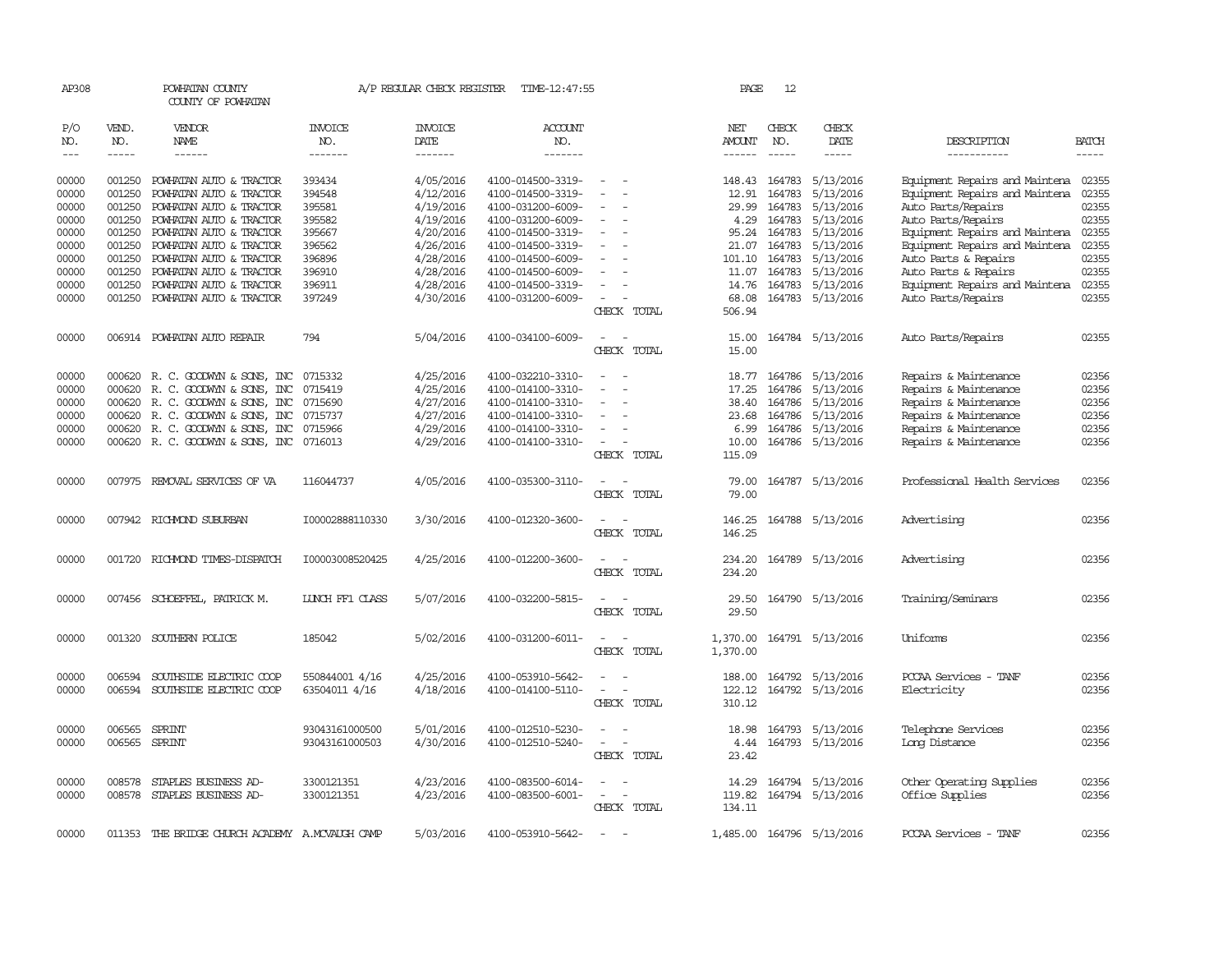AP308 POWHATAN COUNTY A/P REGULAR CHECK REGISTER TIME-12:47:55 PAGE 12

COUNTY OF POWHATAN

| P/O NO. | VEND. NO. | VENDOR NAME | INVOICE NO. | INVOICE DATE | ACCOUNT NO. | | NET AMOUNT | CHECK NO. | CHECK DATE | DESCRIPTION | BATCH |
|---|---|---|---|---|---|---|---|---|---|---|---|
| 00000 | 001250 | POWHATAN AUTO & TRACTOR | 393434 | 4/05/2016 | 4100-014500-3319- | - - | 148.43 | 164783 | 5/13/2016 | Equipment Repairs and Maintena | 02355 |
| 00000 | 001250 | POWHATAN AUTO & TRACTOR | 394548 | 4/12/2016 | 4100-014500-3319- | - - | 12.91 | 164783 | 5/13/2016 | Equipment Repairs and Maintena | 02355 |
| 00000 | 001250 | POWHATAN AUTO & TRACTOR | 395581 | 4/19/2016 | 4100-031200-6009- | - - | 29.99 | 164783 | 5/13/2016 | Auto Parts/Repairs | 02355 |
| 00000 | 001250 | POWHATAN AUTO & TRACTOR | 395582 | 4/19/2016 | 4100-031200-6009- | - - | 4.29 | 164783 | 5/13/2016 | Auto Parts/Repairs | 02355 |
| 00000 | 001250 | POWHATAN AUTO & TRACTOR | 395667 | 4/20/2016 | 4100-014500-3319- | - - | 95.24 | 164783 | 5/13/2016 | Equipment Repairs and Maintena | 02355 |
| 00000 | 001250 | POWHATAN AUTO & TRACTOR | 396562 | 4/26/2016 | 4100-014500-3319- | - - | 21.07 | 164783 | 5/13/2016 | Equipment Repairs and Maintena | 02355 |
| 00000 | 001250 | POWHATAN AUTO & TRACTOR | 396896 | 4/28/2016 | 4100-014500-6009- | - - | 101.10 | 164783 | 5/13/2016 | Auto Parts & Repairs | 02355 |
| 00000 | 001250 | POWHATAN AUTO & TRACTOR | 396910 | 4/28/2016 | 4100-014500-6009- | - - | 11.07 | 164783 | 5/13/2016 | Auto Parts & Repairs | 02355 |
| 00000 | 001250 | POWHATAN AUTO & TRACTOR | 396911 | 4/28/2016 | 4100-014500-3319- | - - | 14.76 | 164783 | 5/13/2016 | Equipment Repairs and Maintena | 02355 |
| 00000 | 001250 | POWHATAN AUTO & TRACTOR | 397249 | 4/30/2016 | 4100-031200-6009- | - - | 68.08 | 164783 | 5/13/2016 | Auto Parts/Repairs | 02355 |
| | | | | | | CHECK TOTAL | 506.94 | | | | |
| 00000 | 006914 | POWHATAN AUTO REPAIR | 794 | 5/04/2016 | 4100-034100-6009- | - - | 15.00 | 164784 | 5/13/2016 | Auto Parts/Repairs | 02355 |
| | | | | | | CHECK TOTAL | 15.00 | | | | |
| 00000 | 000620 | R. C. GOODWYN & SONS, INC | 0715332 | 4/25/2016 | 4100-032210-3310- | - - | 18.77 | 164786 | 5/13/2016 | Repairs & Maintenance | 02356 |
| 00000 | 000620 | R. C. GOODWYN & SONS, INC | 0715419 | 4/25/2016 | 4100-014100-3310- | - - | 17.25 | 164786 | 5/13/2016 | Repairs & Maintenance | 02356 |
| 00000 | 000620 | R. C. GOODWYN & SONS, INC | 0715690 | 4/27/2016 | 4100-014100-3310- | - - | 38.40 | 164786 | 5/13/2016 | Repairs & Maintenance | 02356 |
| 00000 | 000620 | R. C. GOODWYN & SONS, INC | 0715737 | 4/27/2016 | 4100-014100-3310- | - - | 23.68 | 164786 | 5/13/2016 | Repairs & Maintenance | 02356 |
| 00000 | 000620 | R. C. GOODWYN & SONS, INC | 0715966 | 4/29/2016 | 4100-014100-3310- | - - | 6.99 | 164786 | 5/13/2016 | Repairs & Maintenance | 02356 |
| 00000 | 000620 | R. C. GOODWYN & SONS, INC | 0716013 | 4/29/2016 | 4100-014100-3310- | - - | 10.00 | 164786 | 5/13/2016 | Repairs & Maintenance | 02356 |
| | | | | | | CHECK TOTAL | 115.09 | | | | |
| 00000 | 007975 | REMOVAL SERVICES OF VA | 116044737 | 4/05/2016 | 4100-035300-3110- | - - | 79.00 | 164787 | 5/13/2016 | Professional Health Services | 02356 |
| | | | | | | CHECK TOTAL | 79.00 | | | | |
| 00000 | 007942 | RICHMOND SUBURBAN | I00002888110330 | 3/30/2016 | 4100-012320-3600- | - - | 146.25 | 164788 | 5/13/2016 | Advertising | 02356 |
| | | | | | | CHECK TOTAL | 146.25 | | | | |
| 00000 | 001720 | RICHMOND TIMES-DISPATCH | I00003008520425 | 4/25/2016 | 4100-012200-3600- | - - | 234.20 | 164789 | 5/13/2016 | Advertising | 02356 |
| | | | | | | CHECK TOTAL | 234.20 | | | | |
| 00000 | 007456 | SCHOEFFEL, PATRICK M. | LUNCH FF1 CLASS | 5/07/2016 | 4100-032200-5815- | - - | 29.50 | 164790 | 5/13/2016 | Training/Seminars | 02356 |
| | | | | | | CHECK TOTAL | 29.50 | | | | |
| 00000 | 001320 | SOUTHERN POLICE | 185042 | 5/02/2016 | 4100-031200-6011- | - - | 1,370.00 | 164791 | 5/13/2016 | Uniforms | 02356 |
| | | | | | | CHECK TOTAL | 1,370.00 | | | | |
| 00000 | 006594 | SOUTHSIDE ELECTRIC COOP | 550844001 4/16 | 4/25/2016 | 4100-053910-5642- | - - | 188.00 | 164792 | 5/13/2016 | PCCAA Services - TANF | 02356 |
| 00000 | 006594 | SOUTHSIDE ELECTRIC COOP | 63504011 4/16 | 4/18/2016 | 4100-014100-5110- | - - | 122.12 | 164792 | 5/13/2016 | Electricity | 02356 |
| | | | | | | CHECK TOTAL | 310.12 | | | | |
| 00000 | 006565 | SPRINT | 93043161000500 | 5/01/2016 | 4100-012510-5230- | - - | 18.98 | 164793 | 5/13/2016 | Telephone Services | 02356 |
| 00000 | 006565 | SPRINT | 93043161000503 | 4/30/2016 | 4100-012510-5240- | - - | 4.44 | 164793 | 5/13/2016 | Long Distance | 02356 |
| | | | | | | CHECK TOTAL | 23.42 | | | | |
| 00000 | 008578 | STAPLES BUSINESS AD- | 3300121351 | 4/23/2016 | 4100-083500-6014- | - - | 14.29 | 164794 | 5/13/2016 | Other Operating Supplies | 02356 |
| 00000 | 008578 | STAPLES BUSINESS AD- | 3300121351 | 4/23/2016 | 4100-083500-6001- | - - | 119.82 | 164794 | 5/13/2016 | Office Supplies | 02356 |
| | | | | | | CHECK TOTAL | 134.11 | | | | |
| 00000 | 011353 | THE BRIDGE CHURCH ACADEMY | A.MCVAUGH CAMP | 5/03/2016 | 4100-053910-5642- | - - | 1,485.00 | 164796 | 5/13/2016 | PCCAA Services - TANF | 02356 |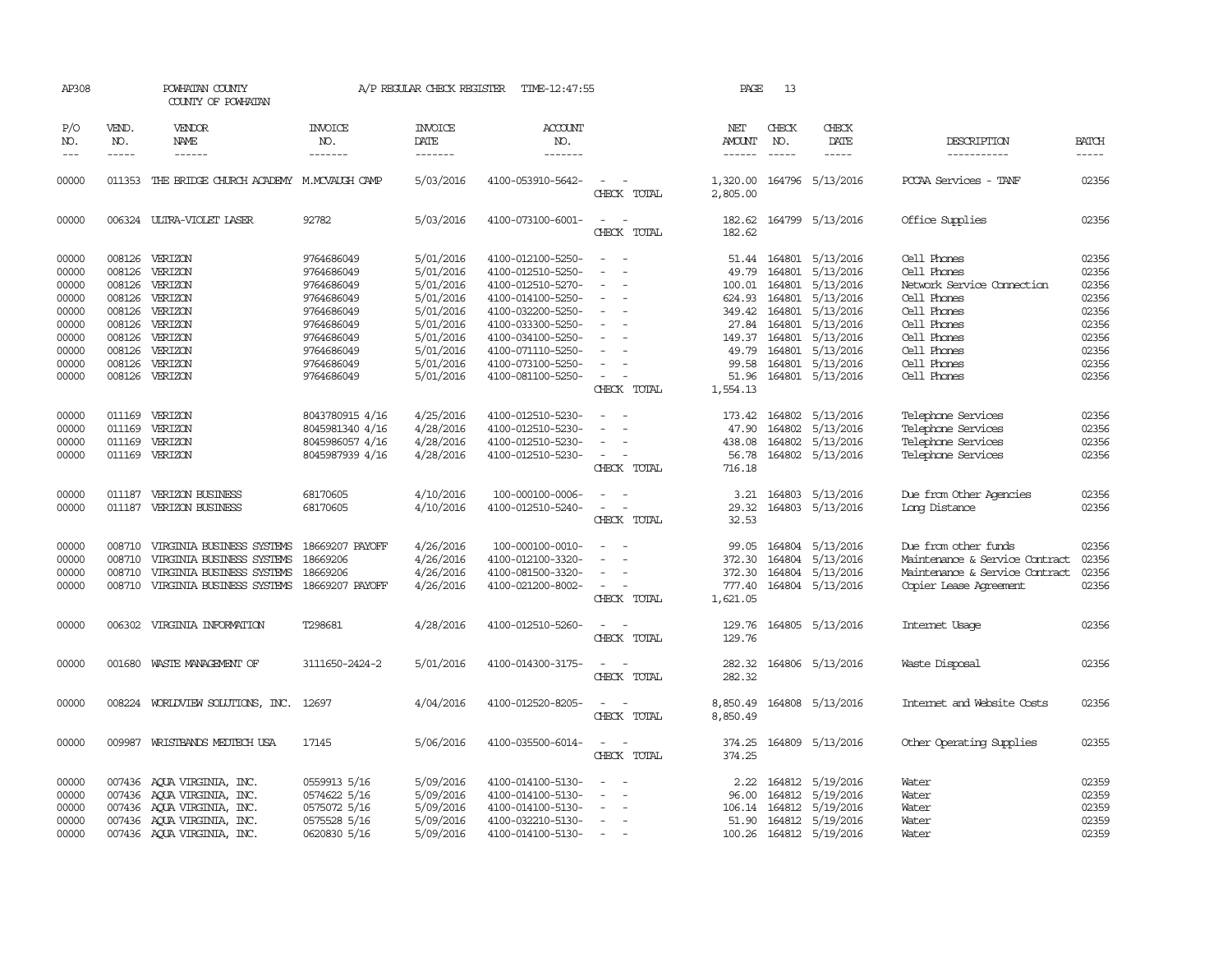AP308 POWHATAN COUNTY A/P REGULAR CHECK REGISTER TIME-12:47:55 PAGE 13
COUNTY OF POWHATAN

| P/O NO. | VEND. NO. | VENDOR NAME | INVOICE NO. | INVOICE DATE | ACCOUNT NO. | | NET AMOUNT | CHECK NO. | CHECK DATE | DESCRIPTION | BATCH |
|---|---|---|---|---|---|---|---|---|---|---|---|
| 00000 | 011353 | THE BRIDGE CHURCH ACADEMY | M.MCVAUGH CAMP | 5/03/2016 | 4100-053910-5642- | - - | 1,320.00 | 164796 | 5/13/2016 | PCCAA Services - TANF | 02356 |
| | | | | | | CHECK TOTAL | 2,805.00 | | | | |
| 00000 | 006324 | ULTRA-VIOLET LASER | 92782 | 5/03/2016 | 4100-073100-6001- | - - | 182.62 | 164799 | 5/13/2016 | Office Supplies | 02356 |
| | | | | | | CHECK TOTAL | 182.62 | | | | |
| 00000 | 008126 | VERIZON | 9764686049 | 5/01/2016 | 4100-012100-5250- | - - | 51.44 | 164801 | 5/13/2016 | Cell Phones | 02356 |
| 00000 | 008126 | VERIZON | 9764686049 | 5/01/2016 | 4100-012510-5250- | - - | 49.79 | 164801 | 5/13/2016 | Cell Phones | 02356 |
| 00000 | 008126 | VERIZON | 9764686049 | 5/01/2016 | 4100-012510-5270- | - - | 100.01 | 164801 | 5/13/2016 | Network Service Connection | 02356 |
| 00000 | 008126 | VERIZON | 9764686049 | 5/01/2016 | 4100-014100-5250- | - - | 624.93 | 164801 | 5/13/2016 | Cell Phones | 02356 |
| 00000 | 008126 | VERIZON | 9764686049 | 5/01/2016 | 4100-032200-5250- | - - | 349.42 | 164801 | 5/13/2016 | Cell Phones | 02356 |
| 00000 | 008126 | VERIZON | 9764686049 | 5/01/2016 | 4100-033300-5250- | - - | 27.84 | 164801 | 5/13/2016 | Cell Phones | 02356 |
| 00000 | 008126 | VERIZON | 9764686049 | 5/01/2016 | 4100-034100-5250- | - - | 149.37 | 164801 | 5/13/2016 | Cell Phones | 02356 |
| 00000 | 008126 | VERIZON | 9764686049 | 5/01/2016 | 4100-071110-5250- | - - | 49.79 | 164801 | 5/13/2016 | Cell Phones | 02356 |
| 00000 | 008126 | VERIZON | 9764686049 | 5/01/2016 | 4100-073100-5250- | - - | 99.58 | 164801 | 5/13/2016 | Cell Phones | 02356 |
| 00000 | 008126 | VERIZON | 9764686049 | 5/01/2016 | 4100-081100-5250- | - - | 51.96 | 164801 | 5/13/2016 | Cell Phones | 02356 |
| | | | | | | CHECK TOTAL | 1,554.13 | | | | |
| 00000 | 011169 | VERIZON | 8043780915 4/16 | 4/25/2016 | 4100-012510-5230- | - - | 173.42 | 164802 | 5/13/2016 | Telephone Services | 02356 |
| 00000 | 011169 | VERIZON | 8045981340 4/16 | 4/28/2016 | 4100-012510-5230- | - - | 47.90 | 164802 | 5/13/2016 | Telephone Services | 02356 |
| 00000 | 011169 | VERIZON | 8045986057 4/16 | 4/28/2016 | 4100-012510-5230- | - - | 438.08 | 164802 | 5/13/2016 | Telephone Services | 02356 |
| 00000 | 011169 | VERIZON | 8045987939 4/16 | 4/28/2016 | 4100-012510-5230- | - - | 56.78 | 164802 | 5/13/2016 | Telephone Services | 02356 |
| | | | | | | CHECK TOTAL | 716.18 | | | | |
| 00000 | 011187 | VERIZON BUSINESS | 68170605 | 4/10/2016 | 100-000100-0006- | - - | 3.21 | 164803 | 5/13/2016 | Due from Other Agencies | 02356 |
| 00000 | 011187 | VERIZON BUSINESS | 68170605 | 4/10/2016 | 4100-012510-5240- | - - | 29.32 | 164803 | 5/13/2016 | Long Distance | 02356 |
| | | | | | | CHECK TOTAL | 32.53 | | | | |
| 00000 | 008710 | VIRGINIA BUSINESS SYSTEMS | 18669207 PAYOFF | 4/26/2016 | 100-000100-0010- | - - | 99.05 | 164804 | 5/13/2016 | Due from other funds | 02356 |
| 00000 | 008710 | VIRGINIA BUSINESS SYSTEMS | 18669206 | 4/26/2016 | 4100-012100-3320- | - - | 372.30 | 164804 | 5/13/2016 | Maintenance & Service Contract | 02356 |
| 00000 | 008710 | VIRGINIA BUSINESS SYSTEMS | 18669206 | 4/26/2016 | 4100-081500-3320- | - - | 372.30 | 164804 | 5/13/2016 | Maintenance & Service Contract | 02356 |
| 00000 | 008710 | VIRGINIA BUSINESS SYSTEMS | 18669207 PAYOFF | 4/26/2016 | 4100-021200-8002- | - - | 777.40 | 164804 | 5/13/2016 | Copier Lease Agreement | 02356 |
| | | | | | | CHECK TOTAL | 1,621.05 | | | | |
| 00000 | 006302 | VIRGINIA INFORMATION | T298681 | 4/28/2016 | 4100-012510-5260- | - - | 129.76 | 164805 | 5/13/2016 | Internet Usage | 02356 |
| | | | | | | CHECK TOTAL | 129.76 | | | | |
| 00000 | 001680 | WASTE MANAGEMENT OF | 3111650-2424-2 | 5/01/2016 | 4100-014300-3175- | - - | 282.32 | 164806 | 5/13/2016 | Waste Disposal | 02356 |
| | | | | | | CHECK TOTAL | 282.32 | | | | |
| 00000 | 008224 | WORLDVIEW SOLUTIONS, INC. | 12697 | 4/04/2016 | 4100-012520-8205- | - - | 8,850.49 | 164808 | 5/13/2016 | Internet and Website Costs | 02356 |
| | | | | | | CHECK TOTAL | 8,850.49 | | | | |
| 00000 | 009987 | WRISTBANDS MEDTECH USA | 17145 | 5/06/2016 | 4100-035500-6014- | - - | 374.25 | 164809 | 5/13/2016 | Other Operating Supplies | 02355 |
| | | | | | | CHECK TOTAL | 374.25 | | | | |
| 00000 | 007436 | AQUA VIRGINIA, INC. | 0559913 5/16 | 5/09/2016 | 4100-014100-5130- | - - | 2.22 | 164812 | 5/19/2016 | Water | 02359 |
| 00000 | 007436 | AQUA VIRGINIA, INC. | 0574622 5/16 | 5/09/2016 | 4100-014100-5130- | - - | 96.00 | 164812 | 5/19/2016 | Water | 02359 |
| 00000 | 007436 | AQUA VIRGINIA, INC. | 0575072 5/16 | 5/09/2016 | 4100-014100-5130- | - - | 106.14 | 164812 | 5/19/2016 | Water | 02359 |
| 00000 | 007436 | AQUA VIRGINIA, INC. | 0575528 5/16 | 5/09/2016 | 4100-032210-5130- | - - | 51.90 | 164812 | 5/19/2016 | Water | 02359 |
| 00000 | 007436 | AQUA VIRGINIA, INC. | 0620830 5/16 | 5/09/2016 | 4100-014100-5130- | - - | 100.26 | 164812 | 5/19/2016 | Water | 02359 |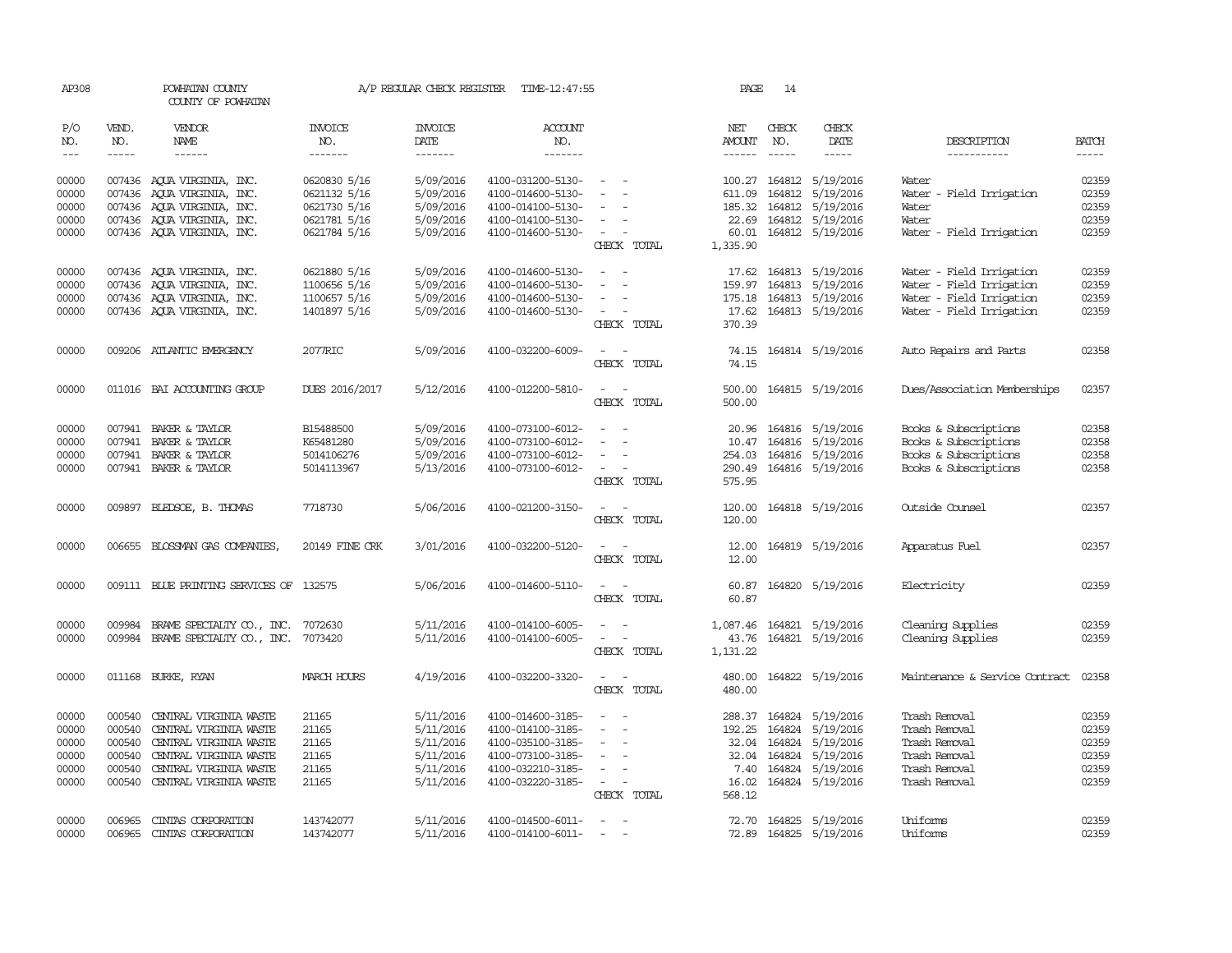AP308 POWHATAN COUNTY A/P REGULAR CHECK REGISTER TIME-12:47:55 PAGE 14

COUNTY OF POWHATAN

| P/O NO. | VEND. NO. | VENDOR NAME | INVOICE NO. | INVOICE DATE | ACCOUNT NO. | | NET AMOUNT | CHECK NO. | CHECK DATE | DESCRIPTION | BATCH |
|---|---|---|---|---|---|---|---|---|---|---|---|
| --- | ----- | ------ | ------- | ------- | ------- | | ------ | ----- | ----- | ----------- | ----- |
| 00000 | 007436 | AQUA VIRGINIA, INC. | 0620830 5/16 | 5/09/2016 | 4100-031200-5130- | - - | 100.27 | 164812 | 5/19/2016 | Water | 02359 |
| 00000 | 007436 | AQUA VIRGINIA, INC. | 0621132 5/16 | 5/09/2016 | 4100-014600-5130- | - - | 611.09 | 164812 | 5/19/2016 | Water - Field Irrigation | 02359 |
| 00000 | 007436 | AQUA VIRGINIA, INC. | 0621730 5/16 | 5/09/2016 | 4100-014100-5130- | - - | 185.32 | 164812 | 5/19/2016 | Water | 02359 |
| 00000 | 007436 | AQUA VIRGINIA, INC. | 0621781 5/16 | 5/09/2016 | 4100-014100-5130- | - - | 22.69 | 164812 | 5/19/2016 | Water | 02359 |
| 00000 | 007436 | AQUA VIRGINIA, INC. | 0621784 5/16 | 5/09/2016 | 4100-014600-5130- | - - | 60.01 | 164812 | 5/19/2016 | Water - Field Irrigation | 02359 |
| | | | | | | CHECK TOTAL | 1,335.90 | | | | |
| 00000 | 007436 | AQUA VIRGINIA, INC. | 0621880 5/16 | 5/09/2016 | 4100-014600-5130- | - - | 17.62 | 164813 | 5/19/2016 | Water - Field Irrigation | 02359 |
| 00000 | 007436 | AQUA VIRGINIA, INC. | 1100656 5/16 | 5/09/2016 | 4100-014600-5130- | - - | 159.97 | 164813 | 5/19/2016 | Water - Field Irrigation | 02359 |
| 00000 | 007436 | AQUA VIRGINIA, INC. | 1100657 5/16 | 5/09/2016 | 4100-014600-5130- | - - | 175.18 | 164813 | 5/19/2016 | Water - Field Irrigation | 02359 |
| 00000 | 007436 | AQUA VIRGINIA, INC. | 1401897 5/16 | 5/09/2016 | 4100-014600-5130- | - - | 17.62 | 164813 | 5/19/2016 | Water - Field Irrigation | 02359 |
| | | | | | | CHECK TOTAL | 370.39 | | | | |
| 00000 | 009206 | ATLANTIC EMERGENCY | 2077RIC | 5/09/2016 | 4100-032200-6009- | - - | 74.15 | 164814 | 5/19/2016 | Auto Repairs and Parts | 02358 |
| | | | | | | CHECK TOTAL | 74.15 | | | | |
| 00000 | 011016 | BAI ACCOUNTING GROUP | DUES 2016/2017 | 5/12/2016 | 4100-012200-5810- | - - | 500.00 | 164815 | 5/19/2016 | Dues/Association Memberships | 02357 |
| | | | | | | CHECK TOTAL | 500.00 | | | | |
| 00000 | 007941 | BAKER & TAYLOR | B15488500 | 5/09/2016 | 4100-073100-6012- | - - | 20.96 | 164816 | 5/19/2016 | Books & Subscriptions | 02358 |
| 00000 | 007941 | BAKER & TAYLOR | K65481280 | 5/09/2016 | 4100-073100-6012- | - - | 10.47 | 164816 | 5/19/2016 | Books & Subscriptions | 02358 |
| 00000 | 007941 | BAKER & TAYLOR | 5014106276 | 5/09/2016 | 4100-073100-6012- | - - | 254.03 | 164816 | 5/19/2016 | Books & Subscriptions | 02358 |
| 00000 | 007941 | BAKER & TAYLOR | 5014113967 | 5/13/2016 | 4100-073100-6012- | - - | 290.49 | 164816 | 5/19/2016 | Books & Subscriptions | 02358 |
| | | | | | | CHECK TOTAL | 575.95 | | | | |
| 00000 | 009897 | BLEDSOE, B. THOMAS | 7718730 | 5/06/2016 | 4100-021200-3150- | - - | 120.00 | 164818 | 5/19/2016 | Outside Counsel | 02357 |
| | | | | | | CHECK TOTAL | 120.00 | | | | |
| 00000 | 006655 | BLOSSMAN GAS COMPANIES, | 20149 FINE CRK | 3/01/2016 | 4100-032200-5120- | - - | 12.00 | 164819 | 5/19/2016 | Apparatus Fuel | 02357 |
| | | | | | | CHECK TOTAL | 12.00 | | | | |
| 00000 | 009111 | BLUE PRINTING SERVICES OF | 132575 | 5/06/2016 | 4100-014600-5110- | - - | 60.87 | 164820 | 5/19/2016 | Electricity | 02359 |
| | | | | | | CHECK TOTAL | 60.87 | | | | |
| 00000 | 009984 | BRAME SPECIALTY CO., INC. | 7072630 | 5/11/2016 | 4100-014100-6005- | - - | 1,087.46 | 164821 | 5/19/2016 | Cleaning Supplies | 02359 |
| 00000 | 009984 | BRAME SPECIALTY CO., INC. | 7073420 | 5/11/2016 | 4100-014100-6005- | - - | 43.76 | 164821 | 5/19/2016 | Cleaning Supplies | 02359 |
| | | | | | | CHECK TOTAL | 1,131.22 | | | | |
| 00000 | 011168 | BURKE, RYAN | MARCH HOURS | 4/19/2016 | 4100-032200-3320- | - - | 480.00 | 164822 | 5/19/2016 | Maintenance & Service Contract | 02358 |
| | | | | | | CHECK TOTAL | 480.00 | | | | |
| 00000 | 000540 | CENTRAL VIRGINIA WASTE | 21165 | 5/11/2016 | 4100-014600-3185- | - - | 288.37 | 164824 | 5/19/2016 | Trash Removal | 02359 |
| 00000 | 000540 | CENTRAL VIRGINIA WASTE | 21165 | 5/11/2016 | 4100-014100-3185- | - - | 192.25 | 164824 | 5/19/2016 | Trash Removal | 02359 |
| 00000 | 000540 | CENTRAL VIRGINIA WASTE | 21165 | 5/11/2016 | 4100-035100-3185- | - - | 32.04 | 164824 | 5/19/2016 | Trash Removal | 02359 |
| 00000 | 000540 | CENTRAL VIRGINIA WASTE | 21165 | 5/11/2016 | 4100-073100-3185- | - - | 32.04 | 164824 | 5/19/2016 | Trash Removal | 02359 |
| 00000 | 000540 | CENTRAL VIRGINIA WASTE | 21165 | 5/11/2016 | 4100-032210-3185- | - - | 7.40 | 164824 | 5/19/2016 | Trash Removal | 02359 |
| 00000 | 000540 | CENTRAL VIRGINIA WASTE | 21165 | 5/11/2016 | 4100-032220-3185- | - - | 16.02 | 164824 | 5/19/2016 | Trash Removal | 02359 |
| | | | | | | CHECK TOTAL | 568.12 | | | | |
| 00000 | 006965 | CINTAS CORPORATION | 143742077 | 5/11/2016 | 4100-014500-6011- | - - | 72.70 | 164825 | 5/19/2016 | Uniforms | 02359 |
| 00000 | 006965 | CINTAS CORPORATION | 143742077 | 5/11/2016 | 4100-014100-6011- | - - | 72.89 | 164825 | 5/19/2016 | Uniforms | 02359 |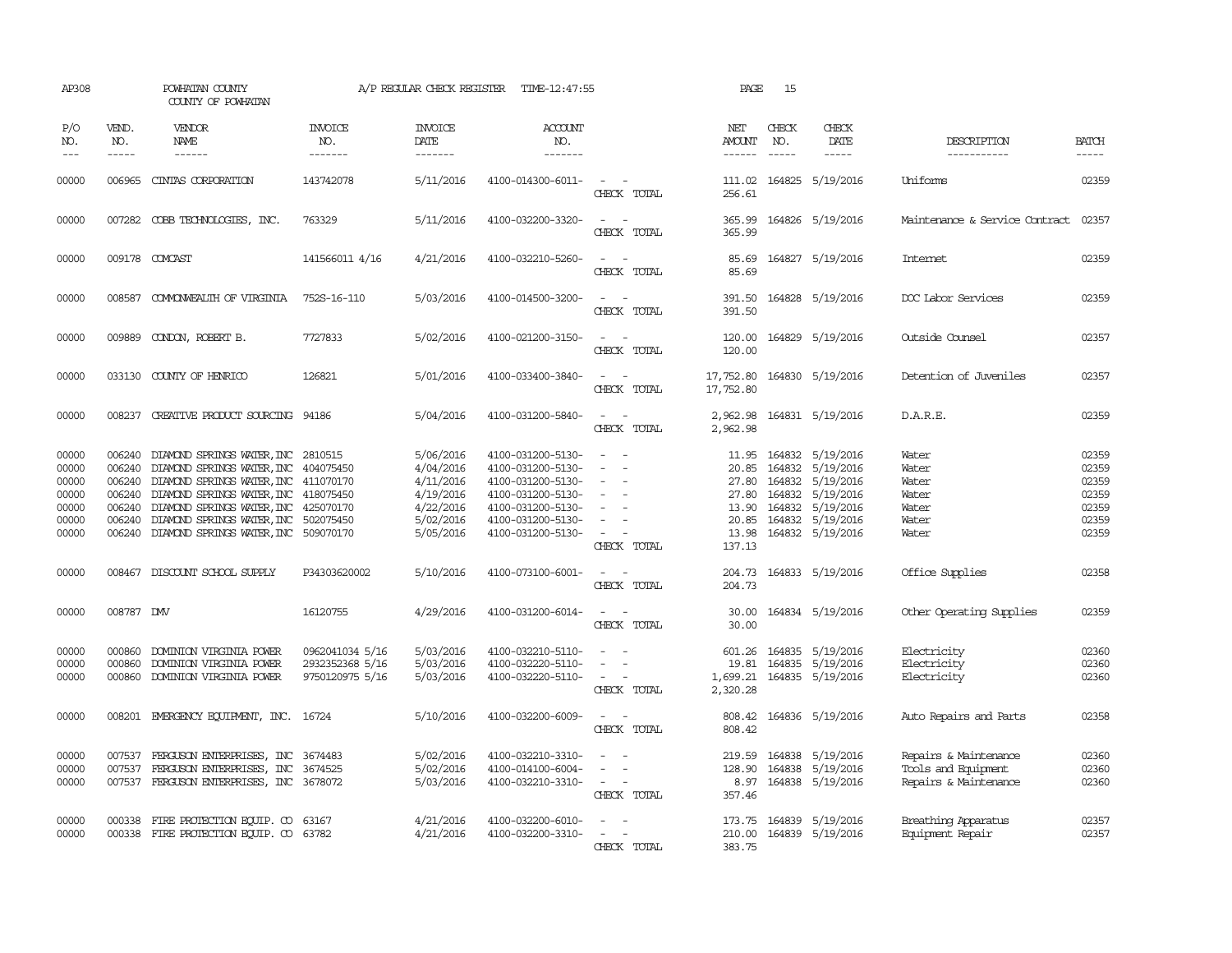AP308 POWHATAN COUNTY A/P REGULAR CHECK REGISTER TIME-12:47:55 PAGE 15
COUNTY OF POWHATAN

| P/O NO. | VEND. NO. | VENDOR NAME | INVOICE NO. | INVOICE DATE | ACCOUNT NO. | | NET AMOUNT | CHECK NO. | CHECK DATE | DESCRIPTION | BATCH |
|---|---|---|---|---|---|---|---|---|---|---|---|
| 00000 | 006965 | CINTAS CORPORATION | 143742078 | 5/11/2016 | 4100-014300-6011- | - - | 111.02 | 164825 | 5/19/2016 | Uniforms | 02359 |
| | | | | | | CHECK TOTAL | 256.61 | | | | |
| 00000 | 007282 | COBB TECHNOLOGIES, INC. | 763329 | 5/11/2016 | 4100-032200-3320- | - - | 365.99 | 164826 | 5/19/2016 | Maintenance & Service Contract | 02357 |
| | | | | | | CHECK TOTAL | 365.99 | | | | |
| 00000 | 009178 | COMCAST | 141566011 4/16 | 4/21/2016 | 4100-032210-5260- | - - | 85.69 | 164827 | 5/19/2016 | Internet | 02359 |
| | | | | | | CHECK TOTAL | 85.69 | | | | |
| 00000 | 008587 | COMMONWEALTH OF VIRGINIA | 752S-16-110 | 5/03/2016 | 4100-014500-3200- | - - | 391.50 | 164828 | 5/19/2016 | DOC Labor Services | 02359 |
| | | | | | | CHECK TOTAL | 391.50 | | | | |
| 00000 | 009889 | CONDON, ROBERT B. | 7727833 | 5/02/2016 | 4100-021200-3150- | - - | 120.00 | 164829 | 5/19/2016 | Outside Counsel | 02357 |
| | | | | | | CHECK TOTAL | 120.00 | | | | |
| 00000 | 033130 | COUNTY OF HENRICO | 126821 | 5/01/2016 | 4100-033400-3840- | - - | 17,752.80 | 164830 | 5/19/2016 | Detention of Juveniles | 02357 |
| | | | | | | CHECK TOTAL | 17,752.80 | | | | |
| 00000 | 008237 | CREATIVE PRODUCT SOURCING | 94186 | 5/04/2016 | 4100-031200-5840- | - - | 2,962.98 | 164831 | 5/19/2016 | D.A.R.E. | 02359 |
| | | | | | | CHECK TOTAL | 2,962.98 | | | | |
| 00000 | 006240 | DIAMOND SPRINGS WATER,INC | 2810515 | 5/06/2016 | 4100-031200-5130- | - - | 11.95 | 164832 | 5/19/2016 | Water | 02359 |
| 00000 | 006240 | DIAMOND SPRINGS WATER,INC | 404075450 | 4/04/2016 | 4100-031200-5130- | - - | 20.85 | 164832 | 5/19/2016 | Water | 02359 |
| 00000 | 006240 | DIAMOND SPRINGS WATER,INC | 411070170 | 4/11/2016 | 4100-031200-5130- | - - | 27.80 | 164832 | 5/19/2016 | Water | 02359 |
| 00000 | 006240 | DIAMOND SPRINGS WATER,INC | 418075450 | 4/19/2016 | 4100-031200-5130- | - - | 27.80 | 164832 | 5/19/2016 | Water | 02359 |
| 00000 | 006240 | DIAMOND SPRINGS WATER,INC | 425070170 | 4/22/2016 | 4100-031200-5130- | - - | 13.90 | 164832 | 5/19/2016 | Water | 02359 |
| 00000 | 006240 | DIAMOND SPRINGS WATER,INC | 502075450 | 5/02/2016 | 4100-031200-5130- | - - | 20.85 | 164832 | 5/19/2016 | Water | 02359 |
| 00000 | 006240 | DIAMOND SPRINGS WATER,INC | 509070170 | 5/05/2016 | 4100-031200-5130- | - - | 13.98 | 164832 | 5/19/2016 | Water | 02359 |
| | | | | | | CHECK TOTAL | 137.13 | | | | |
| 00000 | 008467 | DISCOUNT SCHOOL SUPPLY | P34303620002 | 5/10/2016 | 4100-073100-6001- | - - | 204.73 | 164833 | 5/19/2016 | Office Supplies | 02358 |
| | | | | | | CHECK TOTAL | 204.73 | | | | |
| 00000 | 008787 | DMV | 16120755 | 4/29/2016 | 4100-031200-6014- | - - | 30.00 | 164834 | 5/19/2016 | Other Operating Supplies | 02359 |
| | | | | | | CHECK TOTAL | 30.00 | | | | |
| 00000 | 000860 | DOMINION VIRGINIA POWER | 0962041034 5/16 | 5/03/2016 | 4100-032210-5110- | - - | 601.26 | 164835 | 5/19/2016 | Electricity | 02360 |
| 00000 | 000860 | DOMINION VIRGINIA POWER | 2932352368 5/16 | 5/03/2016 | 4100-032220-5110- | - - | 19.81 | 164835 | 5/19/2016 | Electricity | 02360 |
| 00000 | 000860 | DOMINION VIRGINIA POWER | 9750120975 5/16 | 5/03/2016 | 4100-032220-5110- | - - | 1,699.21 | 164835 | 5/19/2016 | Electricity | 02360 |
| | | | | | | CHECK TOTAL | 2,320.28 | | | | |
| 00000 | 008201 | EMERGENCY EQUIPMENT, INC. | 16724 | 5/10/2016 | 4100-032200-6009- | - - | 808.42 | 164836 | 5/19/2016 | Auto Repairs and Parts | 02358 |
| | | | | | | CHECK TOTAL | 808.42 | | | | |
| 00000 | 007537 | FERGUSON ENTERPRISES, INC | 3674483 | 5/02/2016 | 4100-032210-3310- | - - | 219.59 | 164838 | 5/19/2016 | Repairs & Maintenance | 02360 |
| 00000 | 007537 | FERGUSON ENTERPRISES, INC | 3674525 | 5/02/2016 | 4100-014100-6004- | - - | 128.90 | 164838 | 5/19/2016 | Tools and Equipment | 02360 |
| 00000 | 007537 | FERGUSON ENTERPRISES, INC | 3678072 | 5/03/2016 | 4100-032210-3310- | - - | 8.97 | 164838 | 5/19/2016 | Repairs & Maintenance | 02360 |
| | | | | | | CHECK TOTAL | 357.46 | | | | |
| 00000 | 000338 | FIRE PROTECTION EQUIP. CO | 63167 | 4/21/2016 | 4100-032200-6010- | - - | 173.75 | 164839 | 5/19/2016 | Breathing Apparatus | 02357 |
| 00000 | 000338 | FIRE PROTECTION EQUIP. CO | 63782 | 4/21/2016 | 4100-032200-3310- | - - | 210.00 | 164839 | 5/19/2016 | Equipment Repair | 02357 |
| | | | | | | CHECK TOTAL | 383.75 | | | | |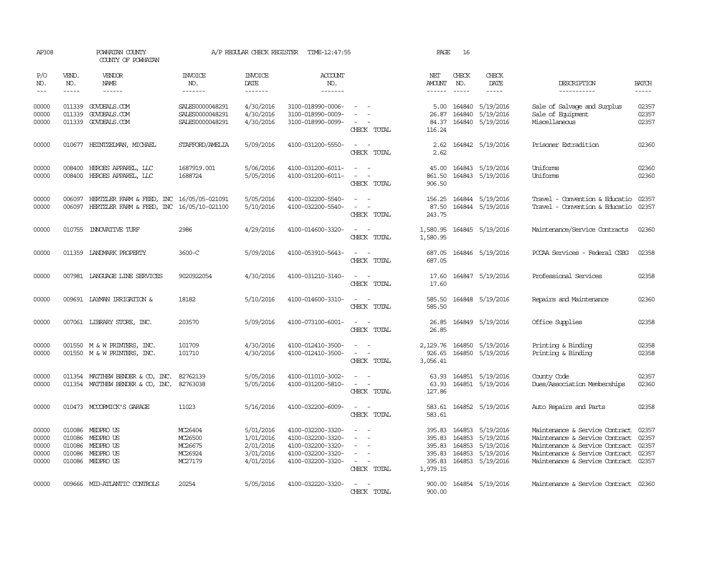AP308 POWHATAN COUNTY A/P REGULAR CHECK REGISTER TIME-12:47:55 PAGE 16
COUNTY OF POWHATAN

| P/O NO. | VEND. NO. | VENDOR NAME | INVOICE NO. | INVOICE DATE | ACCOUNT NO. | | NET AMOUNT | CHECK NO. | CHECK DATE | DESCRIPTION | BATCH |
|---|---|---|---|---|---|---|---|---|---|---|---|
| 00000 | 011339 | GOVDEALS.COM | SALES0000048291 | 4/30/2016 | 3100-018990-0006- | - - | 5.00 | 164840 | 5/19/2016 | Sale of Salvage and Surplus | 02357 |
| 00000 | 011339 | GOVDEALS.COM | SALES0000048291 | 4/30/2016 | 3100-018990-0009- | - - | 26.87 | 164840 | 5/19/2016 | Sale of Equipment | 02357 |
| 00000 | 011339 | GOVDEALS.COM | SALES0000048291 | 4/30/2016 | 3100-018990-0099- | - - | 84.37 | 164840 | 5/19/2016 | Miscellaneous | 02357 |
| | | | | | | CHECK TOTAL | 116.24 | | | | |
| 00000 | 010677 | HEINTZELMAN, MICHAEL | STAFFORD/AMELIA | 5/09/2016 | 4100-031200-5550- | - - | 2.62 | 164842 | 5/19/2016 | Prisoner Extradition | 02360 |
| | | | | | | CHECK TOTAL | 2.62 | | | | |
| 00000 | 008400 | HEROES APPAREL, LLC | 1687919.001 | 5/06/2016 | 4100-031200-6011- | - - | 45.00 | 164843 | 5/19/2016 | Uniforms | 02360 |
| 00000 | 008400 | HEROES APPAREL, LLC | 1688724 | 5/05/2016 | 4100-031200-6011- | - - | 861.50 | 164843 | 5/19/2016 | Uniforms | 02360 |
| | | | | | | CHECK TOTAL | 906.50 | | | | |
| 00000 | 006097 | HERTZLER FARM & FEED, INC | 16/05/05-021091 | 5/05/2016 | 4100-032200-5540- | - - | 156.25 | 164844 | 5/19/2016 | Travel - Convention & Educatio | 02357 |
| 00000 | 006097 | HERTZLER FARM & FEED, INC | 16/05/10-021100 | 5/10/2016 | 4100-032200-5540- | - - | 87.50 | 164844 | 5/19/2016 | Travel - Convention & Educatio | 02357 |
| | | | | | | CHECK TOTAL | 243.75 | | | | |
| 00000 | 010755 | INNOVATIVE TURF | 2986 | 4/29/2016 | 4100-014600-3320- | - - | 1,580.95 | 164845 | 5/19/2016 | Maintenance/Service Contracts | 02360 |
| | | | | | | CHECK TOTAL | 1,580.95 | | | | |
| 00000 | 011359 | LANDMARK PROPERTY | 3600-C | 5/09/2016 | 4100-053910-5643- | - - | 687.05 | 164846 | 5/19/2016 | PCCAA Services - Federal CSBG | 02358 |
| | | | | | | CHECK TOTAL | 687.05 | | | | |
| 00000 | 007981 | LANGUAGE LINE SERVICES | 9020922054 | 4/30/2016 | 4100-031210-3140- | - - | 17.60 | 164847 | 5/19/2016 | Professional Services | 02358 |
| | | | | | | CHECK TOTAL | 17.60 | | | | |
| 00000 | 009691 | LAYMAN IRRIGATION & | 18182 | 5/10/2016 | 4100-014600-3310- | - - | 585.50 | 164848 | 5/19/2016 | Repairs and Maintenance | 02360 |
| | | | | | | CHECK TOTAL | 585.50 | | | | |
| 00000 | 007061 | LIBRARY STORE, INC. | 203570 | 5/09/2016 | 4100-073100-6001- | - - | 26.85 | 164849 | 5/19/2016 | Office Supplies | 02358 |
| | | | | | | CHECK TOTAL | 26.85 | | | | |
| 00000 | 001550 | M & W PRINTERS, INC. | 101709 | 4/30/2016 | 4100-012410-3500- | - - | 2,129.76 | 164850 | 5/19/2016 | Printing & Binding | 02358 |
| 00000 | 001550 | M & W PRINTERS, INC. | 101710 | 4/30/2016 | 4100-012410-3500- | - - | 926.65 | 164850 | 5/19/2016 | Printing & Binding | 02358 |
| | | | | | | CHECK TOTAL | 3,056.41 | | | | |
| 00000 | 011354 | MATTHEW BENDER & CO, INC. | 82762139 | 5/05/2016 | 4100-011010-3002- | - - | 63.93 | 164851 | 5/19/2016 | County Code | 02357 |
| 00000 | 011354 | MATTHEW BENDER & CO, INC. | 82763038 | 5/05/2016 | 4100-031200-5810- | - - | 63.93 | 164851 | 5/19/2016 | Dues/Association Memberships | 02360 |
| | | | | | | CHECK TOTAL | 127.86 | | | | |
| 00000 | 010473 | MCCORMICK'S GARAGE | 11023 | 5/16/2016 | 4100-032200-6009- | - - | 583.61 | 164852 | 5/19/2016 | Auto Repairs and Parts | 02358 |
| | | | | | | CHECK TOTAL | 583.61 | | | | |
| 00000 | 010086 | MEDPRO US | MC26404 | 5/01/2016 | 4100-032200-3320- | - - | 395.83 | 164853 | 5/19/2016 | Maintenance & Service Contract | 02357 |
| 00000 | 010086 | MEDPRO US | MC26500 | 1/01/2016 | 4100-032200-3320- | - - | 395.83 | 164853 | 5/19/2016 | Maintenance & Service Contract | 02357 |
| 00000 | 010086 | MEDPRO US | MC26675 | 2/01/2016 | 4100-032200-3320- | - - | 395.83 | 164853 | 5/19/2016 | Maintenance & Service Contract | 02357 |
| 00000 | 010086 | MEDPRO US | MC26924 | 3/01/2016 | 4100-032200-3320- | - - | 395.83 | 164853 | 5/19/2016 | Maintenance & Service Contract | 02357 |
| 00000 | 010086 | MEDPRO US | MC27179 | 4/01/2016 | 4100-032200-3320- | - - | 395.83 | 164853 | 5/19/2016 | Maintenance & Service Contract | 02357 |
| | | | | | | CHECK TOTAL | 1,979.15 | | | | |
| 00000 | 009666 | MID-ATLANTIC CONTROLS | 20254 | 5/05/2016 | 4100-032220-3320- | - - | 900.00 | 164854 | 5/19/2016 | Maintenance & Service Contract | 02360 |
| | | | | | | CHECK TOTAL | 900.00 | | | | |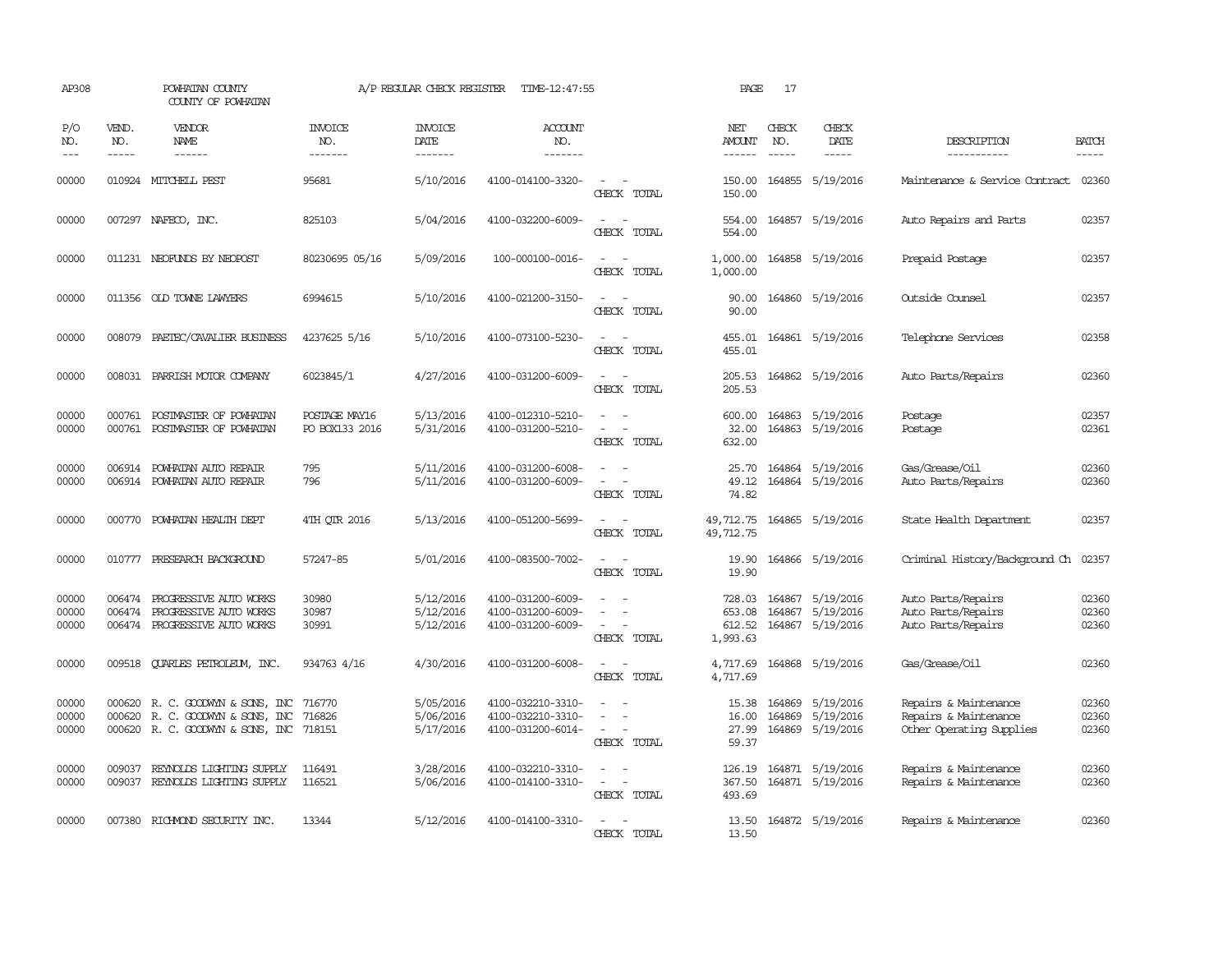AP308 POWHATAN COUNTY A/P REGULAR CHECK REGISTER TIME-12:47:55

COUNTY OF POWHATAN

| P/O NO. | VEND. NO. | VENDOR NAME | INVOICE NO. | INVOICE DATE | ACCOUNT NO. | | NET AMOUNT | CHECK NO. | CHECK DATE | DESCRIPTION | BATCH |
|---|---|---|---|---|---|---|---|---|---|---|---|
| 00000 | 010924 | MITCHELL PEST | 95681 | 5/10/2016 | 4100-014100-3320- | - - | 150.00 | 164855 | 5/19/2016 | Maintenance & Service Contract | 02360 |
| | | | | | | CHECK TOTAL | 150.00 | | | | |
| 00000 | 007297 | NAFECO, INC. | 825103 | 5/04/2016 | 4100-032200-6009- | - - | 554.00 | 164857 | 5/19/2016 | Auto Repairs and Parts | 02357 |
| | | | | | | CHECK TOTAL | 554.00 | | | | |
| 00000 | 011231 | NEOFUNDS BY NEOPOST | 80230695 05/16 | 5/09/2016 | 100-000100-0016- | - - | 1,000.00 | 164858 | 5/19/2016 | Prepaid Postage | 02357 |
| | | | | | | CHECK TOTAL | 1,000.00 | | | | |
| 00000 | 011356 | OLD TOWNE LAWYERS | 6994615 | 5/10/2016 | 4100-021200-3150- | - - | 90.00 | 164860 | 5/19/2016 | Outside Counsel | 02357 |
| | | | | | | CHECK TOTAL | 90.00 | | | | |
| 00000 | 008079 | PAETEC/CAVALIER BUSINESS | 4237625 5/16 | 5/10/2016 | 4100-073100-5230- | - - | 455.01 | 164861 | 5/19/2016 | Telephone Services | 02358 |
| | | | | | | CHECK TOTAL | 455.01 | | | | |
| 00000 | 008031 | PARRISH MOTOR COMPANY | 6023845/1 | 4/27/2016 | 4100-031200-6009- | - - | 205.53 | 164862 | 5/19/2016 | Auto Parts/Repairs | 02360 |
| | | | | | | CHECK TOTAL | 205.53 | | | | |
| 00000 | 000761 | POSTMASTER OF POWHATAN | POSTAGE MAY16 | 5/13/2016 | 4100-012310-5210- | - - | 600.00 | 164863 | 5/19/2016 | Postage | 02357 |
| 00000 | 000761 | POSTMASTER OF POWHATAN | PO BOX133 2016 | 5/31/2016 | 4100-031200-5210- | - - | 32.00 | 164863 | 5/19/2016 | Postage | 02361 |
| | | | | | | CHECK TOTAL | 632.00 | | | | |
| 00000 | 006914 | POWHATAN AUTO REPAIR | 795 | 5/11/2016 | 4100-031200-6008- | - - | 25.70 | 164864 | 5/19/2016 | Gas/Grease/Oil | 02360 |
| 00000 | 006914 | POWHATAN AUTO REPAIR | 796 | 5/11/2016 | 4100-031200-6009- | - - | 49.12 | 164864 | 5/19/2016 | Auto Parts/Repairs | 02360 |
| | | | | | | CHECK TOTAL | 74.82 | | | | |
| 00000 | 000770 | POWHATAN HEALTH DEPT | 4TH QTR 2016 | 5/13/2016 | 4100-051200-5699- | - - | 49,712.75 | 164865 | 5/19/2016 | State Health Department | 02357 |
| | | | | | | CHECK TOTAL | 49,712.75 | | | | |
| 00000 | 010777 | PRESEARCH BACKGROUND | 57247-85 | 5/01/2016 | 4100-083500-7002- | - - | 19.90 | 164866 | 5/19/2016 | Criminal History/Background Ch | 02357 |
| | | | | | | CHECK TOTAL | 19.90 | | | | |
| 00000 | 006474 | PROGRESSIVE AUTO WORKS | 30980 | 5/12/2016 | 4100-031200-6009- | - - | 728.03 | 164867 | 5/19/2016 | Auto Parts/Repairs | 02360 |
| 00000 | 006474 | PROGRESSIVE AUTO WORKS | 30987 | 5/12/2016 | 4100-031200-6009- | - - | 653.08 | 164867 | 5/19/2016 | Auto Parts/Repairs | 02360 |
| 00000 | 006474 | PROGRESSIVE AUTO WORKS | 30991 | 5/12/2016 | 4100-031200-6009- | - - | 612.52 | 164867 | 5/19/2016 | Auto Parts/Repairs | 02360 |
| | | | | | | CHECK TOTAL | 1,993.63 | | | | |
| 00000 | 009518 | QUARLES PETROLEUM, INC. | 934763 4/16 | 4/30/2016 | 4100-031200-6008- | - - | 4,717.69 | 164868 | 5/19/2016 | Gas/Grease/Oil | 02360 |
| | | | | | | CHECK TOTAL | 4,717.69 | | | | |
| 00000 | 000620 | R. C. GOODWYN & SONS, INC | 716770 | 5/05/2016 | 4100-032210-3310- | - - | 15.38 | 164869 | 5/19/2016 | Repairs & Maintenance | 02360 |
| 00000 | 000620 | R. C. GOODWYN & SONS, INC | 716826 | 5/06/2016 | 4100-032210-3310- | - - | 16.00 | 164869 | 5/19/2016 | Repairs & Maintenance | 02360 |
| 00000 | 000620 | R. C. GOODWYN & SONS, INC | 718151 | 5/17/2016 | 4100-031200-6014- | - - | 27.99 | 164869 | 5/19/2016 | Other Operating Supplies | 02360 |
| | | | | | | CHECK TOTAL | 59.37 | | | | |
| 00000 | 009037 | REYNOLDS LIGHTING SUPPLY | 116491 | 3/28/2016 | 4100-032210-3310- | - - | 126.19 | 164871 | 5/19/2016 | Repairs & Maintenance | 02360 |
| 00000 | 009037 | REYNOLDS LIGHTING SUPPLY | 116521 | 5/06/2016 | 4100-014100-3310- | - - | 367.50 | 164871 | 5/19/2016 | Repairs & Maintenance | 02360 |
| | | | | | | CHECK TOTAL | 493.69 | | | | |
| 00000 | 007380 | RICHMOND SECURITY INC. | 13344 | 5/12/2016 | 4100-014100-3310- | - - | 13.50 | 164872 | 5/19/2016 | Repairs & Maintenance | 02360 |
| | | | | | | CHECK TOTAL | 13.50 | | | | |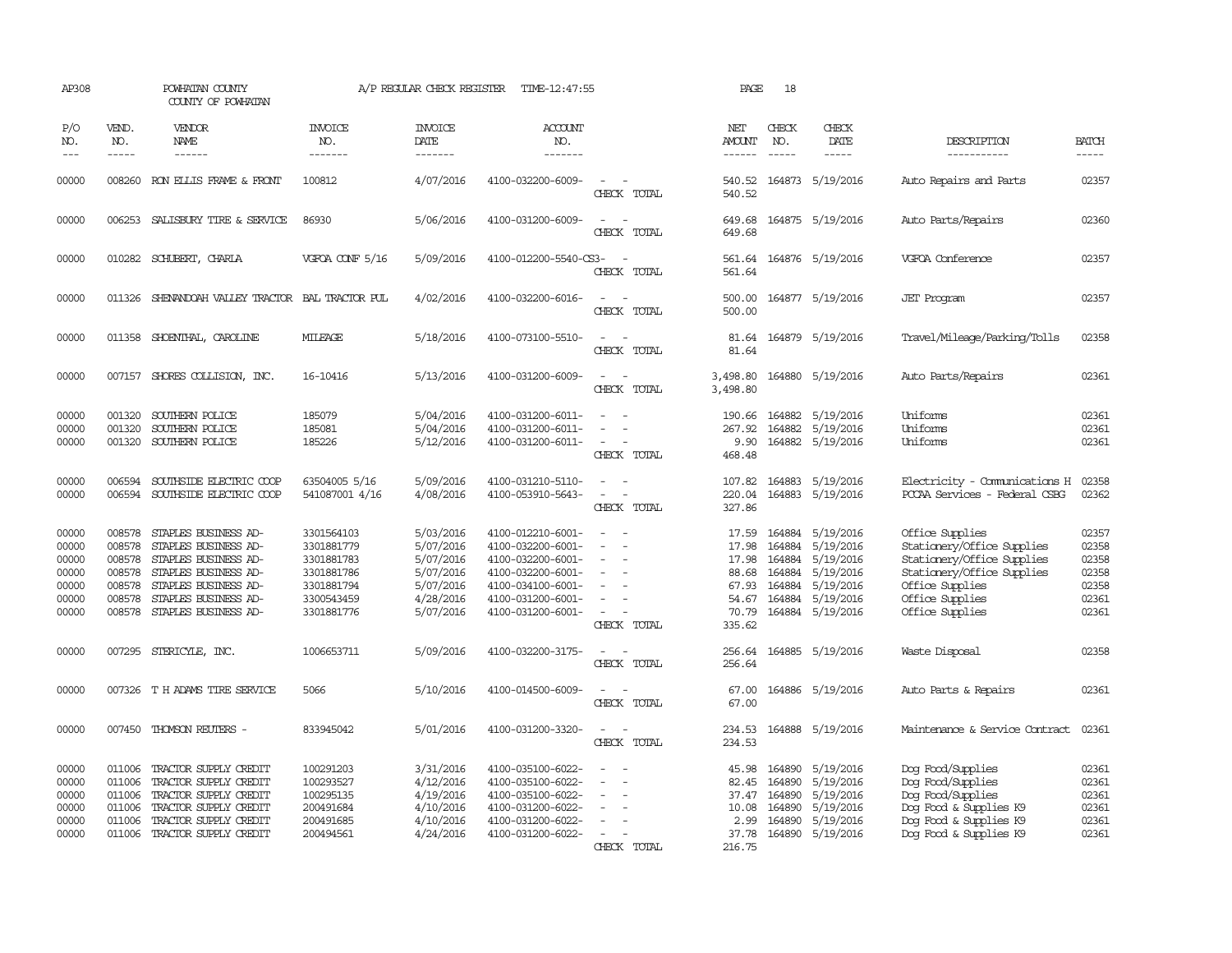AP308 POWHATAN COUNTY A/P REGULAR CHECK REGISTER TIME-12:47:55 PAGE 18
COUNTY OF POWHATAN

| P/O NO. | VEND. NO. | VENDOR NAME | INVOICE NO. | INVOICE DATE | ACCOUNT NO. | | NET AMOUNT | CHECK NO. | CHECK DATE | DESCRIPTION | BATCH |
|---|---|---|---|---|---|---|---|---|---|---|---|
| 00000 | 008260 | RON ELLIS FRAME & FRONT | 100812 | 4/07/2016 | 4100-032200-6009- | - - | 540.52 | 164873 | 5/19/2016 | Auto Repairs and Parts | 02357 |
| | | | | | | CHECK TOTAL | 540.52 | | | | |
| 00000 | 006253 | SALISBURY TIRE & SERVICE | 86930 | 5/06/2016 | 4100-031200-6009- | - - | 649.68 | 164875 | 5/19/2016 | Auto Parts/Repairs | 02360 |
| | | | | | | CHECK TOTAL | 649.68 | | | | |
| 00000 | 010282 | SCHUBERT, CHARLA | VGFOA CONF 5/16 | 5/09/2016 | 4100-012200-5540-CS3- | - | 561.64 | 164876 | 5/19/2016 | VGFOA Conference | 02357 |
| | | | | | | CHECK TOTAL | 561.64 | | | | |
| 00000 | 011326 | SHENANDOAH VALLEY TRACTOR | BAL TRACTOR PUL | 4/02/2016 | 4100-032200-6016- | - - | 500.00 | 164877 | 5/19/2016 | JET Program | 02357 |
| | | | | | | CHECK TOTAL | 500.00 | | | | |
| 00000 | 011358 | SHOENTHAL, CAROLINE | MILEAGE | 5/18/2016 | 4100-073100-5510- | - - | 81.64 | 164879 | 5/19/2016 | Travel/Mileage/Parking/Tolls | 02358 |
| | | | | | | CHECK TOTAL | 81.64 | | | | |
| 00000 | 007157 | SHORES COLLISION, INC. | 16-10416 | 5/13/2016 | 4100-031200-6009- | - - | 3,498.80 | 164880 | 5/19/2016 | Auto Parts/Repairs | 02361 |
| | | | | | | CHECK TOTAL | 3,498.80 | | | | |
| 00000 | 001320 | SOUTHERN POLICE | 185079 | 5/04/2016 | 4100-031200-6011- | - - | 190.66 | 164882 | 5/19/2016 | Uniforms | 02361 |
| 00000 | 001320 | SOUTHERN POLICE | 185081 | 5/04/2016 | 4100-031200-6011- | - - | 267.92 | 164882 | 5/19/2016 | Uniforms | 02361 |
| 00000 | 001320 | SOUTHERN POLICE | 185226 | 5/12/2016 | 4100-031200-6011- | - - | 9.90 | 164882 | 5/19/2016 | Uniforms | 02361 |
| | | | | | | CHECK TOTAL | 468.48 | | | | |
| 00000 | 006594 | SOUTHSIDE ELECTRIC COOP | 63504005 5/16 | 5/09/2016 | 4100-031210-5110- | - - | 107.82 | 164883 | 5/19/2016 | Electricity - Communications H | 02358 |
| 00000 | 006594 | SOUTHSIDE ELECTRIC COOP | 541087001 4/16 | 4/08/2016 | 4100-053910-5643- | - - | 220.04 | 164883 | 5/19/2016 | PCCAA Services - Federal CSBG | 02362 |
| | | | | | | CHECK TOTAL | 327.86 | | | | |
| 00000 | 008578 | STAPLES BUSINESS AD- | 3301564103 | 5/03/2016 | 4100-012210-6001- | - - | 17.59 | 164884 | 5/19/2016 | Office Supplies | 02357 |
| 00000 | 008578 | STAPLES BUSINESS AD- | 3301881779 | 5/07/2016 | 4100-032200-6001- | - - | 17.98 | 164884 | 5/19/2016 | Stationery/Office Supplies | 02358 |
| 00000 | 008578 | STAPLES BUSINESS AD- | 3301881783 | 5/07/2016 | 4100-032200-6001- | - - | 17.98 | 164884 | 5/19/2016 | Stationery/Office Supplies | 02358 |
| 00000 | 008578 | STAPLES BUSINESS AD- | 3301881786 | 5/07/2016 | 4100-032200-6001- | - - | 88.68 | 164884 | 5/19/2016 | Stationery/Office Supplies | 02358 |
| 00000 | 008578 | STAPLES BUSINESS AD- | 3301881794 | 5/07/2016 | 4100-034100-6001- | - - | 67.93 | 164884 | 5/19/2016 | Office Supplies | 02358 |
| 00000 | 008578 | STAPLES BUSINESS AD- | 3300543459 | 4/28/2016 | 4100-031200-6001- | - - | 54.67 | 164884 | 5/19/2016 | Office Supplies | 02361 |
| 00000 | 008578 | STAPLES BUSINESS AD- | 3301881776 | 5/07/2016 | 4100-031200-6001- | - - | 70.79 | 164884 | 5/19/2016 | Office Supplies | 02361 |
| | | | | | | CHECK TOTAL | 335.62 | | | | |
| 00000 | 007295 | STERICYLE, INC. | 1006653711 | 5/09/2016 | 4100-032200-3175- | - - | 256.64 | 164885 | 5/19/2016 | Waste Disposal | 02358 |
| | | | | | | CHECK TOTAL | 256.64 | | | | |
| 00000 | 007326 | T H ADAMS TIRE SERVICE | 5066 | 5/10/2016 | 4100-014500-6009- | - - | 67.00 | 164886 | 5/19/2016 | Auto Parts & Repairs | 02361 |
| | | | | | | CHECK TOTAL | 67.00 | | | | |
| 00000 | 007450 | THOMSON REUTERS - | 833945042 | 5/01/2016 | 4100-031200-3320- | - - | 234.53 | 164888 | 5/19/2016 | Maintenance & Service Contract | 02361 |
| | | | | | | CHECK TOTAL | 234.53 | | | | |
| 00000 | 011006 | TRACTOR SUPPLY CREDIT | 100291203 | 3/31/2016 | 4100-035100-6022- | - - | 45.98 | 164890 | 5/19/2016 | Dog Food/Supplies | 02361 |
| 00000 | 011006 | TRACTOR SUPPLY CREDIT | 100293527 | 4/12/2016 | 4100-035100-6022- | - - | 82.45 | 164890 | 5/19/2016 | Dog Food/Supplies | 02361 |
| 00000 | 011006 | TRACTOR SUPPLY CREDIT | 100295135 | 4/19/2016 | 4100-035100-6022- | - - | 37.47 | 164890 | 5/19/2016 | Dog Food/Supplies | 02361 |
| 00000 | 011006 | TRACTOR SUPPLY CREDIT | 200491684 | 4/10/2016 | 4100-031200-6022- | - - | 10.08 | 164890 | 5/19/2016 | Dog Food & Supplies K9 | 02361 |
| 00000 | 011006 | TRACTOR SUPPLY CREDIT | 200491685 | 4/10/2016 | 4100-031200-6022- | - - | 2.99 | 164890 | 5/19/2016 | Dog Food & Supplies K9 | 02361 |
| 00000 | 011006 | TRACTOR SUPPLY CREDIT | 200494561 | 4/24/2016 | 4100-031200-6022- | - - | 37.78 | 164890 | 5/19/2016 | Dog Food & Supplies K9 | 02361 |
| | | | | | | CHECK TOTAL | 216.75 | | | | |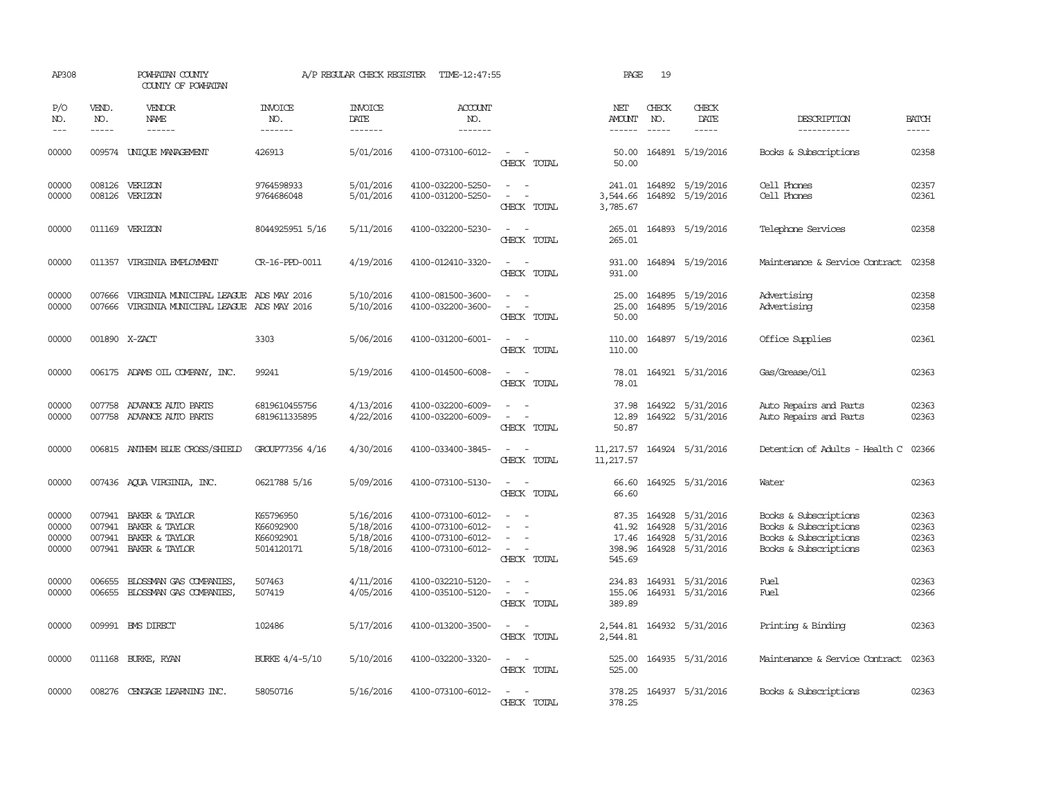AP308 POWHATAN COUNTY A/P REGULAR CHECK REGISTER TIME-12:47:55 PAGE 19

COUNTY OF POWHATAN

| P/O NO. | VEND. NO. | VENDOR NAME | INVOICE NO. | INVOICE DATE | ACCOUNT NO. | | NET AMOUNT | CHECK NO. | CHECK DATE | DESCRIPTION | BATCH |
|---|---|---|---|---|---|---|---|---|---|---|---|
| --- | ----- | ------ | ------- | ------- | ------- | | ------ | ----- | ----- | ----------- | ----- |
| 00000 | 009574 | UNIQUE MANAGEMENT | 426913 | 5/01/2016 | 4100-073100-6012- | - - | 50.00 | 164891 | 5/19/2016 | Books & Subscriptions | 02358 |
| | | | | | | CHECK TOTAL | 50.00 | | | | |
| 00000 | 008126 | VERIZON | 9764598933 | 5/01/2016 | 4100-032200-5250- | - - | 241.01 | 164892 | 5/19/2016 | Cell Phones | 02357 |
| 00000 | 008126 | VERIZON | 9764686048 | 5/01/2016 | 4100-031200-5250- | - - | 3,544.66 | 164892 | 5/19/2016 | Cell Phones | 02361 |
| | | | | | | CHECK TOTAL | 3,785.67 | | | | |
| 00000 | 011169 | VERIZON | 8044925951 5/16 | 5/11/2016 | 4100-032200-5230- | - - | 265.01 | 164893 | 5/19/2016 | Telephone Services | 02358 |
| | | | | | | CHECK TOTAL | 265.01 | | | | |
| 00000 | 011357 | VIRGINIA EMPLOYMENT | CR-16-PPD-0011 | 4/19/2016 | 4100-012410-3320- | - - | 931.00 | 164894 | 5/19/2016 | Maintenance & Service Contract | 02358 |
| | | | | | | CHECK TOTAL | 931.00 | | | | |
| 00000 | 007666 | VIRGINIA MUNICIPAL LEAGUE | ADS MAY 2016 | 5/10/2016 | 4100-081500-3600- | - - | 25.00 | 164895 | 5/19/2016 | Advertising | 02358 |
| 00000 | 007666 | VIRGINIA MUNICIPAL LEAGUE | ADS MAY 2016 | 5/10/2016 | 4100-032200-3600- | - - | 25.00 | 164895 | 5/19/2016 | Advertising | 02358 |
| | | | | | | CHECK TOTAL | 50.00 | | | | |
| 00000 | 001890 | X-ZACT | 3303 | 5/06/2016 | 4100-031200-6001- | - - | 110.00 | 164897 | 5/19/2016 | Office Supplies | 02361 |
| | | | | | | CHECK TOTAL | 110.00 | | | | |
| 00000 | 006175 | ADAMS OIL COMPANY, INC. | 99241 | 5/19/2016 | 4100-014500-6008- | - - | 78.01 | 164921 | 5/31/2016 | Gas/Grease/Oil | 02363 |
| | | | | | | CHECK TOTAL | 78.01 | | | | |
| 00000 | 007758 | ADVANCE AUTO PARTS | 6819610455756 | 4/13/2016 | 4100-032200-6009- | - - | 37.98 | 164922 | 5/31/2016 | Auto Repairs and Parts | 02363 |
| 00000 | 007758 | ADVANCE AUTO PARTS | 6819611335895 | 4/22/2016 | 4100-032200-6009- | - - | 12.89 | 164922 | 5/31/2016 | Auto Repairs and Parts | 02363 |
| | | | | | | CHECK TOTAL | 50.87 | | | | |
| 00000 | 006815 | ANTHEM BLUE CROSS/SHIELD | GROUP77356 4/16 | 4/30/2016 | 4100-033400-3845- | - - | 11,217.57 | 164924 | 5/31/2016 | Detention of Adults - Health C | 02366 |
| | | | | | | CHECK TOTAL | 11,217.57 | | | | |
| 00000 | 007436 | AQUA VIRGINIA, INC. | 0621788 5/16 | 5/09/2016 | 4100-073100-5130- | - - | 66.60 | 164925 | 5/31/2016 | Water | 02363 |
| | | | | | | CHECK TOTAL | 66.60 | | | | |
| 00000 | 007941 | BAKER & TAYLOR | K65796950 | 5/16/2016 | 4100-073100-6012- | - - | 87.35 | 164928 | 5/31/2016 | Books & Subscriptions | 02363 |
| 00000 | 007941 | BAKER & TAYLOR | K66092900 | 5/18/2016 | 4100-073100-6012- | - - | 41.92 | 164928 | 5/31/2016 | Books & Subscriptions | 02363 |
| 00000 | 007941 | BAKER & TAYLOR | K66092901 | 5/18/2016 | 4100-073100-6012- | - - | 17.46 | 164928 | 5/31/2016 | Books & Subscriptions | 02363 |
| 00000 | 007941 | BAKER & TAYLOR | 5014120171 | 5/18/2016 | 4100-073100-6012- | - - | 398.96 | 164928 | 5/31/2016 | Books & Subscriptions | 02363 |
| | | | | | | CHECK TOTAL | 545.69 | | | | |
| 00000 | 006655 | BLOSSMAN GAS COMPANIES, | 507463 | 4/11/2016 | 4100-032210-5120- | - - | 234.83 | 164931 | 5/31/2016 | Fuel | 02363 |
| 00000 | 006655 | BLOSSMAN GAS COMPANIES, | 507419 | 4/05/2016 | 4100-035100-5120- | - - | 155.06 | 164931 | 5/31/2016 | Fuel | 02366 |
| | | | | | | CHECK TOTAL | 389.89 | | | | |
| 00000 | 009991 | BMS DIRECT | 102486 | 5/17/2016 | 4100-013200-3500- | - - | 2,544.81 | 164932 | 5/31/2016 | Printing & Binding | 02363 |
| | | | | | | CHECK TOTAL | 2,544.81 | | | | |
| 00000 | 011168 | BURKE, RYAN | BURKE 4/4-5/10 | 5/10/2016 | 4100-032200-3320- | - - | 525.00 | 164935 | 5/31/2016 | Maintenance & Service Contract | 02363 |
| | | | | | | CHECK TOTAL | 525.00 | | | | |
| 00000 | 008276 | CENGAGE LEARNING INC. | 58050716 | 5/16/2016 | 4100-073100-6012- | - - | 378.25 | 164937 | 5/31/2016 | Books & Subscriptions | 02363 |
| | | | | | | CHECK TOTAL | 378.25 | | | | |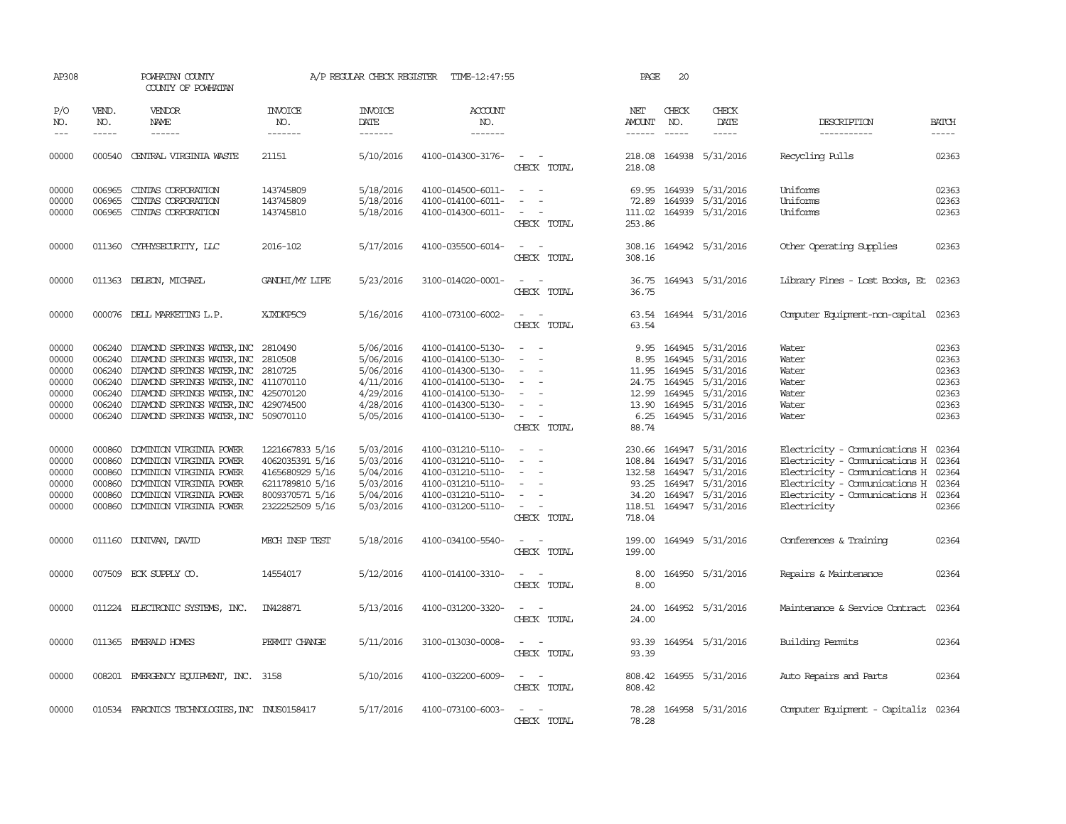AP308 POWHATAN COUNTY A/P REGULAR CHECK REGISTER TIME-12:47:55 PAGE 20

COUNTY OF POWHATAN

| P/O NO. | VEND. NO. | VENDOR NAME | INVOICE NO. | INVOICE DATE | ACCOUNT NO. | | NET AMOUNT | CHECK NO. | CHECK DATE | DESCRIPTION | BATCH |
|---|---|---|---|---|---|---|---|---|---|---|---|
| 00000 | 000540 | CENTRAL VIRGINIA WASTE | 21151 | 5/10/2016 | 4100-014300-3176- | - - | 218.08 | 164938 | 5/31/2016 | Recycling Pulls | 02363 |
| | | | | | | CHECK TOTAL | 218.08 | | | | |
| 00000 | 006965 | CINTAS CORPORATION | 143745809 | 5/18/2016 | 4100-014500-6011- | - - | 69.95 | 164939 | 5/31/2016 | Uniforms | 02363 |
| 00000 | 006965 | CINTAS CORPORATION | 143745809 | 5/18/2016 | 4100-014100-6011- | - - | 72.89 | 164939 | 5/31/2016 | Uniforms | 02363 |
| 00000 | 006965 | CINTAS CORPORATION | 143745810 | 5/18/2016 | 4100-014300-6011- | - - | 111.02 | 164939 | 5/31/2016 | Uniforms | 02363 |
| | | | | | | CHECK TOTAL | 253.86 | | | | |
| 00000 | 011360 | CYPHYSECURITY, LLC | 2016-102 | 5/17/2016 | 4100-035500-6014- | - - | 308.16 | 164942 | 5/31/2016 | Other Operating Supplies | 02363 |
| | | | | | | CHECK TOTAL | 308.16 | | | | |
| 00000 | 011363 | DELEON, MICHAEL | GANDHI/MY LIFE | 5/23/2016 | 3100-014020-0001- | - - | 36.75 | 164943 | 5/31/2016 | Library Fines - Lost Books, Et | 02363 |
| | | | | | | CHECK TOTAL | 36.75 | | | | |
| 00000 | 000076 | DELL MARKETING L.P. | XJXDKP5C9 | 5/16/2016 | 4100-073100-6002- | - - | 63.54 | 164944 | 5/31/2016 | Computer Equipment-non-capital | 02363 |
| | | | | | | CHECK TOTAL | 63.54 | | | | |
| 00000 | 006240 | DIAMOND SPRINGS WATER, INC | 2810490 | 5/06/2016 | 4100-014100-5130- | - - | 9.95 | 164945 | 5/31/2016 | Water | 02363 |
| 00000 | 006240 | DIAMOND SPRINGS WATER, INC | 2810508 | 5/06/2016 | 4100-014100-5130- | - - | 8.95 | 164945 | 5/31/2016 | Water | 02363 |
| 00000 | 006240 | DIAMOND SPRINGS WATER, INC | 2810725 | 5/06/2016 | 4100-014300-5130- | - - | 11.95 | 164945 | 5/31/2016 | Water | 02363 |
| 00000 | 006240 | DIAMOND SPRINGS WATER, INC | 411070110 | 4/11/2016 | 4100-014100-5130- | - - | 24.75 | 164945 | 5/31/2016 | Water | 02363 |
| 00000 | 006240 | DIAMOND SPRINGS WATER, INC | 425070120 | 4/29/2016 | 4100-014100-5130- | - - | 12.99 | 164945 | 5/31/2016 | Water | 02363 |
| 00000 | 006240 | DIAMOND SPRINGS WATER, INC | 429074500 | 4/28/2016 | 4100-014300-5130- | - - | 13.90 | 164945 | 5/31/2016 | Water | 02363 |
| 00000 | 006240 | DIAMOND SPRINGS WATER, INC | 509070110 | 5/05/2016 | 4100-014100-5130- | - - | 6.25 | 164945 | 5/31/2016 | Water | 02363 |
| | | | | | | CHECK TOTAL | 88.74 | | | | |
| 00000 | 000860 | DOMINION VIRGINIA POWER | 1221667833 5/16 | 5/03/2016 | 4100-031210-5110- | - - | 230.66 | 164947 | 5/31/2016 | Electricity - Communications H | 02364 |
| 00000 | 000860 | DOMINION VIRGINIA POWER | 4062035391 5/16 | 5/03/2016 | 4100-031210-5110- | - - | 108.84 | 164947 | 5/31/2016 | Electricity - Communications H | 02364 |
| 00000 | 000860 | DOMINION VIRGINIA POWER | 4165680929 5/16 | 5/04/2016 | 4100-031210-5110- | - - | 132.58 | 164947 | 5/31/2016 | Electricity - Communications H | 02364 |
| 00000 | 000860 | DOMINION VIRGINIA POWER | 6211789810 5/16 | 5/03/2016 | 4100-031210-5110- | - - | 93.25 | 164947 | 5/31/2016 | Electricity - Communications H | 02364 |
| 00000 | 000860 | DOMINION VIRGINIA POWER | 8009370571 5/16 | 5/04/2016 | 4100-031210-5110- | - - | 34.20 | 164947 | 5/31/2016 | Electricity - Communications H | 02364 |
| 00000 | 000860 | DOMINION VIRGINIA POWER | 2322252509 5/16 | 5/03/2016 | 4100-031200-5110- | - - | 118.51 | 164947 | 5/31/2016 | Electricity | 02366 |
| | | | | | | CHECK TOTAL | 718.04 | | | | |
| 00000 | 011160 | DUNIVAN, DAVID | MECH INSP TEST | 5/18/2016 | 4100-034100-5540- | - - | 199.00 | 164949 | 5/31/2016 | Conferences & Training | 02364 |
| | | | | | | CHECK TOTAL | 199.00 | | | | |
| 00000 | 007509 | ECK SUPPLY CO. | 14554017 | 5/12/2016 | 4100-014100-3310- | - - | 8.00 | 164950 | 5/31/2016 | Repairs & Maintenance | 02364 |
| | | | | | | CHECK TOTAL | 8.00 | | | | |
| 00000 | 011224 | ELECTRONIC SYSTEMS, INC. | IN428871 | 5/13/2016 | 4100-031200-3320- | - - | 24.00 | 164952 | 5/31/2016 | Maintenance & Service Contract | 02364 |
| | | | | | | CHECK TOTAL | 24.00 | | | | |
| 00000 | 011365 | EMERALD HOMES | PERMIT CHANGE | 5/11/2016 | 3100-013030-0008- | - - | 93.39 | 164954 | 5/31/2016 | Building Permits | 02364 |
| | | | | | | CHECK TOTAL | 93.39 | | | | |
| 00000 | 008201 | EMERGENCY EQUIPMENT, INC. | 3158 | 5/10/2016 | 4100-032200-6009- | - - | 808.42 | 164955 | 5/31/2016 | Auto Repairs and Parts | 02364 |
| | | | | | | CHECK TOTAL | 808.42 | | | | |
| 00000 | 010534 | FARONICS TECHNOLOGIES, INC | INUS0158417 | 5/17/2016 | 4100-073100-6003- | - - | 78.28 | 164958 | 5/31/2016 | Computer Equipment - Capitaliz | 02364 |
| | | | | | | CHECK TOTAL | 78.28 | | | | |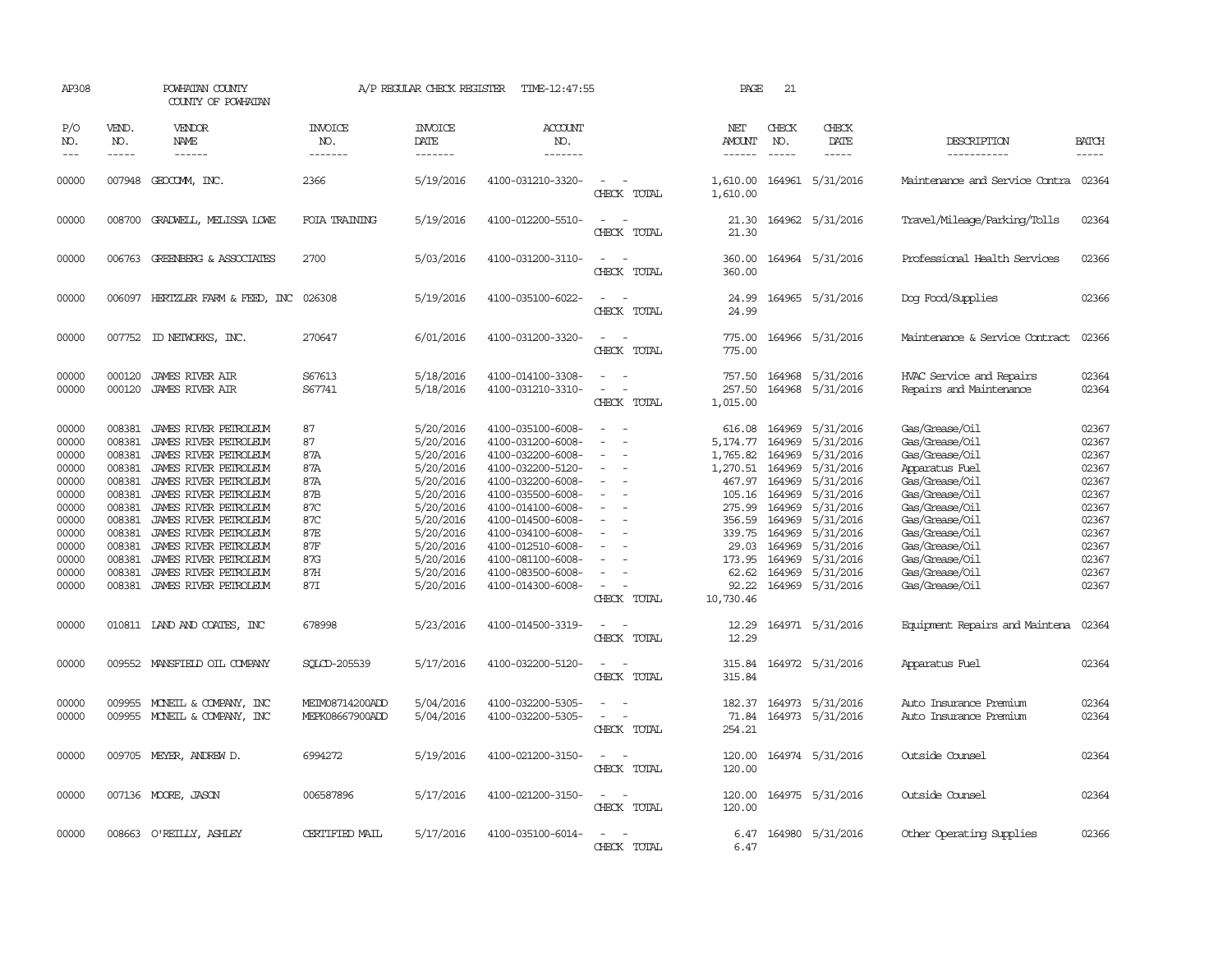AP308 POWHATAN COUNTY A/P REGULAR CHECK REGISTER TIME-12:47:55 PAGE 21
COUNTY OF POWHATAN

| P/O NO. | VEND. NO. | VENDOR NAME | INVOICE NO. | INVOICE DATE | ACCOUNT NO. | | NET AMOUNT | CHECK NO. | CHECK DATE | DESCRIPTION | BATCH |
|---|---|---|---|---|---|---|---|---|---|---|---|
| 00000 | 007948 | GEOCOMM, INC. | 2366 | 5/19/2016 | 4100-031210-3320- | - - | 1,610.00 | 164961 | 5/31/2016 | Maintenance and Service Contra | 02364 |
| | | | | | | CHECK TOTAL | 1,610.00 | | | | |
| 00000 | 008700 | GRADWELL, MELISSA LOWE | FOIA TRAINING | 5/19/2016 | 4100-012200-5510- | - - | 21.30 | 164962 | 5/31/2016 | Travel/Mileage/Parking/Tolls | 02364 |
| | | | | | | CHECK TOTAL | 21.30 | | | | |
| 00000 | 006763 | GREENBERG & ASSOCIATES | 2700 | 5/03/2016 | 4100-031200-3110- | - - | 360.00 | 164964 | 5/31/2016 | Professional Health Services | 02366 |
| | | | | | | CHECK TOTAL | 360.00 | | | | |
| 00000 | 006097 | HERTZLER FARM & FEED, INC | 026308 | 5/19/2016 | 4100-035100-6022- | - - | 24.99 | 164965 | 5/31/2016 | Dog Food/Supplies | 02366 |
| | | | | | | CHECK TOTAL | 24.99 | | | | |
| 00000 | 007752 | ID NETWORKS, INC. | 270647 | 6/01/2016 | 4100-031200-3320- | - - | 775.00 | 164966 | 5/31/2016 | Maintenance & Service Contract | 02366 |
| | | | | | | CHECK TOTAL | 775.00 | | | | |
| 00000 | 000120 | JAMES RIVER AIR | S67613 | 5/18/2016 | 4100-014100-3308- | - - | 757.50 | 164968 | 5/31/2016 | HVAC Service and Repairs | 02364 |
| 00000 | 000120 | JAMES RIVER AIR | S67741 | 5/18/2016 | 4100-031210-3310- | - - | 257.50 | 164968 | 5/31/2016 | Repairs and Maintenance | 02364 |
| | | | | | | CHECK TOTAL | 1,015.00 | | | | |
| 00000 | 008381 | JAMES RIVER PETROLEUM | 87 | 5/20/2016 | 4100-035100-6008- | - - | 616.08 | 164969 | 5/31/2016 | Gas/Grease/Oil | 02367 |
| 00000 | 008381 | JAMES RIVER PETROLEUM | 87 | 5/20/2016 | 4100-031200-6008- | - - | 5,174.77 | 164969 | 5/31/2016 | Gas/Grease/Oil | 02367 |
| 00000 | 008381 | JAMES RIVER PETROLEUM | 87A | 5/20/2016 | 4100-032200-6008- | - - | 1,765.82 | 164969 | 5/31/2016 | Gas/Grease/Oil | 02367 |
| 00000 | 008381 | JAMES RIVER PETROLEUM | 87A | 5/20/2016 | 4100-032200-5120- | - - | 1,270.51 | 164969 | 5/31/2016 | Apparatus Fuel | 02367 |
| 00000 | 008381 | JAMES RIVER PETROLEUM | 87A | 5/20/2016 | 4100-032200-6008- | - - | 467.97 | 164969 | 5/31/2016 | Gas/Grease/Oil | 02367 |
| 00000 | 008381 | JAMES RIVER PETROLEUM | 87B | 5/20/2016 | 4100-035500-6008- | - - | 105.16 | 164969 | 5/31/2016 | Gas/Grease/Oil | 02367 |
| 00000 | 008381 | JAMES RIVER PETROLEUM | 87C | 5/20/2016 | 4100-014100-6008- | - - | 275.99 | 164969 | 5/31/2016 | Gas/Grease/Oil | 02367 |
| 00000 | 008381 | JAMES RIVER PETROLEUM | 87C | 5/20/2016 | 4100-014500-6008- | - - | 356.59 | 164969 | 5/31/2016 | Gas/Grease/Oil | 02367 |
| 00000 | 008381 | JAMES RIVER PETROLEUM | 87E | 5/20/2016 | 4100-034100-6008- | - - | 339.75 | 164969 | 5/31/2016 | Gas/Grease/Oil | 02367 |
| 00000 | 008381 | JAMES RIVER PETROLEUM | 87F | 5/20/2016 | 4100-012510-6008- | - - | 29.03 | 164969 | 5/31/2016 | Gas/Grease/Oil | 02367 |
| 00000 | 008381 | JAMES RIVER PETROLEUM | 87G | 5/20/2016 | 4100-081100-6008- | - - | 173.95 | 164969 | 5/31/2016 | Gas/Grease/Oil | 02367 |
| 00000 | 008381 | JAMES RIVER PETROLEUM | 87H | 5/20/2016 | 4100-083500-6008- | - - | 62.62 | 164969 | 5/31/2016 | Gas/Grease/Oil | 02367 |
| 00000 | 008381 | JAMES RIVER PETROLEUM | 87I | 5/20/2016 | 4100-014300-6008- | - - | 92.22 | 164969 | 5/31/2016 | Gas/Grease/Oil | 02367 |
| | | | | | | CHECK TOTAL | 10,730.46 | | | | |
| 00000 | 010811 | LAND AND COATES, INC | 678998 | 5/23/2016 | 4100-014500-3319- | - - | 12.29 | 164971 | 5/31/2016 | Equipment Repairs and Maintena | 02364 |
| | | | | | | CHECK TOTAL | 12.29 | | | | |
| 00000 | 009552 | MANSFIELD OIL COMPANY | SQLCD-205539 | 5/17/2016 | 4100-032200-5120- | - - | 315.84 | 164972 | 5/31/2016 | Apparatus Fuel | 02364 |
| | | | | | | CHECK TOTAL | 315.84 | | | | |
| 00000 | 009955 | MCNEIL & COMPANY, INC | MEIM08714200ADD | 5/04/2016 | 4100-032200-5305- | - - | 182.37 | 164973 | 5/31/2016 | Auto Insurance Premium | 02364 |
| 00000 | 009955 | MCNEIL & COMPANY, INC | MEPK08667900ADD | 5/04/2016 | 4100-032200-5305- | - - | 71.84 | 164973 | 5/31/2016 | Auto Insurance Premium | 02364 |
| | | | | | | CHECK TOTAL | 254.21 | | | | |
| 00000 | 009705 | MEYER, ANDREW D. | 6994272 | 5/19/2016 | 4100-021200-3150- | - - | 120.00 | 164974 | 5/31/2016 | Outside Counsel | 02364 |
| | | | | | | CHECK TOTAL | 120.00 | | | | |
| 00000 | 007136 | MOORE, JASON | 006587896 | 5/17/2016 | 4100-021200-3150- | - - | 120.00 | 164975 | 5/31/2016 | Outside Counsel | 02364 |
| | | | | | | CHECK TOTAL | 120.00 | | | | |
| 00000 | 008663 | O'REILLY, ASHLEY | CERTIFIED MAIL | 5/17/2016 | 4100-035100-6014- | - - | 6.47 | 164980 | 5/31/2016 | Other Operating Supplies | 02366 |
| | | | | | | CHECK TOTAL | 6.47 | | | | |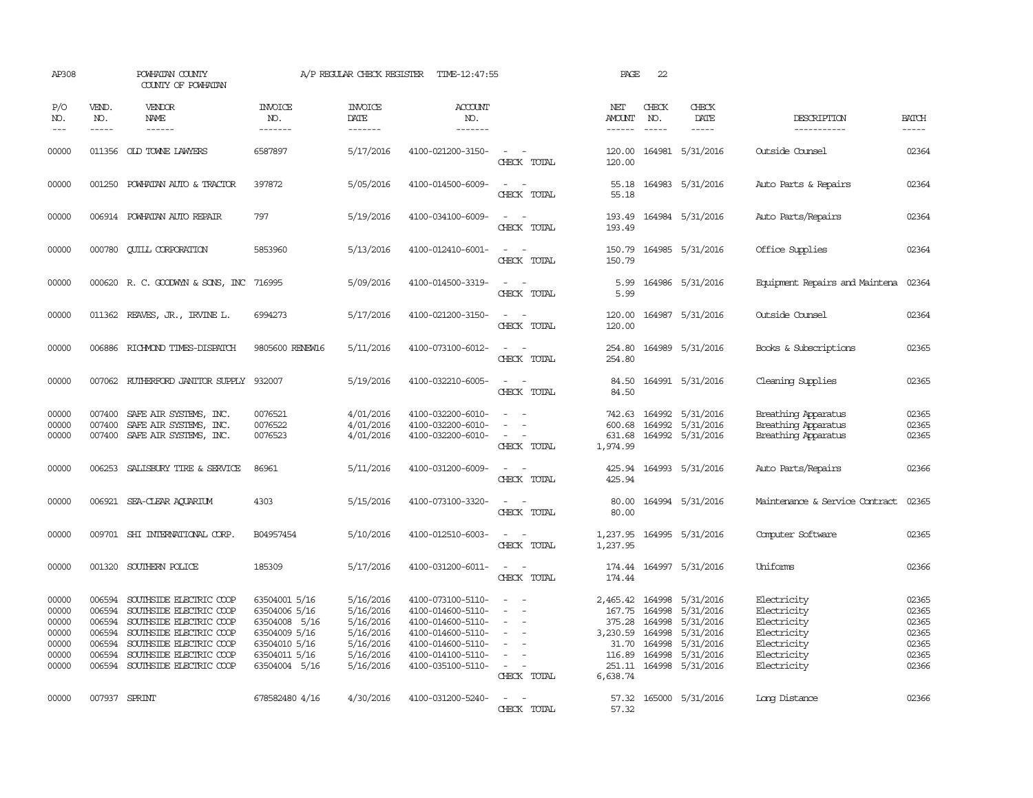AP308 POWHATAN COUNTY A/P REGULAR CHECK REGISTER TIME-12:47:55 PAGE 22

COUNTY OF POWHATAN

| P/O NO. | VEND. NO. | VENDOR NAME | INVOICE NO. | INVOICE DATE | ACCOUNT NO. | | NET AMOUNT | CHECK NO. | CHECK DATE | DESCRIPTION | BATCH |
|---|---|---|---|---|---|---|---|---|---|---|---|
| 00000 | 011356 | OLD TOWNE LAWYERS | 6587897 | 5/17/2016 | 4100-021200-3150- | - - | 120.00 | 164981 | 5/31/2016 | Outside Counsel | 02364 |
| | | | | | | CHECK TOTAL | 120.00 | | | | |
| 00000 | 001250 | POWHATAN AUTO & TRACTOR | 397872 | 5/05/2016 | 4100-014500-6009- | - - | 55.18 | 164983 | 5/31/2016 | Auto Parts & Repairs | 02364 |
| | | | | | | CHECK TOTAL | 55.18 | | | | |
| 00000 | 006914 | POWHATAN AUTO REPAIR | 797 | 5/19/2016 | 4100-034100-6009- | - - | 193.49 | 164984 | 5/31/2016 | Auto Parts/Repairs | 02364 |
| | | | | | | CHECK TOTAL | 193.49 | | | | |
| 00000 | 000780 | QUILL CORPORATION | 5853960 | 5/13/2016 | 4100-012410-6001- | - - | 150.79 | 164985 | 5/31/2016 | Office Supplies | 02364 |
| | | | | | | CHECK TOTAL | 150.79 | | | | |
| 00000 | 000620 | R. C. GOODWYN & SONS, INC | 716995 | 5/09/2016 | 4100-014500-3319- | - - | 5.99 | 164986 | 5/31/2016 | Equipment Repairs and Maintena | 02364 |
| | | | | | | CHECK TOTAL | 5.99 | | | | |
| 00000 | 011362 | REAVES, JR., IRVINE L. | 6994273 | 5/17/2016 | 4100-021200-3150- | - - | 120.00 | 164987 | 5/31/2016 | Outside Counsel | 02364 |
| | | | | | | CHECK TOTAL | 120.00 | | | | |
| 00000 | 006886 | RICHMOND TIMES-DISPATCH | 9805600 RENEW16 | 5/11/2016 | 4100-073100-6012- | - - | 254.80 | 164989 | 5/31/2016 | Books & Subscriptions | 02365 |
| | | | | | | CHECK TOTAL | 254.80 | | | | |
| 00000 | 007062 | RUTHERFORD JANITOR SUPPLY | 932007 | 5/19/2016 | 4100-032210-6005- | - - | 84.50 | 164991 | 5/31/2016 | Cleaning Supplies | 02365 |
| | | | | | | CHECK TOTAL | 84.50 | | | | |
| 00000 | 007400 | SAFE AIR SYSTEMS, INC. | 0076521 | 4/01/2016 | 4100-032200-6010- | - - | 742.63 | 164992 | 5/31/2016 | Breathing Apparatus | 02365 |
| 00000 | 007400 | SAFE AIR SYSTEMS, INC. | 0076522 | 4/01/2016 | 4100-032200-6010- | - - | 600.68 | 164992 | 5/31/2016 | Breathing Apparatus | 02365 |
| 00000 | 007400 | SAFE AIR SYSTEMS, INC. | 0076523 | 4/01/2016 | 4100-032200-6010- | - - | 631.68 | 164992 | 5/31/2016 | Breathing Apparatus | 02365 |
| | | | | | | CHECK TOTAL | 1,974.99 | | | | |
| 00000 | 006253 | SALISBURY TIRE & SERVICE | 86961 | 5/11/2016 | 4100-031200-6009- | - - | 425.94 | 164993 | 5/31/2016 | Auto Parts/Repairs | 02366 |
| | | | | | | CHECK TOTAL | 425.94 | | | | |
| 00000 | 006921 | SEA-CLEAR AQUARIUM | 4303 | 5/15/2016 | 4100-073100-3320- | - - | 80.00 | 164994 | 5/31/2016 | Maintenance & Service Contract | 02365 |
| | | | | | | CHECK TOTAL | 80.00 | | | | |
| 00000 | 009701 | SHI INTERNATIONAL CORP. | B04957454 | 5/10/2016 | 4100-012510-6003- | - - | 1,237.95 | 164995 | 5/31/2016 | Computer Software | 02365 |
| | | | | | | CHECK TOTAL | 1,237.95 | | | | |
| 00000 | 001320 | SOUTHERN POLICE | 185309 | 5/17/2016 | 4100-031200-6011- | - - | 174.44 | 164997 | 5/31/2016 | Uniforms | 02366 |
| | | | | | | CHECK TOTAL | 174.44 | | | | |
| 00000 | 006594 | SOUTHSIDE ELECTRIC COOP | 63504001 5/16 | 5/16/2016 | 4100-073100-5110- | - - | 2,465.42 | 164998 | 5/31/2016 | Electricity | 02365 |
| 00000 | 006594 | SOUTHSIDE ELECTRIC COOP | 63504006 5/16 | 5/16/2016 | 4100-014600-5110- | - - | 167.75 | 164998 | 5/31/2016 | Electricity | 02365 |
| 00000 | 006594 | SOUTHSIDE ELECTRIC COOP | 63504008 5/16 | 5/16/2016 | 4100-014600-5110- | - - | 375.28 | 164998 | 5/31/2016 | Electricity | 02365 |
| 00000 | 006594 | SOUTHSIDE ELECTRIC COOP | 63504009 5/16 | 5/16/2016 | 4100-014600-5110- | - - | 3,230.59 | 164998 | 5/31/2016 | Electricity | 02365 |
| 00000 | 006594 | SOUTHSIDE ELECTRIC COOP | 63504010 5/16 | 5/16/2016 | 4100-014600-5110- | - - | 31.70 | 164998 | 5/31/2016 | Electricity | 02365 |
| 00000 | 006594 | SOUTHSIDE ELECTRIC COOP | 63504011 5/16 | 5/16/2016 | 4100-014100-5110- | - - | 116.89 | 164998 | 5/31/2016 | Electricity | 02365 |
| 00000 | 006594 | SOUTHSIDE ELECTRIC COOP | 63504004 5/16 | 5/16/2016 | 4100-035100-5110- | - - | 251.11 | 164998 | 5/31/2016 | Electricity | 02366 |
| | | | | | | CHECK TOTAL | 6,638.74 | | | | |
| 00000 | 007937 | SPRINT | 678582480 4/16 | 4/30/2016 | 4100-031200-5240- | - - | 57.32 | 165000 | 5/31/2016 | Long Distance | 02366 |
| | | | | | | CHECK TOTAL | 57.32 | | | | |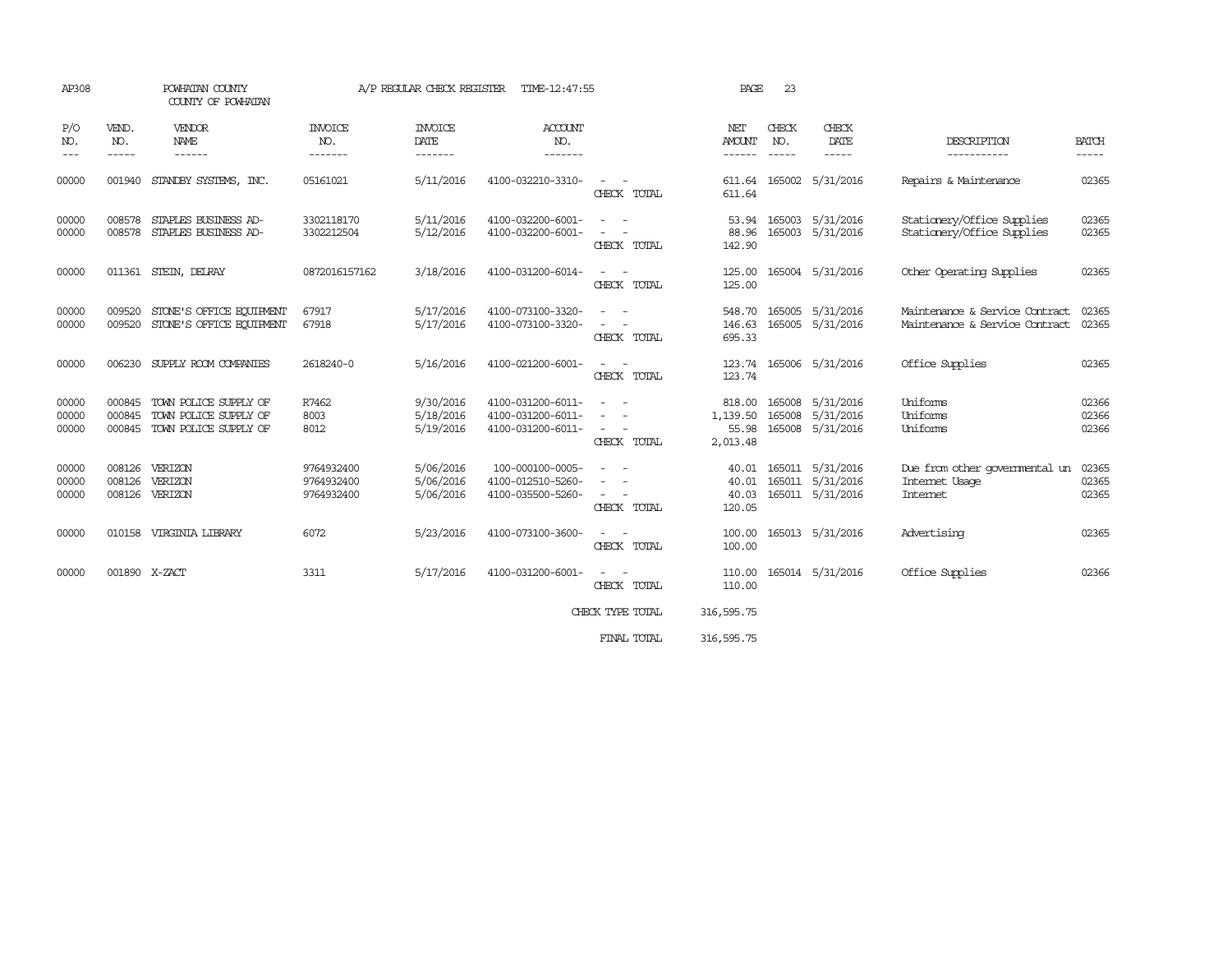AP308 POWHATAN COUNTY A/P REGULAR CHECK REGISTER TIME-12:47:55 PAGE 23

COUNTY OF POWHATAN

| P/O NO. | VEND. NO. | VENDOR NAME | INVOICE NO. | INVOICE DATE | ACCOUNT NO. | | NET AMOUNT | CHECK NO. | CHECK DATE | DESCRIPTION | BATCH |
|---|---|---|---|---|---|---|---|---|---|---|---|
| 00000 | 001940 | STANDBY SYSTEMS, INC. | 05161021 | 5/11/2016 | 4100-032210-3310- | - - | 611.64 | 165002 | 5/31/2016 | Repairs & Maintenance | 02365 |
| | | | | | | CHECK TOTAL | 611.64 | | | | |
| 00000 | 008578 | STAPLES BUSINESS AD- | 3302118170 | 5/11/2016 | 4100-032200-6001- | - - | 53.94 | 165003 | 5/31/2016 | Stationery/Office Supplies | 02365 |
| 00000 | 008578 | STAPLES BUSINESS AD- | 3302212504 | 5/12/2016 | 4100-032200-6001- | - - | 88.96 | 165003 | 5/31/2016 | Stationery/Office Supplies | 02365 |
| | | | | | | CHECK TOTAL | 142.90 | | | | |
| 00000 | 011361 | STEIN, DELRAY | 0872016157162 | 3/18/2016 | 4100-031200-6014- | - - | 125.00 | 165004 | 5/31/2016 | Other Operating Supplies | 02365 |
| | | | | | | CHECK TOTAL | 125.00 | | | | |
| 00000 | 009520 | STONE'S OFFICE EQUIPMENT | 67917 | 5/17/2016 | 4100-073100-3320- | - - | 548.70 | 165005 | 5/31/2016 | Maintenance & Service Contract | 02365 |
| 00000 | 009520 | STONE'S OFFICE EQUIPMENT | 67918 | 5/17/2016 | 4100-073100-3320- | - - | 146.63 | 165005 | 5/31/2016 | Maintenance & Service Contract | 02365 |
| | | | | | | CHECK TOTAL | 695.33 | | | | |
| 00000 | 006230 | SUPPLY ROOM COMPANIES | 2618240-0 | 5/16/2016 | 4100-021200-6001- | - - | 123.74 | 165006 | 5/31/2016 | Office Supplies | 02365 |
| | | | | | | CHECK TOTAL | 123.74 | | | | |
| 00000 | 000845 | TOWN POLICE SUPPLY OF | R7462 | 9/30/2016 | 4100-031200-6011- | - - | 818.00 | 165008 | 5/31/2016 | Uniforms | 02366 |
| 00000 | 000845 | TOWN POLICE SUPPLY OF | 8003 | 5/18/2016 | 4100-031200-6011- | - - | 1,139.50 | 165008 | 5/31/2016 | Uniforms | 02366 |
| 00000 | 000845 | TOWN POLICE SUPPLY OF | 8012 | 5/19/2016 | 4100-031200-6011- | - - | 55.98 | 165008 | 5/31/2016 | Uniforms | 02366 |
| | | | | | | CHECK TOTAL | 2,013.48 | | | | |
| 00000 | 008126 | VERIZON | 9764932400 | 5/06/2016 | 100-000100-0005- | - - | 40.01 | 165011 | 5/31/2016 | Due from other governmental un | 02365 |
| 00000 | 008126 | VERIZON | 9764932400 | 5/06/2016 | 4100-012510-5260- | - - | 40.01 | 165011 | 5/31/2016 | Internet Usage | 02365 |
| 00000 | 008126 | VERIZON | 9764932400 | 5/06/2016 | 4100-035500-5260- | - - | 40.03 | 165011 | 5/31/2016 | Internet | 02365 |
| | | | | | | CHECK TOTAL | 120.05 | | | | |
| 00000 | 010158 | VIRGINIA LIBRARY | 6072 | 5/23/2016 | 4100-073100-3600- | - - | 100.00 | 165013 | 5/31/2016 | Advertising | 02365 |
| | | | | | | CHECK TOTAL | 100.00 | | | | |
| 00000 | 001890 | X-ZACT | 3311 | 5/17/2016 | 4100-031200-6001- | - - | 110.00 | 165014 | 5/31/2016 | Office Supplies | 02366 |
| | | | | | | CHECK TOTAL | 110.00 | | | | |
| | | | | | | CHECK TYPE TOTAL | 316,595.75 | | | | |
| | | | | | | FINAL TOTAL | 316,595.75 | | | | |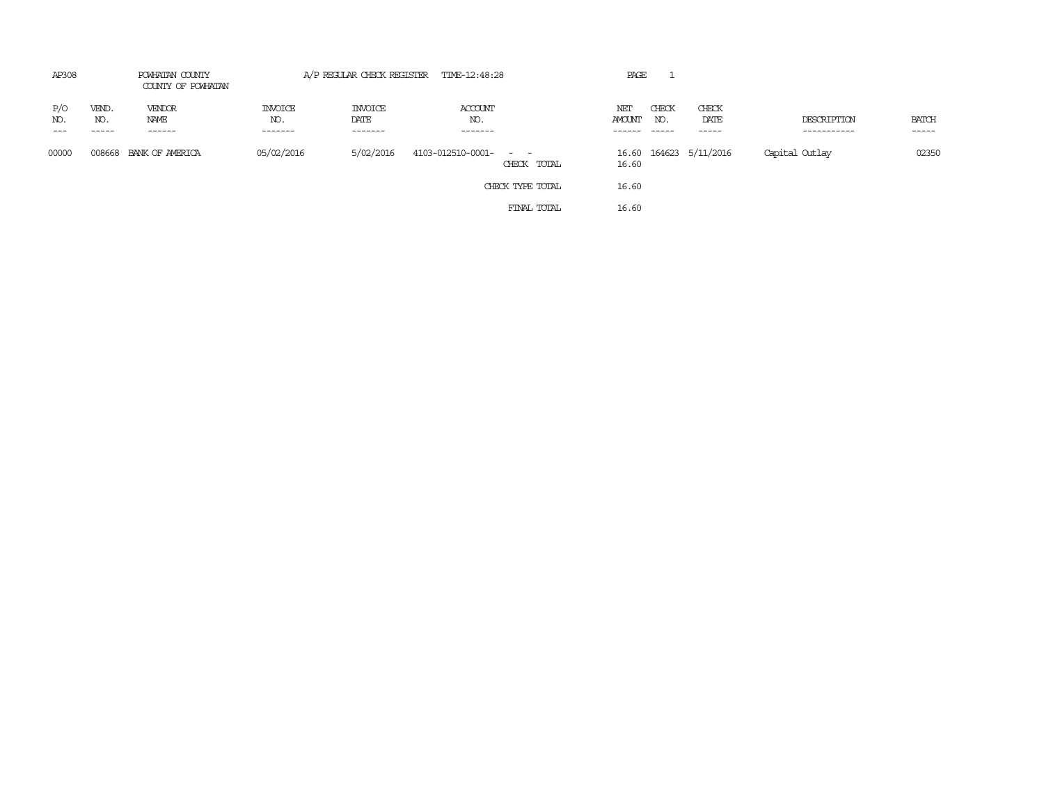AP308 POWHATAN COUNTY A/P REGULAR CHECK REGISTER TIME-12:48:28 PAGE 1

COUNTY OF POWHATAN

| P/O NO. | VEND. NO. | VENDOR NAME | INVOICE NO. | INVOICE DATE | ACCOUNT NO. | | NET AMOUNT | CHECK NO. | CHECK DATE | DESCRIPTION | BATCH |
|---|---|---|---|---|---|---|---|---|---|---|---|
| 00000 | 008668 | BANK OF AMERICA | 05/02/2016 | 5/02/2016 | 4103-012510-0001- | - - | 16.60 | 164623 | 5/11/2016 | Capital Outlay | 02350 |
| | | | | | | CHECK TOTAL | 16.60 | | | | |
| | | | | | | CHECK TYPE TOTAL | 16.60 | | | | |
| | | | | | | FINAL TOTAL | 16.60 | | | | |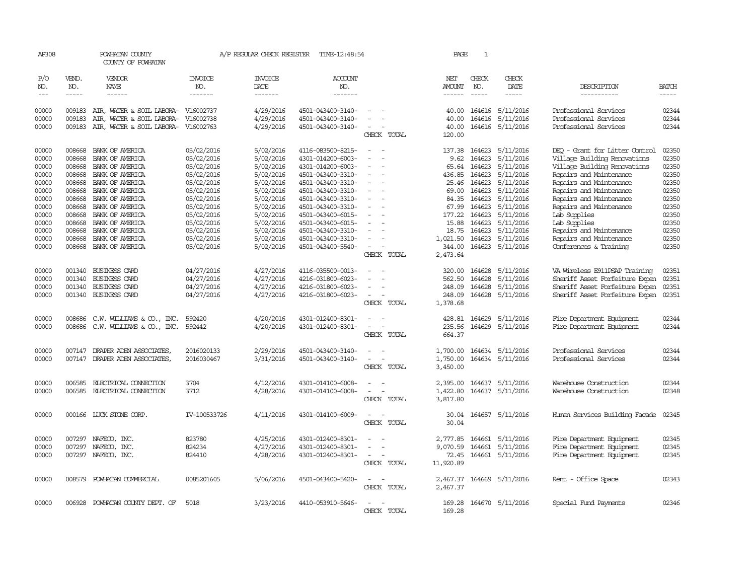AP308 POWHATAN COUNTY A/P REGULAR CHECK REGISTER TIME-12:48:54 PAGE 1

COUNTY OF POWHATAN

| P/O NO. | VEND. NO. | VENDOR NAME | INVOICE NO. | INVOICE DATE | ACCOUNT NO. | | NET AMOUNT | CHECK NO. | CHECK DATE | DESCRIPTION | BATCH |
|---|---|---|---|---|---|---|---|---|---|---|---|
| 00000 | 009183 | AIR, WATER & SOIL LABORA- | V16002737 | 4/29/2016 | 4501-043400-3140- | - - | 40.00 | 164616 | 5/11/2016 | Professional Services | 02344 |
| 00000 | 009183 | AIR, WATER & SOIL LABORA- | V16002738 | 4/29/2016 | 4501-043400-3140- | - - | 40.00 | 164616 | 5/11/2016 | Professional Services | 02344 |
| 00000 | 009183 | AIR, WATER & SOIL LABORA- | V16002763 | 4/29/2016 | 4501-043400-3140- | - - | 40.00 | 164616 | 5/11/2016 | Professional Services | 02344 |
| | | | | | | CHECK TOTAL | 120.00 | | | | |
| 00000 | 008668 | BANK OF AMERICA | 05/02/2016 | 5/02/2016 | 4116-083500-8215- | - - | 137.38 | 164623 | 5/11/2016 | DEQ - Grant for Litter Control | 02350 |
| 00000 | 008668 | BANK OF AMERICA | 05/02/2016 | 5/02/2016 | 4301-014200-6003- | - - | 9.62 | 164623 | 5/11/2016 | Village Building Renovations | 02350 |
| 00000 | 008668 | BANK OF AMERICA | 05/02/2016 | 5/02/2016 | 4301-014200-6003- | - - | 65.64 | 164623 | 5/11/2016 | Village Building Renovations | 02350 |
| 00000 | 008668 | BANK OF AMERICA | 05/02/2016 | 5/02/2016 | 4501-043400-3310- | - - | 436.85 | 164623 | 5/11/2016 | Repairs and Maintenance | 02350 |
| 00000 | 008668 | BANK OF AMERICA | 05/02/2016 | 5/02/2016 | 4501-043400-3310- | - - | 25.46 | 164623 | 5/11/2016 | Repairs and Maintenance | 02350 |
| 00000 | 008668 | BANK OF AMERICA | 05/02/2016 | 5/02/2016 | 4501-043400-3310- | - - | 69.00 | 164623 | 5/11/2016 | Repairs and Maintenance | 02350 |
| 00000 | 008668 | BANK OF AMERICA | 05/02/2016 | 5/02/2016 | 4501-043400-3310- | - - | 84.35 | 164623 | 5/11/2016 | Repairs and Maintenance | 02350 |
| 00000 | 008668 | BANK OF AMERICA | 05/02/2016 | 5/02/2016 | 4501-043400-3310- | - - | 67.99 | 164623 | 5/11/2016 | Repairs and Maintenance | 02350 |
| 00000 | 008668 | BANK OF AMERICA | 05/02/2016 | 5/02/2016 | 4501-043400-6015- | - - | 177.22 | 164623 | 5/11/2016 | Lab Supplies | 02350 |
| 00000 | 008668 | BANK OF AMERICA | 05/02/2016 | 5/02/2016 | 4501-043400-6015- | - - | 15.88 | 164623 | 5/11/2016 | Lab Supplies | 02350 |
| 00000 | 008668 | BANK OF AMERICA | 05/02/2016 | 5/02/2016 | 4501-043400-3310- | - - | 18.75 | 164623 | 5/11/2016 | Repairs and Maintenance | 02350 |
| 00000 | 008668 | BANK OF AMERICA | 05/02/2016 | 5/02/2016 | 4501-043400-3310- | - - | 1,021.50 | 164623 | 5/11/2016 | Repairs and Maintenance | 02350 |
| 00000 | 008668 | BANK OF AMERICA | 05/02/2016 | 5/02/2016 | 4501-043400-5540- | - - | 344.00 | 164623 | 5/11/2016 | Conferences & Training | 02350 |
| | | | | | | CHECK TOTAL | 2,473.64 | | | | |
| 00000 | 001340 | BUSINESS CARD | 04/27/2016 | 4/27/2016 | 4116-035500-0013- | - - | 320.00 | 164628 | 5/11/2016 | VA Wireless E911PSAP Training | 02351 |
| 00000 | 001340 | BUSINESS CARD | 04/27/2016 | 4/27/2016 | 4216-031800-6023- | - - | 562.50 | 164628 | 5/11/2016 | Sheriff Asset Forfeiture Expen | 02351 |
| 00000 | 001340 | BUSINESS CARD | 04/27/2016 | 4/27/2016 | 4216-031800-6023- | - - | 248.09 | 164628 | 5/11/2016 | Sheriff Asset Forfeiture Expen | 02351 |
| 00000 | 001340 | BUSINESS CARD | 04/27/2016 | 4/27/2016 | 4216-031800-6023- | - - | 248.09 | 164628 | 5/11/2016 | Sheriff Asset Forfeiture Expen | 02351 |
| | | | | | | CHECK TOTAL | 1,378.68 | | | | |
| 00000 | 008686 | C.W. WILLIAMS & CO., INC. | 592420 | 4/20/2016 | 4301-012400-8301- | - - | 428.81 | 164629 | 5/11/2016 | Fire Department Equipment | 02344 |
| 00000 | 008686 | C.W. WILLIAMS & CO., INC. | 592442 | 4/20/2016 | 4301-012400-8301- | - - | 235.56 | 164629 | 5/11/2016 | Fire Department Equipment | 02344 |
| | | | | | | CHECK TOTAL | 664.37 | | | | |
| 00000 | 007147 | DRAPER ADEN ASSOCIATES, | 2016020133 | 2/29/2016 | 4501-043400-3140- | - - | 1,700.00 | 164634 | 5/11/2016 | Professional Services | 02344 |
| 00000 | 007147 | DRAPER ADEN ASSOCIATES, | 2016030467 | 3/31/2016 | 4501-043400-3140- | - - | 1,750.00 | 164634 | 5/11/2016 | Professional Services | 02344 |
| | | | | | | CHECK TOTAL | 3,450.00 | | | | |
| 00000 | 006585 | ELECTRICAL CONNECTION | 3704 | 4/12/2016 | 4301-014100-6008- | - - | 2,395.00 | 164637 | 5/11/2016 | Warehouse Construction | 02344 |
| 00000 | 006585 | ELECTRICAL CONNECTION | 3712 | 4/28/2016 | 4301-014100-6008- | - - | 1,422.80 | 164637 | 5/11/2016 | Warehouse Construction | 02348 |
| | | | | | | CHECK TOTAL | 3,817.80 | | | | |
| 00000 | 000166 | LUCK STONE CORP. | IV-100533726 | 4/11/2016 | 4301-014100-6009- | - - | 30.04 | 164657 | 5/11/2016 | Human Services Building Facade | 02345 |
| | | | | | | CHECK TOTAL | 30.04 | | | | |
| 00000 | 007297 | NAFECO, INC. | 823780 | 4/25/2016 | 4301-012400-8301- | - - | 2,777.85 | 164661 | 5/11/2016 | Fire Department Equipment | 02345 |
| 00000 | 007297 | NAFECO, INC. | 824234 | 4/27/2016 | 4301-012400-8301- | - - | 9,070.59 | 164661 | 5/11/2016 | Fire Department Equipment | 02345 |
| 00000 | 007297 | NAFECO, INC. | 824410 | 4/28/2016 | 4301-012400-8301- | - - | 72.45 | 164661 | 5/11/2016 | Fire Department Equipment | 02345 |
| | | | | | | CHECK TOTAL | 11,920.89 | | | | |
| 00000 | 008579 | POWHATAN COMMERCIAL | 0085201605 | 5/06/2016 | 4501-043400-5420- | - - | 2,467.37 | 164669 | 5/11/2016 | Rent - Office Space | 02343 |
| | | | | | | CHECK TOTAL | 2,467.37 | | | | |
| 00000 | 006928 | POWHATAN COUNTY DEPT. OF | 5018 | 3/23/2016 | 4410-053910-5646- | - - | 169.28 | 164670 | 5/11/2016 | Special Fund Payments | 02346 |
| | | | | | | CHECK TOTAL | 169.28 | | | | |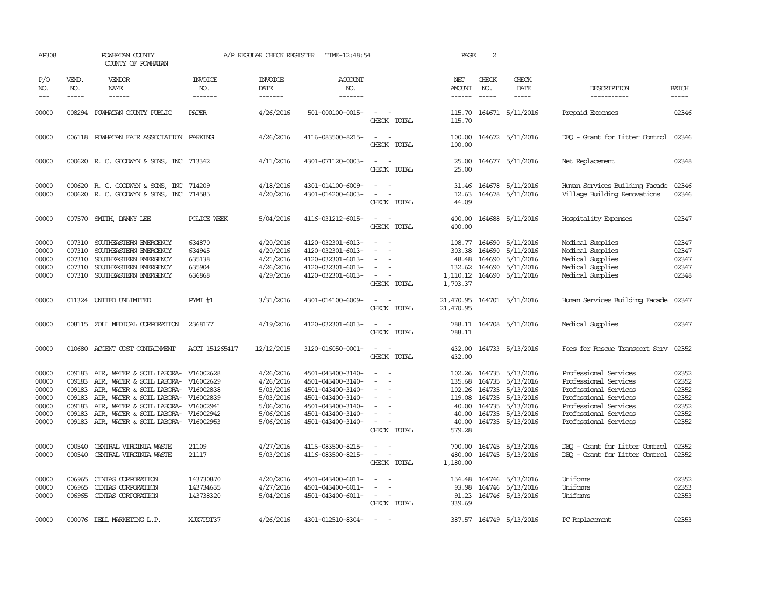AP308 POWHATAN COUNTY COUNTY OF POWHATAN A/P REGULAR CHECK REGISTER TIME-12:48:54 PAGE 2

| P/O NO. | VEND. NO. | VENDOR NAME | INVOICE NO. | INVOICE DATE | ACCOUNT NO. | | NET AMOUNT | CHECK NO. | CHECK DATE | DESCRIPTION | BATCH |
|---|---|---|---|---|---|---|---|---|---|---|---|
| 00000 | 008294 | POWHATAN COUNTY PUBLIC | PAPER | 4/26/2016 | 501-000100-0015- | - - | 115.70 | 164671 | 5/11/2016 | Prepaid Expenses | 02346 |
| | | | | | | CHECK TOTAL | 115.70 | | | | |
| 00000 | 006118 | POWHATAN FAIR ASSOCIATION | PARKING | 4/26/2016 | 4116-083500-8215- | - - | 100.00 | 164672 | 5/11/2016 | DEQ - Grant for Litter Control | 02346 |
| | | | | | | CHECK TOTAL | 100.00 | | | | |
| 00000 | 000620 | R. C. GOODWYN & SONS, INC | 713342 | 4/11/2016 | 4301-071120-0003- | - - | 25.00 | 164677 | 5/11/2016 | Net Replacement | 02348 |
| | | | | | | CHECK TOTAL | 25.00 | | | | |
| 00000 | 000620 | R. C. GOODWYN & SONS, INC | 714209 | 4/18/2016 | 4301-014100-6009- | - - | 31.46 | 164678 | 5/11/2016 | Human Services Building Facade | 02346 |
| 00000 | 000620 | R. C. GOODWYN & SONS, INC | 714585 | 4/20/2016 | 4301-014200-6003- | - - | 12.63 | 164678 | 5/11/2016 | Village Building Renovations | 02346 |
| | | | | | | CHECK TOTAL | 44.09 | | | | |
| 00000 | 007570 | SMITH, DANNY LEE | POLICE WEEK | 5/04/2016 | 4116-031212-6015- | - - | 400.00 | 164688 | 5/11/2016 | Hospitality Expenses | 02347 |
| | | | | | | CHECK TOTAL | 400.00 | | | | |
| 00000 | 007310 | SOUTHEASTERN EMERGENCY | 634870 | 4/20/2016 | 4120-032301-6013- | - - | 108.77 | 164690 | 5/11/2016 | Medical Supplies | 02347 |
| 00000 | 007310 | SOUTHEASTERN EMERGENCY | 634945 | 4/20/2016 | 4120-032301-6013- | - - | 303.38 | 164690 | 5/11/2016 | Medical Supplies | 02347 |
| 00000 | 007310 | SOUTHEASTERN EMERGENCY | 635138 | 4/21/2016 | 4120-032301-6013- | - - | 48.48 | 164690 | 5/11/2016 | Medical Supplies | 02347 |
| 00000 | 007310 | SOUTHEASTERN EMERGENCY | 635904 | 4/26/2016 | 4120-032301-6013- | - - | 132.62 | 164690 | 5/11/2016 | Medical Supplies | 02347 |
| 00000 | 007310 | SOUTHEASTERN EMERGENCY | 636868 | 4/29/2016 | 4120-032301-6013- | - - | 1,110.12 | 164690 | 5/11/2016 | Medical Supplies | 02348 |
| | | | | | | CHECK TOTAL | 1,703.37 | | | | |
| 00000 | 011324 | UNITED UNLIMITED | PYMT #1 | 3/31/2016 | 4301-014100-6009- | - - | 21,470.95 | 164701 | 5/11/2016 | Human Services Building Facade | 02347 |
| | | | | | | CHECK TOTAL | 21,470.95 | | | | |
| 00000 | 008115 | ZOLL MEDICAL CORPORATION | 2368177 | 4/19/2016 | 4120-032301-6013- | - - | 788.11 | 164708 | 5/11/2016 | Medical Supplies | 02347 |
| | | | | | | CHECK TOTAL | 788.11 | | | | |
| 00000 | 010680 | ACCENT COST CONTAINMENT | ACCT 151265417 | 12/12/2015 | 3120-016050-0001- | - - | 432.00 | 164733 | 5/13/2016 | Fees for Rescue Transport Serv | 02352 |
| | | | | | | CHECK TOTAL | 432.00 | | | | |
| 00000 | 009183 | AIR, WATER & SOIL LABORA- | V16002628 | 4/26/2016 | 4501-043400-3140- | - - | 102.26 | 164735 | 5/13/2016 | Professional Services | 02352 |
| 00000 | 009183 | AIR, WATER & SOIL LABORA- | V16002629 | 4/26/2016 | 4501-043400-3140- | - - | 135.68 | 164735 | 5/13/2016 | Professional Services | 02352 |
| 00000 | 009183 | AIR, WATER & SOIL LABORA- | V16002838 | 5/03/2016 | 4501-043400-3140- | - - | 102.26 | 164735 | 5/13/2016 | Professional Services | 02352 |
| 00000 | 009183 | AIR, WATER & SOIL LABORA- | V16002839 | 5/03/2016 | 4501-043400-3140- | - - | 119.08 | 164735 | 5/13/2016 | Professional Services | 02352 |
| 00000 | 009183 | AIR, WATER & SOIL LABORA- | V16002941 | 5/06/2016 | 4501-043400-3140- | - - | 40.00 | 164735 | 5/13/2016 | Professional Services | 02352 |
| 00000 | 009183 | AIR, WATER & SOIL LABORA- | V16002942 | 5/06/2016 | 4501-043400-3140- | - - | 40.00 | 164735 | 5/13/2016 | Professional Services | 02352 |
| 00000 | 009183 | AIR, WATER & SOIL LABORA- | V16002953 | 5/06/2016 | 4501-043400-3140- | - - | 40.00 | 164735 | 5/13/2016 | Professional Services | 02352 |
| | | | | | | CHECK TOTAL | 579.28 | | | | |
| 00000 | 000540 | CENTRAL VIRGINIA WASTE | 21109 | 4/27/2016 | 4116-083500-8215- | - - | 700.00 | 164745 | 5/13/2016 | DEQ - Grant for Litter Control | 02352 |
| 00000 | 000540 | CENTRAL VIRGINIA WASTE | 21117 | 5/03/2016 | 4116-083500-8215- | - - | 480.00 | 164745 | 5/13/2016 | DEQ - Grant for Litter Control | 02352 |
| | | | | | | CHECK TOTAL | 1,180.00 | | | | |
| 00000 | 006965 | CINTAS CORPORATION | 143730870 | 4/20/2016 | 4501-043400-6011- | - - | 154.48 | 164746 | 5/13/2016 | Uniforms | 02352 |
| 00000 | 006965 | CINTAS CORPORATION | 143734635 | 4/27/2016 | 4501-043400-6011- | - - | 93.98 | 164746 | 5/13/2016 | Uniforms | 02353 |
| 00000 | 006965 | CINTAS CORPORATION | 143738320 | 5/04/2016 | 4501-043400-6011- | - - | 91.23 | 164746 | 5/13/2016 | Uniforms | 02353 |
| | | | | | | CHECK TOTAL | 339.69 | | | | |
| 00000 | 000076 | DELL MARKETING L.P. | XJX7PDT37 | 4/26/2016 | 4301-012510-8304- | - - | 387.57 | 164749 | 5/13/2016 | PC Replacement | 02353 |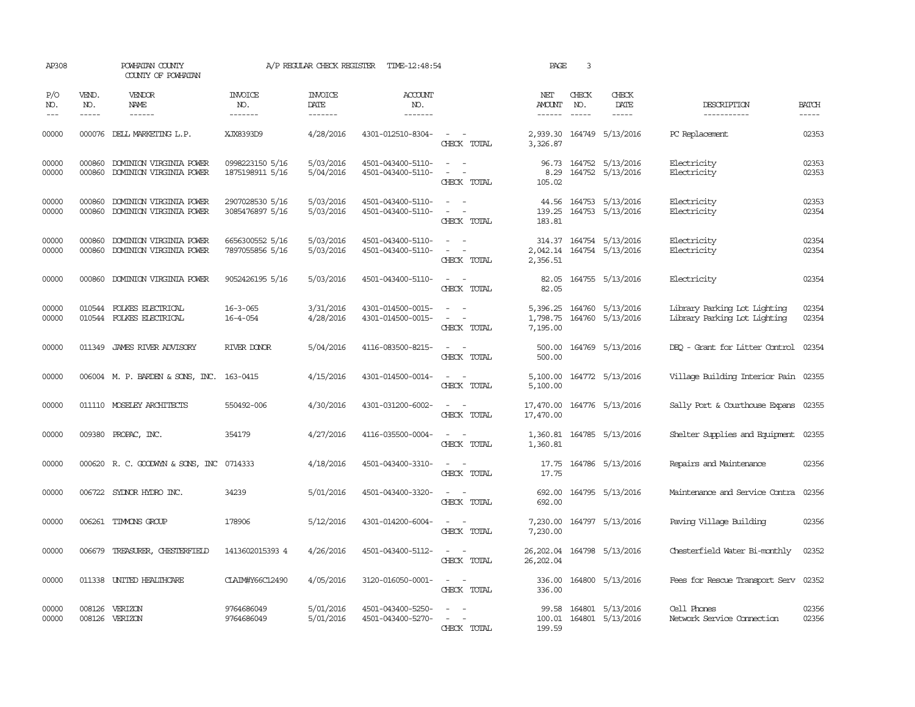AP308 POWHATAN COUNTY A/P REGULAR CHECK REGISTER TIME-12:48:54 PAGE 3

COUNTY OF POWHATAN

| P/O NO. | VEND. NO. | VENDOR NAME | INVOICE NO. | INVOICE DATE | ACCOUNT NO. | | NET AMOUNT | CHECK NO. | CHECK DATE | DESCRIPTION | BATCH |
|---|---|---|---|---|---|---|---|---|---|---|---|
| --- | ----- | ------ | ------- | ------- | ------- | | ------ | ----- | ----- | ----------- | ----- |
| 00000 | 000076 | DELL MARKETING L.P. | XJX8393D9 | 4/28/2016 | 4301-012510-8304- | - - | 2,939.30 | 164749 | 5/13/2016 | PC Replacement | 02353 |
| | | | | | | CHECK TOTAL | 3,326.87 | | | | |
| 00000 | 000860 | DOMINION VIRGINIA POWER | 0998223150 5/16 | 5/03/2016 | 4501-043400-5110- | - - | 96.73 | 164752 | 5/13/2016 | Electricity | 02353 |
| 00000 | 000860 | DOMINION VIRGINIA POWER | 1875198911 5/16 | 5/04/2016 | 4501-043400-5110- | - - | 8.29 | 164752 | 5/13/2016 | Electricity | 02353 |
| | | | | | | CHECK TOTAL | 105.02 | | | | |
| 00000 | 000860 | DOMINION VIRGINIA POWER | 2907028530 5/16 | 5/03/2016 | 4501-043400-5110- | - - | 44.56 | 164753 | 5/13/2016 | Electricity | 02353 |
| 00000 | 000860 | DOMINION VIRGINIA POWER | 3085476897 5/16 | 5/03/2016 | 4501-043400-5110- | - - | 139.25 | 164753 | 5/13/2016 | Electricity | 02354 |
| | | | | | | CHECK TOTAL | 183.81 | | | | |
| 00000 | 000860 | DOMINION VIRGINIA POWER | 6656300552 5/16 | 5/03/2016 | 4501-043400-5110- | - - | 314.37 | 164754 | 5/13/2016 | Electricity | 02354 |
| 00000 | 000860 | DOMINION VIRGINIA POWER | 7897055856 5/16 | 5/03/2016 | 4501-043400-5110- | - - | 2,042.14 | 164754 | 5/13/2016 | Electricity | 02354 |
| | | | | | | CHECK TOTAL | 2,356.51 | | | | |
| 00000 | 000860 | DOMINION VIRGINIA POWER | 9052426195 5/16 | 5/03/2016 | 4501-043400-5110- | - - | 82.05 | 164755 | 5/13/2016 | Electricity | 02354 |
| | | | | | | CHECK TOTAL | 82.05 | | | | |
| 00000 | 010544 | FOLKES ELECTRICAL | 16-3-065 | 3/31/2016 | 4301-014500-0015- | - - | 5,396.25 | 164760 | 5/13/2016 | Library Parking Lot Lighting | 02354 |
| 00000 | 010544 | FOLKES ELECTRICAL | 16-4-054 | 4/28/2016 | 4301-014500-0015- | - - | 1,798.75 | 164760 | 5/13/2016 | Library Parking Lot Lighting | 02354 |
| | | | | | | CHECK TOTAL | 7,195.00 | | | | |
| 00000 | 011349 | JAMES RIVER ADVISORY | RIVER DONOR | 5/04/2016 | 4116-083500-8215- | - - | 500.00 | 164769 | 5/13/2016 | DEQ - Grant for Litter Control | 02354 |
| | | | | | | CHECK TOTAL | 500.00 | | | | |
| 00000 | 006004 | M. P. BARDEN & SONS, INC. | 163-0415 | 4/15/2016 | 4301-014500-0014- | - - | 5,100.00 | 164772 | 5/13/2016 | Village Building Interior Pain | 02355 |
| | | | | | | CHECK TOTAL | 5,100.00 | | | | |
| 00000 | 011110 | MOSELEY ARCHITECTS | 550492-006 | 4/30/2016 | 4301-031200-6002- | - - | 17,470.00 | 164776 | 5/13/2016 | Sally Port & Courthouse Expans | 02355 |
| | | | | | | CHECK TOTAL | 17,470.00 | | | | |
| 00000 | 009380 | PROPAC, INC. | 354179 | 4/27/2016 | 4116-035500-0004- | - - | 1,360.81 | 164785 | 5/13/2016 | Shelter Supplies and Equipment | 02355 |
| | | | | | | CHECK TOTAL | 1,360.81 | | | | |
| 00000 | 000620 | R. C. GOODWYN & SONS, INC | 0714333 | 4/18/2016 | 4501-043400-3310- | - - | 17.75 | 164786 | 5/13/2016 | Repairs and Maintenance | 02356 |
| | | | | | | CHECK TOTAL | 17.75 | | | | |
| 00000 | 006722 | SYDNOR HYDRO INC. | 34239 | 5/01/2016 | 4501-043400-3320- | - - | 692.00 | 164795 | 5/13/2016 | Maintenance and Service Contra | 02356 |
| | | | | | | CHECK TOTAL | 692.00 | | | | |
| 00000 | 006261 | TIMMONS GROUP | 178906 | 5/12/2016 | 4301-014200-6004- | - - | 7,230.00 | 164797 | 5/13/2016 | Paving Village Building | 02356 |
| | | | | | | CHECK TOTAL | 7,230.00 | | | | |
| 00000 | 006679 | TREASURER, CHESTERFIELD | 1413602015393 4 | 4/26/2016 | 4501-043400-5112- | - - | 26,202.04 | 164798 | 5/13/2016 | Chesterfield Water Bi-monthly | 02352 |
| | | | | | | CHECK TOTAL | 26,202.04 | | | | |
| 00000 | 011338 | UNITED HEALTHCARE | CLAIM#Y66C12490 | 4/05/2016 | 3120-016050-0001- | - - | 336.00 | 164800 | 5/13/2016 | Fees for Rescue Transport Serv | 02352 |
| | | | | | | CHECK TOTAL | 336.00 | | | | |
| 00000 | 008126 | VERIZON | 9764686049 | 5/01/2016 | 4501-043400-5250- | - - | 99.58 | 164801 | 5/13/2016 | Cell Phones | 02356 |
| 00000 | 008126 | VERIZON | 9764686049 | 5/01/2016 | 4501-043400-5270- | - - | 100.01 | 164801 | 5/13/2016 | Network Service Connection | 02356 |
| | | | | | | CHECK TOTAL | 199.59 | | | | |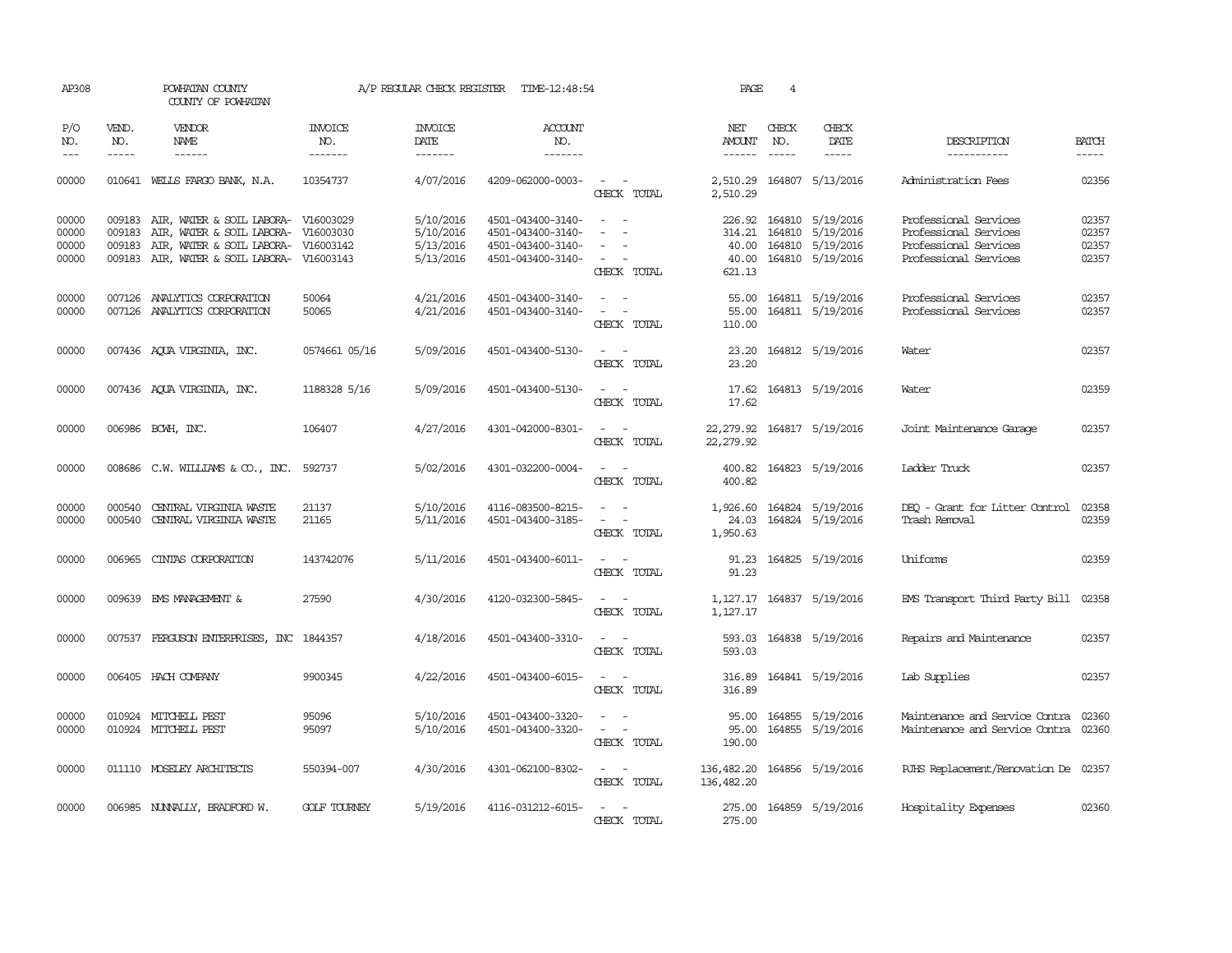AP308 POWHATAN COUNTY A/P REGULAR CHECK REGISTER TIME-12:48:54 PAGE 4

COUNTY OF POWHATAN

| P/O NO. | VEND. NO. | VENDOR NAME | INVOICE NO. | INVOICE DATE | ACCOUNT NO. | | NET AMOUNT | CHECK NO. | CHECK DATE | DESCRIPTION | BATCH |
|---|---|---|---|---|---|---|---|---|---|---|---|
| 00000 | 010641 | WELLS FARGO BANK, N.A. | 10354737 | 4/07/2016 | 4209-062000-0003- | - - | 2,510.29 | 164807 | 5/13/2016 | Administration Fees | 02356 |
| | | | | | | CHECK TOTAL | 2,510.29 | | | | |
| 00000 | 009183 | AIR, WATER & SOIL LABORA- | V16003029 | 5/10/2016 | 4501-043400-3140- | - - | 226.92 | 164810 | 5/19/2016 | Professional Services | 02357 |
| 00000 | 009183 | AIR, WATER & SOIL LABORA- | V16003030 | 5/10/2016 | 4501-043400-3140- | - - | 314.21 | 164810 | 5/19/2016 | Professional Services | 02357 |
| 00000 | 009183 | AIR, WATER & SOIL LABORA- | V16003142 | 5/13/2016 | 4501-043400-3140- | - - | 40.00 | 164810 | 5/19/2016 | Professional Services | 02357 |
| 00000 | 009183 | AIR, WATER & SOIL LABORA- | V16003143 | 5/13/2016 | 4501-043400-3140- | - - | 40.00 | 164810 | 5/19/2016 | Professional Services | 02357 |
| | | | | | | CHECK TOTAL | 621.13 | | | | |
| 00000 | 007126 | ANALYTICS CORPORATION | 50064 | 4/21/2016 | 4501-043400-3140- | - - | 55.00 | 164811 | 5/19/2016 | Professional Services | 02357 |
| 00000 | 007126 | ANALYTICS CORPORATION | 50065 | 4/21/2016 | 4501-043400-3140- | - - | 55.00 | 164811 | 5/19/2016 | Professional Services | 02357 |
| | | | | | | CHECK TOTAL | 110.00 | | | | |
| 00000 | 007436 | AQUA VIRGINIA, INC. | 0574661 05/16 | 5/09/2016 | 4501-043400-5130- | - - | 23.20 | 164812 | 5/19/2016 | Water | 02357 |
| | | | | | | CHECK TOTAL | 23.20 | | | | |
| 00000 | 007436 | AQUA VIRGINIA, INC. | 1188328 5/16 | 5/09/2016 | 4501-043400-5130- | - - | 17.62 | 164813 | 5/19/2016 | Water | 02359 |
| | | | | | | CHECK TOTAL | 17.62 | | | | |
| 00000 | 006986 | BCWH, INC. | 106407 | 4/27/2016 | 4301-042000-8301- | - - | 22,279.92 | 164817 | 5/19/2016 | Joint Maintenance Garage | 02357 |
| | | | | | | CHECK TOTAL | 22,279.92 | | | | |
| 00000 | 008686 | C.W. WILLIAMS & CO., INC. | 592737 | 5/02/2016 | 4301-032200-0004- | - - | 400.82 | 164823 | 5/19/2016 | Ladder Truck | 02357 |
| | | | | | | CHECK TOTAL | 400.82 | | | | |
| 00000 | 000540 | CENTRAL VIRGINIA WASTE | 21137 | 5/10/2016 | 4116-083500-8215- | - - | 1,926.60 | 164824 | 5/19/2016 | DEQ - Grant for Litter Control | 02358 |
| 00000 | 000540 | CENTRAL VIRGINIA WASTE | 21165 | 5/11/2016 | 4501-043400-3185- | - - | 24.03 | 164824 | 5/19/2016 | Trash Removal | 02359 |
| | | | | | | CHECK TOTAL | 1,950.63 | | | | |
| 00000 | 006965 | CINTAS CORPORATION | 143742076 | 5/11/2016 | 4501-043400-6011- | - - | 91.23 | 164825 | 5/19/2016 | Uniforms | 02359 |
| | | | | | | CHECK TOTAL | 91.23 | | | | |
| 00000 | 009639 | EMS MANAGEMENT & | 27590 | 4/30/2016 | 4120-032300-5845- | - - | 1,127.17 | 164837 | 5/19/2016 | EMS Transport Third Party Bill | 02358 |
| | | | | | | CHECK TOTAL | 1,127.17 | | | | |
| 00000 | 007537 | FERGUSON ENTERPRISES, INC | 1844357 | 4/18/2016 | 4501-043400-3310- | - - | 593.03 | 164838 | 5/19/2016 | Repairs and Maintenance | 02357 |
| | | | | | | CHECK TOTAL | 593.03 | | | | |
| 00000 | 006405 | HACH COMPANY | 9900345 | 4/22/2016 | 4501-043400-6015- | - - | 316.89 | 164841 | 5/19/2016 | Lab Supplies | 02357 |
| | | | | | | CHECK TOTAL | 316.89 | | | | |
| 00000 | 010924 | MITCHELL PEST | 95096 | 5/10/2016 | 4501-043400-3320- | - - | 95.00 | 164855 | 5/19/2016 | Maintenance and Service Contra | 02360 |
| 00000 | 010924 | MITCHELL PEST | 95097 | 5/10/2016 | 4501-043400-3320- | - - | 95.00 | 164855 | 5/19/2016 | Maintenance and Service Contra | 02360 |
| | | | | | | CHECK TOTAL | 190.00 | | | | |
| 00000 | 011110 | MOSELEY ARCHITECTS | 550394-007 | 4/30/2016 | 4301-062100-8302- | - - | 136,482.20 | 164856 | 5/19/2016 | PJHS Replacement/Renovation De | 02357 |
| | | | | | | CHECK TOTAL | 136,482.20 | | | | |
| 00000 | 006985 | NUNNALLY, BRADFORD W. | GOLF TOURNEY | 5/19/2016 | 4116-031212-6015- | - - | 275.00 | 164859 | 5/19/2016 | Hospitality Expenses | 02360 |
| | | | | | | CHECK TOTAL | 275.00 | | | | |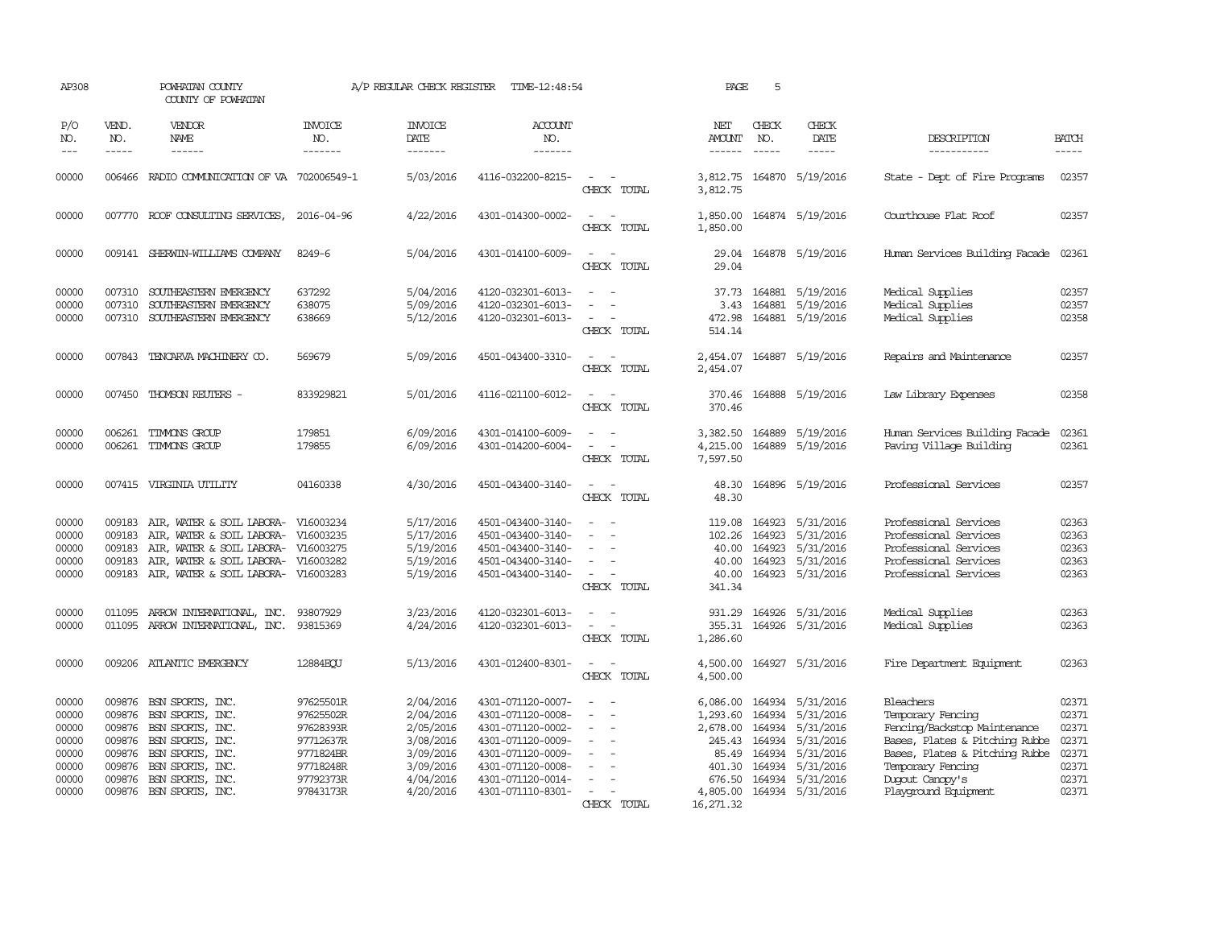AP308 POWHATAN COUNTY A/P REGULAR CHECK REGISTER TIME-12:48:54 PAGE 5

COUNTY OF POWHATAN

| P/O NO. | VEND. NO. | VENDOR NAME | INVOICE NO. | INVOICE DATE | ACCOUNT NO. | | NET AMOUNT | CHECK NO. | CHECK DATE | DESCRIPTION | BATCH |
|---|---|---|---|---|---|---|---|---|---|---|---|
| 00000 | 006466 | RADIO COMMUNICATION OF VA | 702006549-1 | 5/03/2016 | 4116-032200-8215- | - - | 3,812.75 | 164870 | 5/19/2016 | State - Dept of Fire Programs | 02357 |
| | | | | | | CHECK TOTAL | 3,812.75 | | | | |
| 00000 | 007770 | ROOF CONSULTING SERVICES, | 2016-04-96 | 4/22/2016 | 4301-014300-0002- | - - | 1,850.00 | 164874 | 5/19/2016 | Courthouse Flat Roof | 02357 |
| | | | | | | CHECK TOTAL | 1,850.00 | | | | |
| 00000 | 009141 | SHERWIN-WILLIAMS COMPANY | 8249-6 | 5/04/2016 | 4301-014100-6009- | - - | 29.04 | 164878 | 5/19/2016 | Human Services Building Facade | 02361 |
| | | | | | | CHECK TOTAL | 29.04 | | | | |
| 00000 | 007310 | SOUTHEASTERN EMERGENCY | 637292 | 5/04/2016 | 4120-032301-6013- | - - | 37.73 | 164881 | 5/19/2016 | Medical Supplies | 02357 |
| 00000 | 007310 | SOUTHEASTERN EMERGENCY | 638075 | 5/09/2016 | 4120-032301-6013- | - - | 3.43 | 164881 | 5/19/2016 | Medical Supplies | 02357 |
| 00000 | 007310 | SOUTHEASTERN EMERGENCY | 638669 | 5/12/2016 | 4120-032301-6013- | - - | 472.98 | 164881 | 5/19/2016 | Medical Supplies | 02358 |
| | | | | | | CHECK TOTAL | 514.14 | | | | |
| 00000 | 007843 | TENCARVA MACHINERY CO. | 569679 | 5/09/2016 | 4501-043400-3310- | - - | 2,454.07 | 164887 | 5/19/2016 | Repairs and Maintenance | 02357 |
| | | | | | | CHECK TOTAL | 2,454.07 | | | | |
| 00000 | 007450 | THOMSON REUTERS - | 833929821 | 5/01/2016 | 4116-021100-6012- | - - | 370.46 | 164888 | 5/19/2016 | Law Library Expenses | 02358 |
| | | | | | | CHECK TOTAL | 370.46 | | | | |
| 00000 | 006261 | TIMMONS GROUP | 179851 | 6/09/2016 | 4301-014100-6009- | - - | 3,382.50 | 164889 | 5/19/2016 | Human Services Building Facade | 02361 |
| 00000 | 006261 | TIMMONS GROUP | 179855 | 6/09/2016 | 4301-014200-6004- | - - | 4,215.00 | 164889 | 5/19/2016 | Paving Village Building | 02361 |
| | | | | | | CHECK TOTAL | 7,597.50 | | | | |
| 00000 | 007415 | VIRGINIA UTILITY | 04160338 | 4/30/2016 | 4501-043400-3140- | - - | 48.30 | 164896 | 5/19/2016 | Professional Services | 02357 |
| | | | | | | CHECK TOTAL | 48.30 | | | | |
| 00000 | 009183 | AIR, WATER & SOIL LABORA- | V16003234 | 5/17/2016 | 4501-043400-3140- | - - | 119.08 | 164923 | 5/31/2016 | Professional Services | 02363 |
| 00000 | 009183 | AIR, WATER & SOIL LABORA- | V16003235 | 5/17/2016 | 4501-043400-3140- | - - | 102.26 | 164923 | 5/31/2016 | Professional Services | 02363 |
| 00000 | 009183 | AIR, WATER & SOIL LABORA- | V16003275 | 5/19/2016 | 4501-043400-3140- | - - | 40.00 | 164923 | 5/31/2016 | Professional Services | 02363 |
| 00000 | 009183 | AIR, WATER & SOIL LABORA- | V16003282 | 5/19/2016 | 4501-043400-3140- | - - | 40.00 | 164923 | 5/31/2016 | Professional Services | 02363 |
| 00000 | 009183 | AIR, WATER & SOIL LABORA- | V16003283 | 5/19/2016 | 4501-043400-3140- | - - | 40.00 | 164923 | 5/31/2016 | Professional Services | 02363 |
| | | | | | | CHECK TOTAL | 341.34 | | | | |
| 00000 | 011095 | ARROW INTERNATIONAL, INC. | 93807929 | 3/23/2016 | 4120-032301-6013- | - - | 931.29 | 164926 | 5/31/2016 | Medical Supplies | 02363 |
| 00000 | 011095 | ARROW INTERNATIONAL, INC. | 93815369 | 4/24/2016 | 4120-032301-6013- | - - | 355.31 | 164926 | 5/31/2016 | Medical Supplies | 02363 |
| | | | | | | CHECK TOTAL | 1,286.60 | | | | |
| 00000 | 009206 | ATLANTIC EMERGENCY | 12884EQU | 5/13/2016 | 4301-012400-8301- | - - | 4,500.00 | 164927 | 5/31/2016 | Fire Department Equipment | 02363 |
| | | | | | | CHECK TOTAL | 4,500.00 | | | | |
| 00000 | 009876 | BSN SPORTS, INC. | 97625501R | 2/04/2016 | 4301-071120-0007- | - - | 6,086.00 | 164934 | 5/31/2016 | Bleachers | 02371 |
| 00000 | 009876 | BSN SPORTS, INC. | 97625502R | 2/04/2016 | 4301-071120-0008- | - - | 1,293.60 | 164934 | 5/31/2016 | Temporary Fencing | 02371 |
| 00000 | 009876 | BSN SPORTS, INC. | 97628393R | 2/05/2016 | 4301-071120-0002- | - - | 2,678.00 | 164934 | 5/31/2016 | Fencing/Backstop Maintenance | 02371 |
| 00000 | 009876 | BSN SPORTS, INC. | 97712637R | 3/08/2016 | 4301-071120-0009- | - - | 245.43 | 164934 | 5/31/2016 | Bases, Plates & Pitching Rubbe | 02371 |
| 00000 | 009876 | BSN SPORTS, INC. | 9771824BR | 3/09/2016 | 4301-071120-0009- | - - | 85.49 | 164934 | 5/31/2016 | Bases, Plates & Pitching Rubbe | 02371 |
| 00000 | 009876 | BSN SPORTS, INC. | 97718248R | 3/09/2016 | 4301-071120-0008- | - - | 401.30 | 164934 | 5/31/2016 | Temporary Fencing | 02371 |
| 00000 | 009876 | BSN SPORTS, INC. | 97792373R | 4/04/2016 | 4301-071120-0014- | - - | 676.50 | 164934 | 5/31/2016 | Dugout Canopy's | 02371 |
| 00000 | 009876 | BSN SPORTS, INC. | 97843173R | 4/20/2016 | 4301-071110-8301- | - - | 4,805.00 | 164934 | 5/31/2016 | Playground Equipment | 02371 |
| | | | | | | CHECK TOTAL | 16,271.32 | | | | |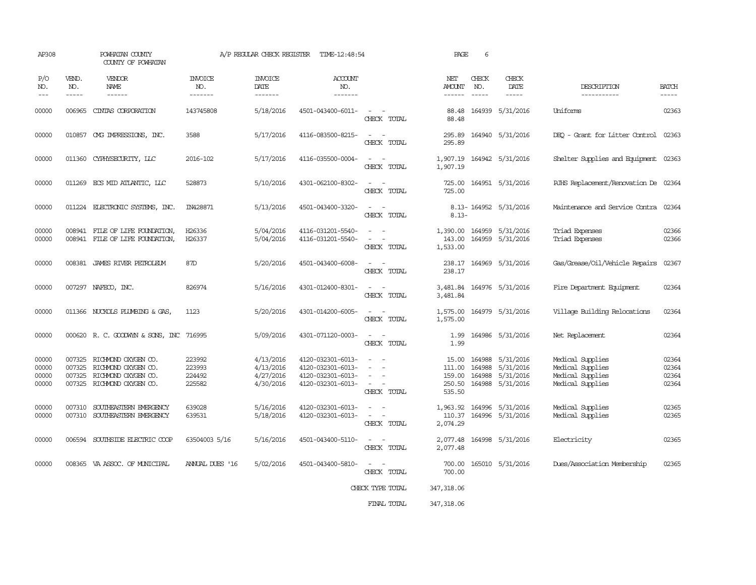AP308 POWHATAN COUNTY A/P REGULAR CHECK REGISTER TIME-12:48:54 PAGE 6

COUNTY OF POWHATAN

| P/O NO. | VEND. NO. | VENDOR NAME | INVOICE NO. | INVOICE DATE | ACCOUNT NO. | | NET AMOUNT | CHECK NO. | CHECK DATE | DESCRIPTION | BATCH |
|---|---|---|---|---|---|---|---|---|---|---|---|
| 00000 | 006965 | CINTAS CORPORATION | 143745808 | 5/18/2016 | 4501-043400-6011- | - - | 88.48 | 164939 | 5/31/2016 | Uniforms | 02363 |
| | | | | | | CHECK TOTAL | 88.48 | | | | |
| 00000 | 010857 | CMG IMPRESSIONS, INC. | 3588 | 5/17/2016 | 4116-083500-8215- | - - | 295.89 | 164940 | 5/31/2016 | DEQ - Grant for Litter Control | 02363 |
| | | | | | | CHECK TOTAL | 295.89 | | | | |
| 00000 | 011360 | CYPHYSECURITY, LLC | 2016-102 | 5/17/2016 | 4116-035500-0004- | - - | 1,907.19 | 164942 | 5/31/2016 | Shelter Supplies and Equipment | 02363 |
| | | | | | | CHECK TOTAL | 1,907.19 | | | | |
| 00000 | 011269 | ECS MID ATLANTIC, LLC | 528873 | 5/10/2016 | 4301-062100-8302- | - - | 725.00 | 164951 | 5/31/2016 | PJHS Replacement/Renovation De | 02364 |
| | | | | | | CHECK TOTAL | 725.00 | | | | |
| 00000 | 011224 | ELECTRONIC SYSTEMS, INC. | IN428871 | 5/13/2016 | 4501-043400-3320- | - - | 8.13- | 164952 | 5/31/2016 | Maintenance and Service Contra | 02364 |
| | | | | | | CHECK TOTAL | 8.13- | | | | |
| 00000 | 008941 | FILE OF LIFE FOUNDATION, | H26336 | 5/04/2016 | 4116-031201-5540- | - - | 1,390.00 | 164959 | 5/31/2016 | Triad Expenses | 02366 |
| 00000 | 008941 | FILE OF LIFE FOUNDATION, | H26337 | 5/04/2016 | 4116-031201-5540- | - - | 143.00 | 164959 | 5/31/2016 | Triad Expenses | 02366 |
| | | | | | | CHECK TOTAL | 1,533.00 | | | | |
| 00000 | 008381 | JAMES RIVER PETROLEUM | 87D | 5/20/2016 | 4501-043400-6008- | - - | 238.17 | 164969 | 5/31/2016 | Gas/Grease/Oil/Vehicle Repairs | 02367 |
| | | | | | | CHECK TOTAL | 238.17 | | | | |
| 00000 | 007297 | NAFECO, INC. | 826974 | 5/16/2016 | 4301-012400-8301- | - - | 3,481.84 | 164976 | 5/31/2016 | Fire Department Equipment | 02364 |
| | | | | | | CHECK TOTAL | 3,481.84 | | | | |
| 00000 | 011366 | NUCKOLS PLUMBING & GAS, | 1123 | 5/20/2016 | 4301-014200-6005- | - - | 1,575.00 | 164979 | 5/31/2016 | Village Building Relocations | 02364 |
| | | | | | | CHECK TOTAL | 1,575.00 | | | | |
| 00000 | 000620 | R. C. GOODWYN & SONS, INC | 716995 | 5/09/2016 | 4301-071120-0003- | - - | 1.99 | 164986 | 5/31/2016 | Net Replacement | 02364 |
| | | | | | | CHECK TOTAL | 1.99 | | | | |
| 00000 | 007325 | RICHMOND OXYGEN CO. | 223992 | 4/13/2016 | 4120-032301-6013- | - - | 15.00 | 164988 | 5/31/2016 | Medical Supplies | 02364 |
| 00000 | 007325 | RICHMOND OXYGEN CO. | 223993 | 4/13/2016 | 4120-032301-6013- | - - | 111.00 | 164988 | 5/31/2016 | Medical Supplies | 02364 |
| 00000 | 007325 | RICHMOND OXYGEN CO. | 224492 | 4/27/2016 | 4120-032301-6013- | - - | 159.00 | 164988 | 5/31/2016 | Medical Supplies | 02364 |
| 00000 | 007325 | RICHMOND OXYGEN CO. | 225582 | 4/30/2016 | 4120-032301-6013- | - - | 250.50 | 164988 | 5/31/2016 | Medical Supplies | 02364 |
| | | | | | | CHECK TOTAL | 535.50 | | | | |
| 00000 | 007310 | SOUTHEASTERN EMERGENCY | 639028 | 5/16/2016 | 4120-032301-6013- | - - | 1,963.92 | 164996 | 5/31/2016 | Medical Supplies | 02365 |
| 00000 | 007310 | SOUTHEASTERN EMERGENCY | 639531 | 5/18/2016 | 4120-032301-6013- | - - | 110.37 | 164996 | 5/31/2016 | Medical Supplies | 02365 |
| | | | | | | CHECK TOTAL | 2,074.29 | | | | |
| 00000 | 006594 | SOUTHSIDE ELECTRIC COOP | 63504003 5/16 | 5/16/2016 | 4501-043400-5110- | - - | 2,077.48 | 164998 | 5/31/2016 | Electricity | 02365 |
| | | | | | | CHECK TOTAL | 2,077.48 | | | | |
| 00000 | 008365 | VA ASSOC. OF MUNICIPAL | ANNUAL DUES '16 | 5/02/2016 | 4501-043400-5810- | - - | 700.00 | 165010 | 5/31/2016 | Dues/Association Membership | 02365 |
| | | | | | | CHECK TOTAL | 700.00 | | | | |
| | | | | | | CHECK TYPE TOTAL | 347,318.06 | | | | |
| | | | | | | FINAL TOTAL | 347,318.06 | | | | |